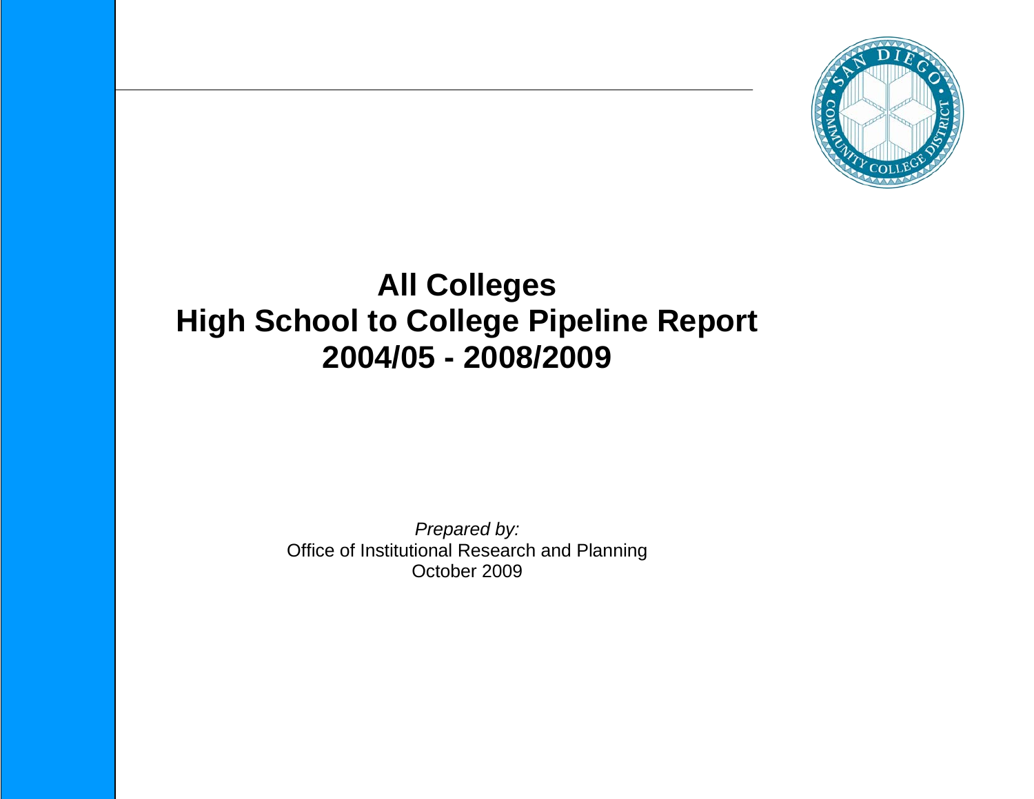# All Colleges
# High School to College Pipeline Report
# 2004/05 - 2008/2009

*Prepared by:*
Office of Institutional Research and Planning
October 2009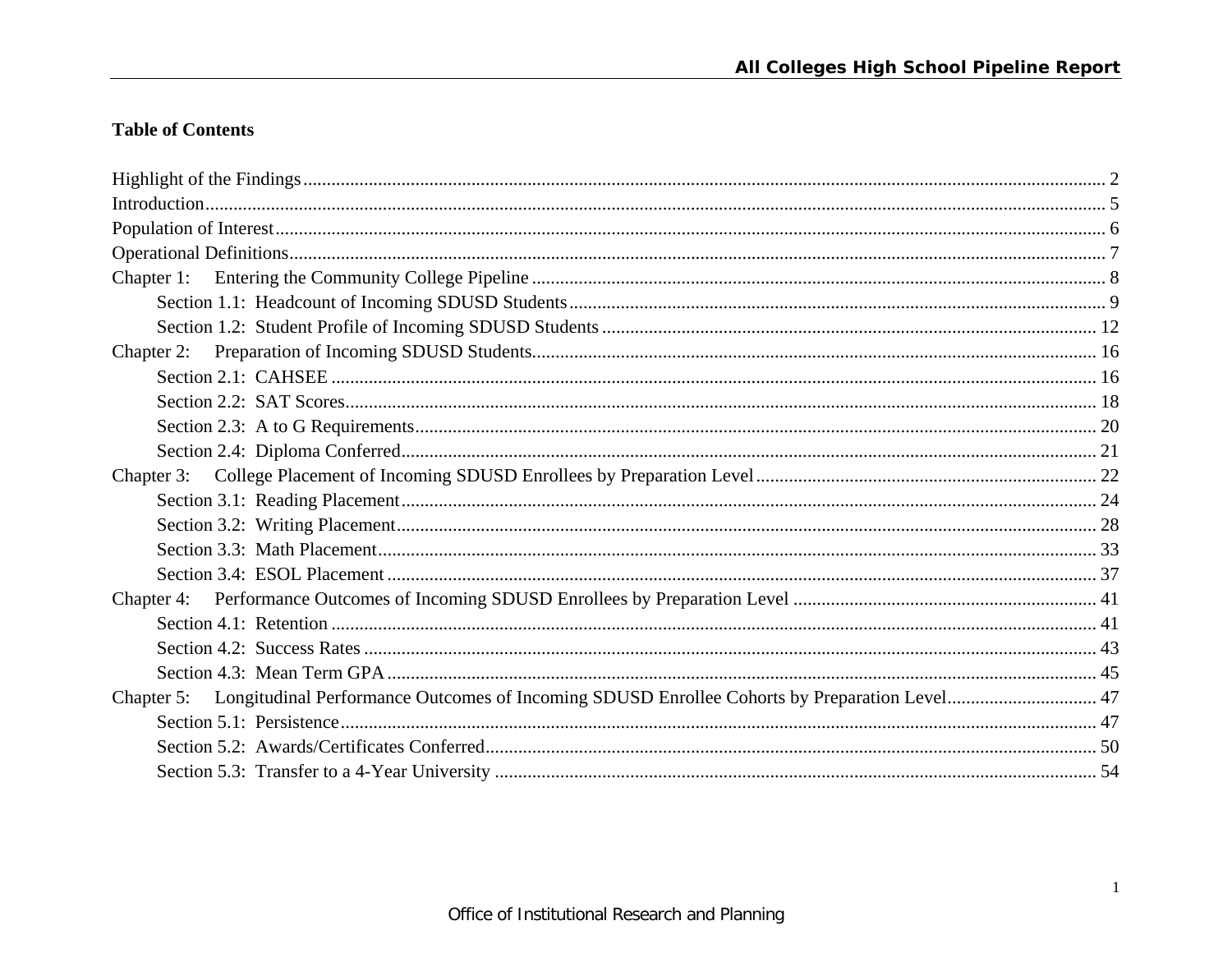## Table of Contents

Highlight of the Findings ........ 2
Introduction ........ 5
Population of Interest ........ 6
Operational Definitions ........ 7
Chapter 1: Entering the Community College Pipeline ........ 8
  Section 1.1: Headcount of Incoming SDUSD Students ........ 9
  Section 1.2: Student Profile of Incoming SDUSD Students ........ 12
Chapter 2: Preparation of Incoming SDUSD Students ........ 16
  Section 2.1: CAHSEE ........ 16
  Section 2.2: SAT Scores ........ 18
  Section 2.3: A to G Requirements ........ 20
  Section 2.4: Diploma Conferred ........ 21
Chapter 3: College Placement of Incoming SDUSD Enrollees by Preparation Level ........ 22
  Section 3.1: Reading Placement ........ 24
  Section 3.2: Writing Placement ........ 28
  Section 3.3: Math Placement ........ 33
  Section 3.4: ESOL Placement ........ 37
Chapter 4: Performance Outcomes of Incoming SDUSD Enrollees by Preparation Level ........ 41
  Section 4.1: Retention ........ 41
  Section 4.2: Success Rates ........ 43
  Section 4.3: Mean Term GPA ........ 45
Chapter 5: Longitudinal Performance Outcomes of Incoming SDUSD Enrollee Cohorts by Preparation Level ........ 47
  Section 5.1: Persistence ........ 47
  Section 5.2: Awards/Certificates Conferred ........ 50
  Section 5.3: Transfer to a 4-Year University ........ 54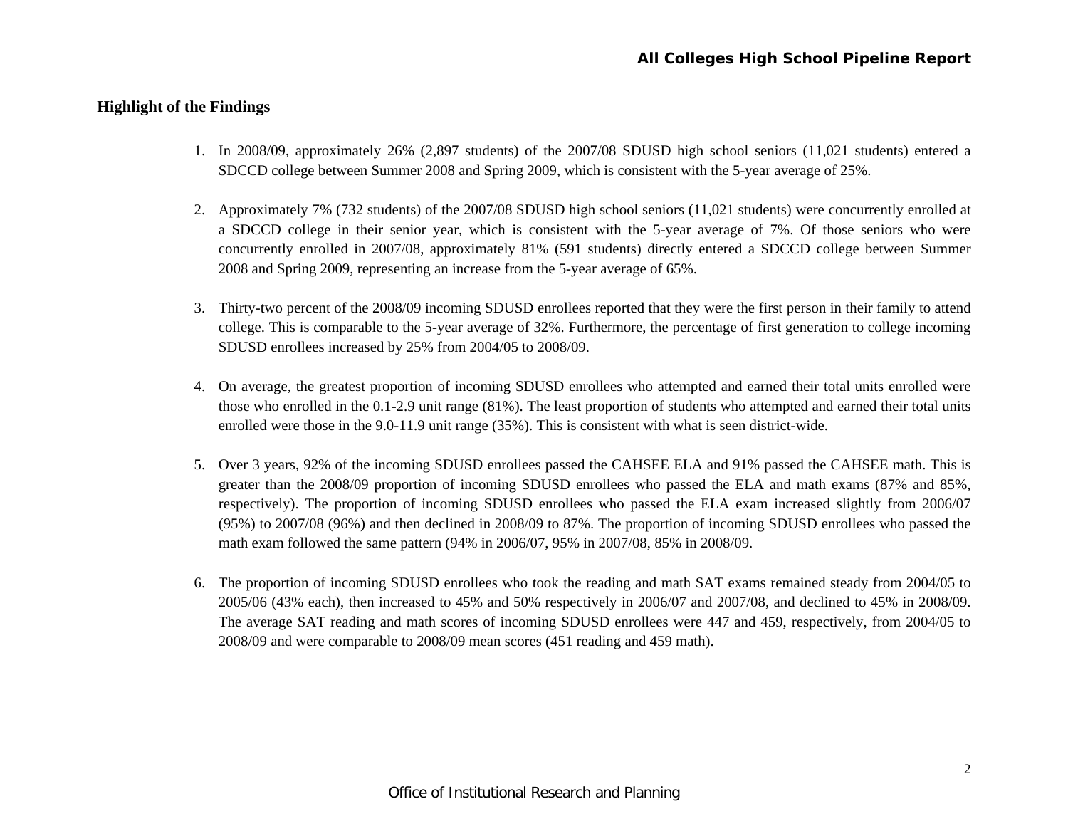## Highlight of the Findings

1. In 2008/09, approximately 26% (2,897 students) of the 2007/08 SDUSD high school seniors (11,021 students) entered a SDCCD college between Summer 2008 and Spring 2009, which is consistent with the 5-year average of 25%.

2. Approximately 7% (732 students) of the 2007/08 SDUSD high school seniors (11,021 students) were concurrently enrolled at a SDCCD college in their senior year, which is consistent with the 5-year average of 7%. Of those seniors who were concurrently enrolled in 2007/08, approximately 81% (591 students) directly entered a SDCCD college between Summer 2008 and Spring 2009, representing an increase from the 5-year average of 65%.

3. Thirty-two percent of the 2008/09 incoming SDUSD enrollees reported that they were the first person in their family to attend college. This is comparable to the 5-year average of 32%. Furthermore, the percentage of first generation to college incoming SDUSD enrollees increased by 25% from 2004/05 to 2008/09.

4. On average, the greatest proportion of incoming SDUSD enrollees who attempted and earned their total units enrolled were those who enrolled in the 0.1-2.9 unit range (81%). The least proportion of students who attempted and earned their total units enrolled were those in the 9.0-11.9 unit range (35%). This is consistent with what is seen district-wide.

5. Over 3 years, 92% of the incoming SDUSD enrollees passed the CAHSEE ELA and 91% passed the CAHSEE math. This is greater than the 2008/09 proportion of incoming SDUSD enrollees who passed the ELA and math exams (87% and 85%, respectively). The proportion of incoming SDUSD enrollees who passed the ELA exam increased slightly from 2006/07 (95%) to 2007/08 (96%) and then declined in 2008/09 to 87%. The proportion of incoming SDUSD enrollees who passed the math exam followed the same pattern (94% in 2006/07, 95% in 2007/08, 85% in 2008/09.

6. The proportion of incoming SDUSD enrollees who took the reading and math SAT exams remained steady from 2004/05 to 2005/06 (43% each), then increased to 45% and 50% respectively in 2006/07 and 2007/08, and declined to 45% in 2008/09. The average SAT reading and math scores of incoming SDUSD enrollees were 447 and 459, respectively, from 2004/05 to 2008/09 and were comparable to 2008/09 mean scores (451 reading and 459 math).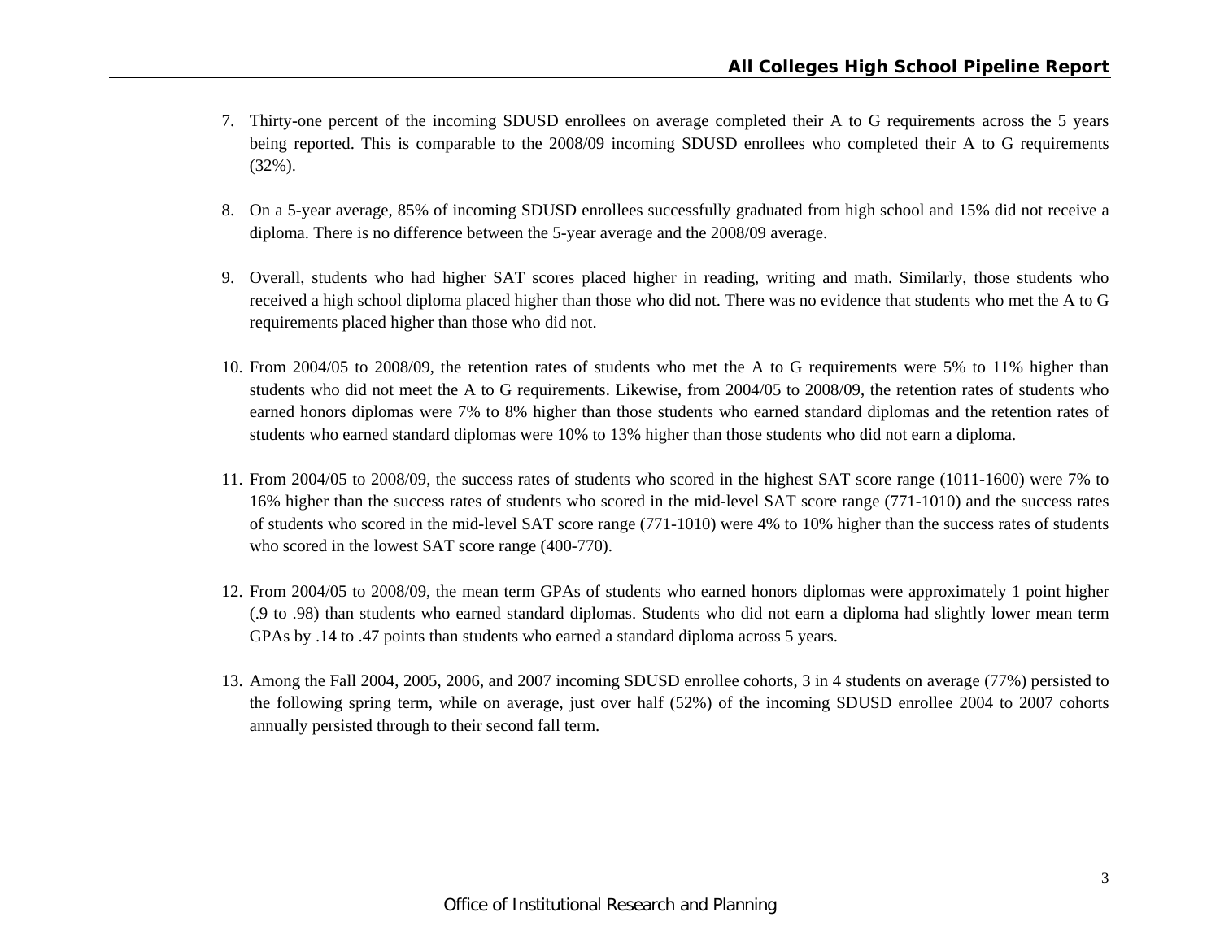7. Thirty-one percent of the incoming SDUSD enrollees on average completed their A to G requirements across the 5 years being reported. This is comparable to the 2008/09 incoming SDUSD enrollees who completed their A to G requirements (32%).

8. On a 5-year average, 85% of incoming SDUSD enrollees successfully graduated from high school and 15% did not receive a diploma. There is no difference between the 5-year average and the 2008/09 average.

9. Overall, students who had higher SAT scores placed higher in reading, writing and math. Similarly, those students who received a high school diploma placed higher than those who did not. There was no evidence that students who met the A to G requirements placed higher than those who did not.

10. From 2004/05 to 2008/09, the retention rates of students who met the A to G requirements were 5% to 11% higher than students who did not meet the A to G requirements. Likewise, from 2004/05 to 2008/09, the retention rates of students who earned honors diplomas were 7% to 8% higher than those students who earned standard diplomas and the retention rates of students who earned standard diplomas were 10% to 13% higher than those students who did not earn a diploma.

11. From 2004/05 to 2008/09, the success rates of students who scored in the highest SAT score range (1011-1600) were 7% to 16% higher than the success rates of students who scored in the mid-level SAT score range (771-1010) and the success rates of students who scored in the mid-level SAT score range (771-1010) were 4% to 10% higher than the success rates of students who scored in the lowest SAT score range (400-770).

12. From 2004/05 to 2008/09, the mean term GPAs of students who earned honors diplomas were approximately 1 point higher (.9 to .98) than students who earned standard diplomas. Students who did not earn a diploma had slightly lower mean term GPAs by .14 to .47 points than students who earned a standard diploma across 5 years.

13. Among the Fall 2004, 2005, 2006, and 2007 incoming SDUSD enrollee cohorts, 3 in 4 students on average (77%) persisted to the following spring term, while on average, just over half (52%) of the incoming SDUSD enrollee 2004 to 2007 cohorts annually persisted through to their second fall term.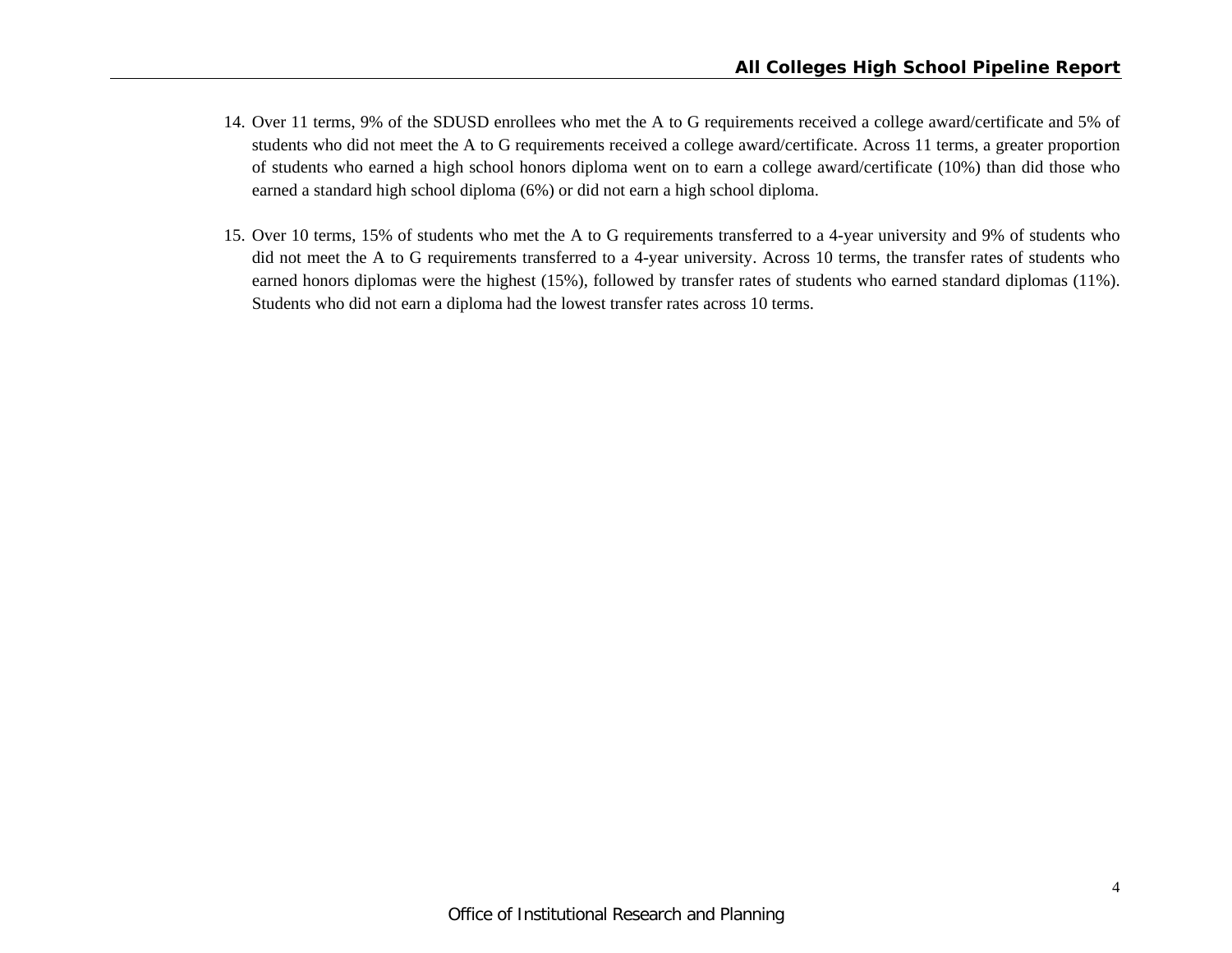14. Over 11 terms, 9% of the SDUSD enrollees who met the A to G requirements received a college award/certificate and 5% of students who did not meet the A to G requirements received a college award/certificate. Across 11 terms, a greater proportion of students who earned a high school honors diploma went on to earn a college award/certificate (10%) than did those who earned a standard high school diploma (6%) or did not earn a high school diploma.

15. Over 10 terms, 15% of students who met the A to G requirements transferred to a 4-year university and 9% of students who did not meet the A to G requirements transferred to a 4-year university. Across 10 terms, the transfer rates of students who earned honors diplomas were the highest (15%), followed by transfer rates of students who earned standard diplomas (11%). Students who did not earn a diploma had the lowest transfer rates across 10 terms.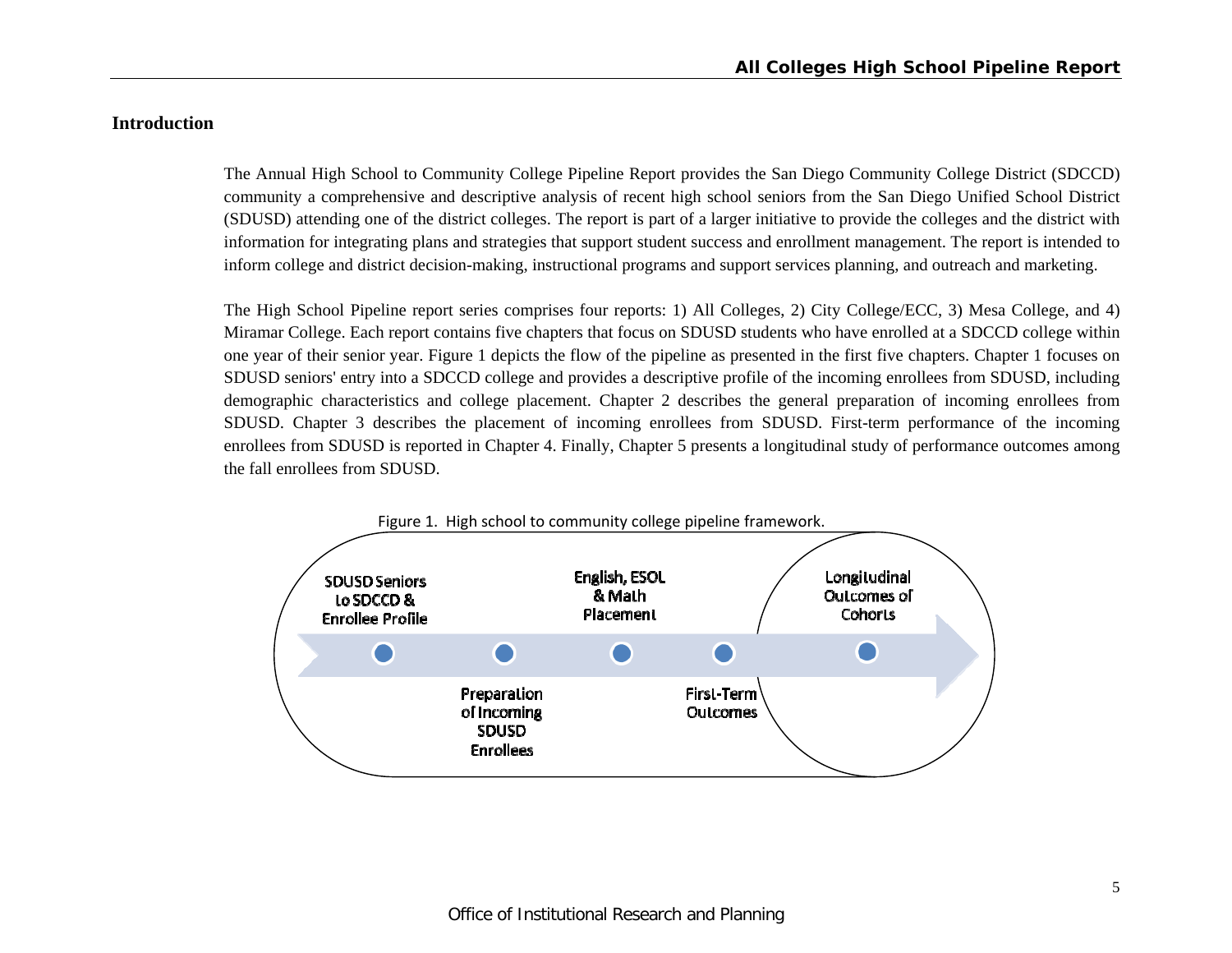## Introduction

The Annual High School to Community College Pipeline Report provides the San Diego Community College District (SDCCD) community a comprehensive and descriptive analysis of recent high school seniors from the San Diego Unified School District (SDUSD) attending one of the district colleges. The report is part of a larger initiative to provide the colleges and the district with information for integrating plans and strategies that support student success and enrollment management. The report is intended to inform college and district decision-making, instructional programs and support services planning, and outreach and marketing.

The High School Pipeline report series comprises four reports: 1) All Colleges, 2) City College/ECC, 3) Mesa College, and 4) Miramar College. Each report contains five chapters that focus on SDUSD students who have enrolled at a SDCCD college within one year of their senior year. Figure 1 depicts the flow of the pipeline as presented in the first five chapters. Chapter 1 focuses on SDUSD seniors' entry into a SDCCD college and provides a descriptive profile of the incoming enrollees from SDUSD, including demographic characteristics and college placement. Chapter 2 describes the general preparation of incoming enrollees from SDUSD. Chapter 3 describes the placement of incoming enrollees from SDUSD. First-term performance of the incoming enrollees from SDUSD is reported in Chapter 4. Finally, Chapter 5 presents a longitudinal study of performance outcomes among the fall enrollees from SDUSD.

Figure 1. High school to community college pipeline framework.

SDUSD Seniors to SDCCD & Enrollee Profile

Preparation of Incoming SDUSD Enrollees

English, ESOL & Math Placement

First-Term Outcomes

Longitudinal Outcomes of Cohorts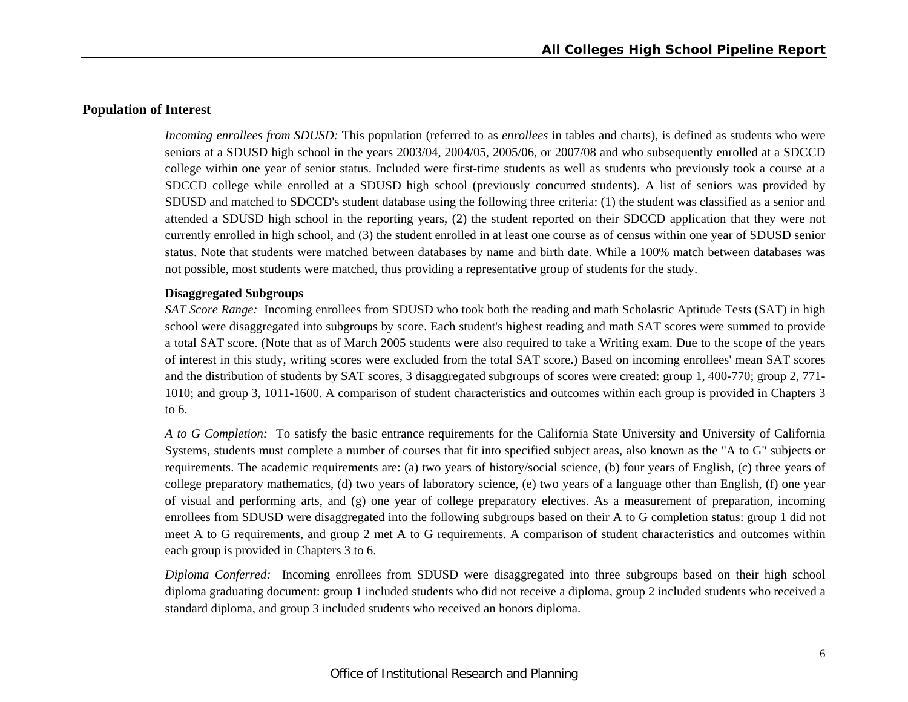## Population of Interest

*Incoming enrollees from SDUSD:* This population (referred to as *enrollees* in tables and charts), is defined as students who were seniors at a SDUSD high school in the years 2003/04, 2004/05, 2005/06, or 2007/08 and who subsequently enrolled at a SDCCD college within one year of senior status. Included were first-time students as well as students who previously took a course at a SDCCD college while enrolled at a SDUSD high school (previously concurred students). A list of seniors was provided by SDUSD and matched to SDCCD's student database using the following three criteria: (1) the student was classified as a senior and attended a SDUSD high school in the reporting years, (2) the student reported on their SDCCD application that they were not currently enrolled in high school, and (3) the student enrolled in at least one course as of census within one year of SDUSD senior status. Note that students were matched between databases by name and birth date. While a 100% match between databases was not possible, most students were matched, thus providing a representative group of students for the study.

### Disaggregated Subgroups

*SAT Score Range:* Incoming enrollees from SDUSD who took both the reading and math Scholastic Aptitude Tests (SAT) in high school were disaggregated into subgroups by score. Each student's highest reading and math SAT scores were summed to provide a total SAT score. (Note that as of March 2005 students were also required to take a Writing exam. Due to the scope of the years of interest in this study, writing scores were excluded from the total SAT score.) Based on incoming enrollees' mean SAT scores and the distribution of students by SAT scores, 3 disaggregated subgroups of scores were created: group 1, 400-770; group 2, 771-1010; and group 3, 1011-1600. A comparison of student characteristics and outcomes within each group is provided in Chapters 3 to 6.

*A to G Completion:* To satisfy the basic entrance requirements for the California State University and University of California Systems, students must complete a number of courses that fit into specified subject areas, also known as the "A to G" subjects or requirements. The academic requirements are: (a) two years of history/social science, (b) four years of English, (c) three years of college preparatory mathematics, (d) two years of laboratory science, (e) two years of a language other than English, (f) one year of visual and performing arts, and (g) one year of college preparatory electives. As a measurement of preparation, incoming enrollees from SDUSD were disaggregated into the following subgroups based on their A to G completion status: group 1 did not meet A to G requirements, and group 2 met A to G requirements. A comparison of student characteristics and outcomes within each group is provided in Chapters 3 to 6.

*Diploma Conferred:* Incoming enrollees from SDUSD were disaggregated into three subgroups based on their high school diploma graduating document: group 1 included students who did not receive a diploma, group 2 included students who received a standard diploma, and group 3 included students who received an honors diploma.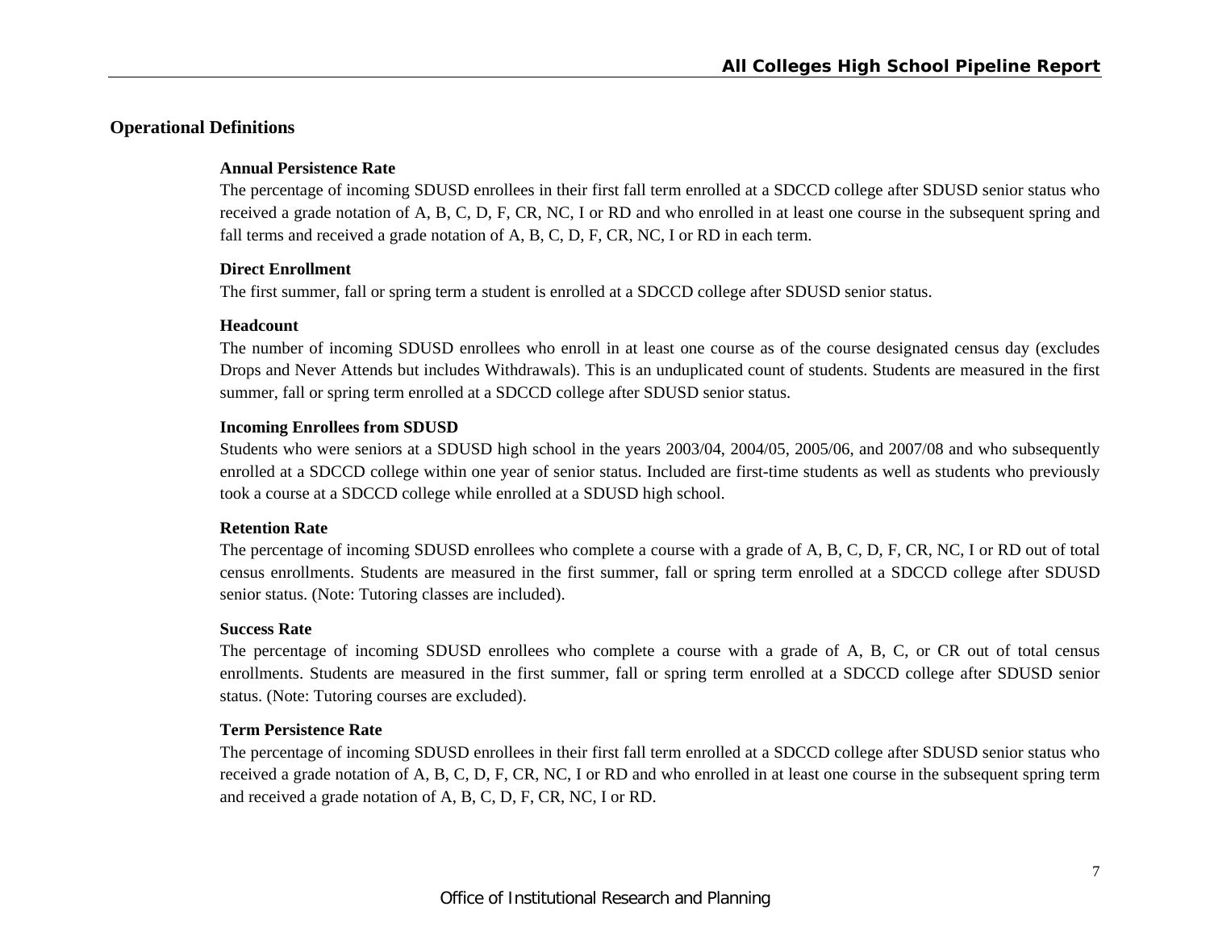## Operational Definitions

### Annual Persistence Rate

The percentage of incoming SDUSD enrollees in their first fall term enrolled at a SDCCD college after SDUSD senior status who received a grade notation of A, B, C, D, F, CR, NC, I or RD and who enrolled in at least one course in the subsequent spring and fall terms and received a grade notation of A, B, C, D, F, CR, NC, I or RD in each term.

### Direct Enrollment

The first summer, fall or spring term a student is enrolled at a SDCCD college after SDUSD senior status.

### Headcount

The number of incoming SDUSD enrollees who enroll in at least one course as of the course designated census day (excludes Drops and Never Attends but includes Withdrawals). This is an unduplicated count of students. Students are measured in the first summer, fall or spring term enrolled at a SDCCD college after SDUSD senior status.

### Incoming Enrollees from SDUSD

Students who were seniors at a SDUSD high school in the years 2003/04, 2004/05, 2005/06, and 2007/08 and who subsequently enrolled at a SDCCD college within one year of senior status. Included are first-time students as well as students who previously took a course at a SDCCD college while enrolled at a SDUSD high school.

### Retention Rate

The percentage of incoming SDUSD enrollees who complete a course with a grade of A, B, C, D, F, CR, NC, I or RD out of total census enrollments. Students are measured in the first summer, fall or spring term enrolled at a SDCCD college after SDUSD senior status. (Note: Tutoring classes are included).

### Success Rate

The percentage of incoming SDUSD enrollees who complete a course with a grade of A, B, C, or CR out of total census enrollments. Students are measured in the first summer, fall or spring term enrolled at a SDCCD college after SDUSD senior status. (Note: Tutoring courses are excluded).

### Term Persistence Rate

The percentage of incoming SDUSD enrollees in their first fall term enrolled at a SDCCD college after SDUSD senior status who received a grade notation of A, B, C, D, F, CR, NC, I or RD and who enrolled in at least one course in the subsequent spring term and received a grade notation of A, B, C, D, F, CR, NC, I or RD.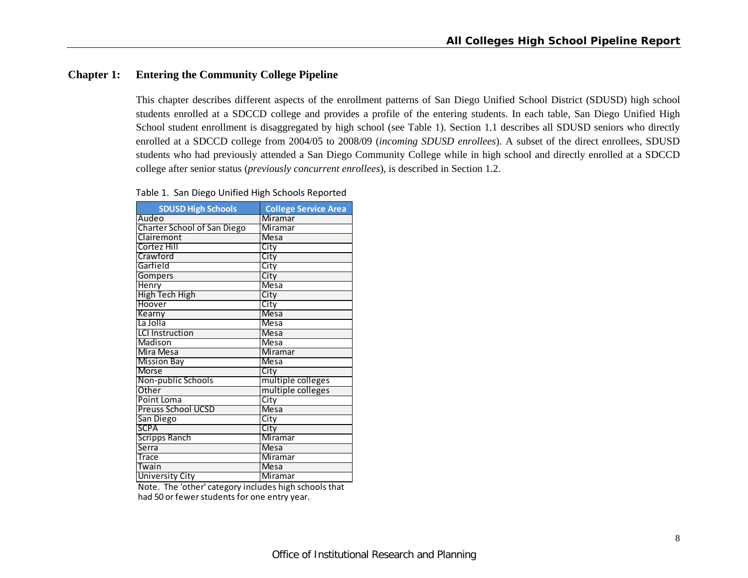## Chapter 1: Entering the Community College Pipeline

This chapter describes different aspects of the enrollment patterns of San Diego Unified School District (SDUSD) high school students enrolled at a SDCCD college and provides a profile of the entering students. In each table, San Diego Unified High School student enrollment is disaggregated by high school (see Table 1). Section 1.1 describes all SDUSD seniors who directly enrolled at a SDCCD college from 2004/05 to 2008/09 (*incoming SDUSD enrollees*). A subset of the direct enrollees, SDUSD students who had previously attended a San Diego Community College while in high school and directly enrolled at a SDCCD college after senior status (*previously concurrent enrollees*), is described in Section 1.2.

Table 1. San Diego Unified High Schools Reported

| SDUSD High Schools | College Service Area |
|---|---|
| Audeo | Miramar |
| Charter School of San Diego | Miramar |
| Clairemont | Mesa |
| Cortez Hill | City |
| Crawford | City |
| Garfield | City |
| Gompers | City |
| Henry | Mesa |
| High Tech High | City |
| Hoover | City |
| Kearny | Mesa |
| La Jolla | Mesa |
| LCI Instruction | Mesa |
| Madison | Mesa |
| Mira Mesa | Miramar |
| Mission Bay | Mesa |
| Morse | City |
| Non-public Schools | multiple colleges |
| Other | multiple colleges |
| Point Loma | City |
| Preuss School UCSD | Mesa |
| San Diego | City |
| SCPA | City |
| Scripps Ranch | Miramar |
| Serra | Mesa |
| Trace | Miramar |
| Twain | Mesa |
| University City | Miramar |

Note. The 'other' category includes high schools that had 50 or fewer students for one entry year.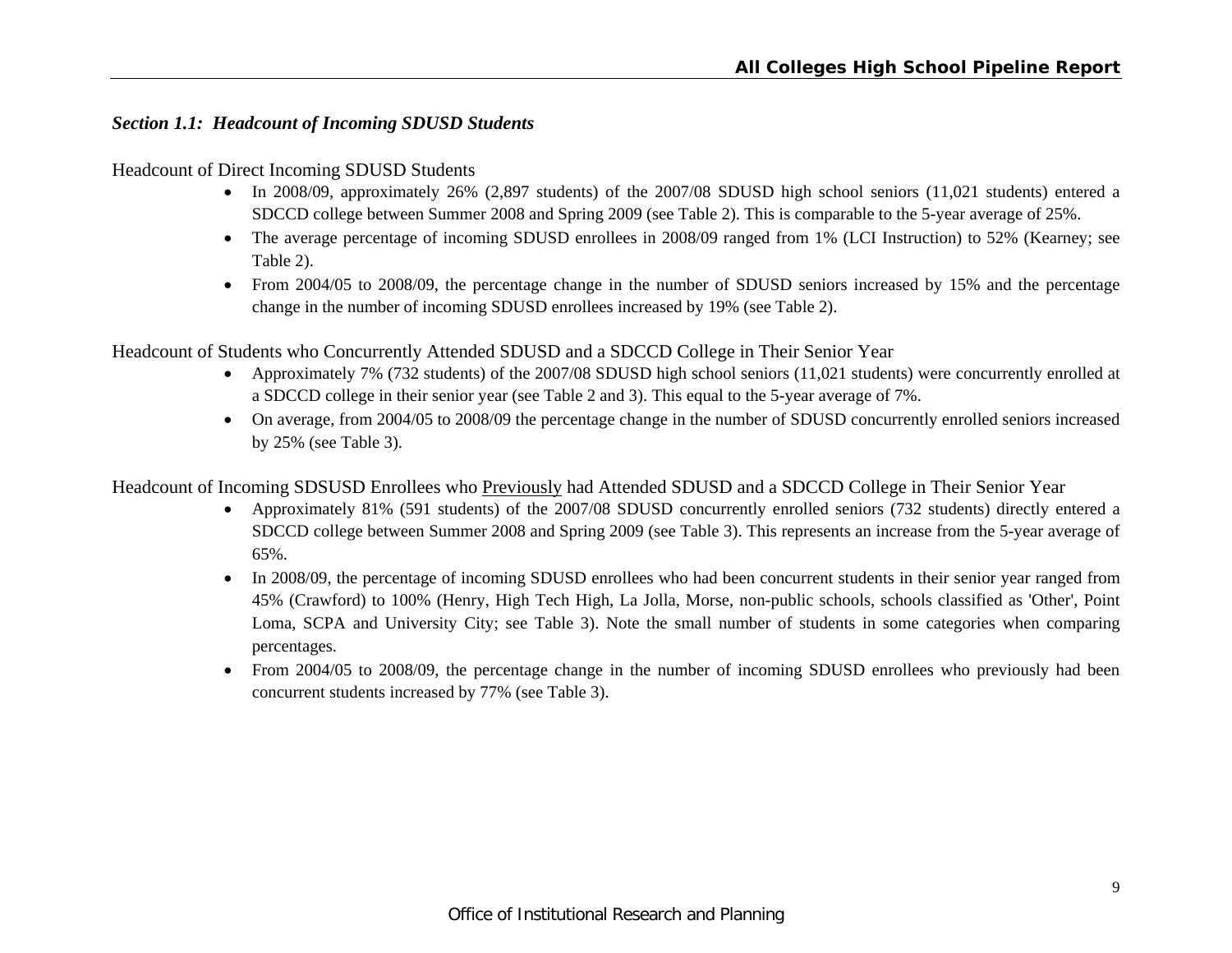### *Section 1.1: Headcount of Incoming SDUSD Students*

Headcount of Direct Incoming SDUSD Students

- In 2008/09, approximately 26% (2,897 students) of the 2007/08 SDUSD high school seniors (11,021 students) entered a SDCCD college between Summer 2008 and Spring 2009 (see Table 2). This is comparable to the 5-year average of 25%.
- The average percentage of incoming SDUSD enrollees in 2008/09 ranged from 1% (LCI Instruction) to 52% (Kearney; see Table 2).
- From 2004/05 to 2008/09, the percentage change in the number of SDUSD seniors increased by 15% and the percentage change in the number of incoming SDUSD enrollees increased by 19% (see Table 2).

Headcount of Students who Concurrently Attended SDUSD and a SDCCD College in Their Senior Year

- Approximately 7% (732 students) of the 2007/08 SDUSD high school seniors (11,021 students) were concurrently enrolled at a SDCCD college in their senior year (see Table 2 and 3). This equal to the 5-year average of 7%.
- On average, from 2004/05 to 2008/09 the percentage change in the number of SDUSD concurrently enrolled seniors increased by 25% (see Table 3).

Headcount of Incoming SDSUSD Enrollees who <u>Previously</u> had Attended SDUSD and a SDCCD College in Their Senior Year

- Approximately 81% (591 students) of the 2007/08 SDUSD concurrently enrolled seniors (732 students) directly entered a SDCCD college between Summer 2008 and Spring 2009 (see Table 3). This represents an increase from the 5-year average of 65%.
- In 2008/09, the percentage of incoming SDUSD enrollees who had been concurrent students in their senior year ranged from 45% (Crawford) to 100% (Henry, High Tech High, La Jolla, Morse, non-public schools, schools classified as 'Other', Point Loma, SCPA and University City; see Table 3). Note the small number of students in some categories when comparing percentages.
- From 2004/05 to 2008/09, the percentage change in the number of incoming SDUSD enrollees who previously had been concurrent students increased by 77% (see Table 3).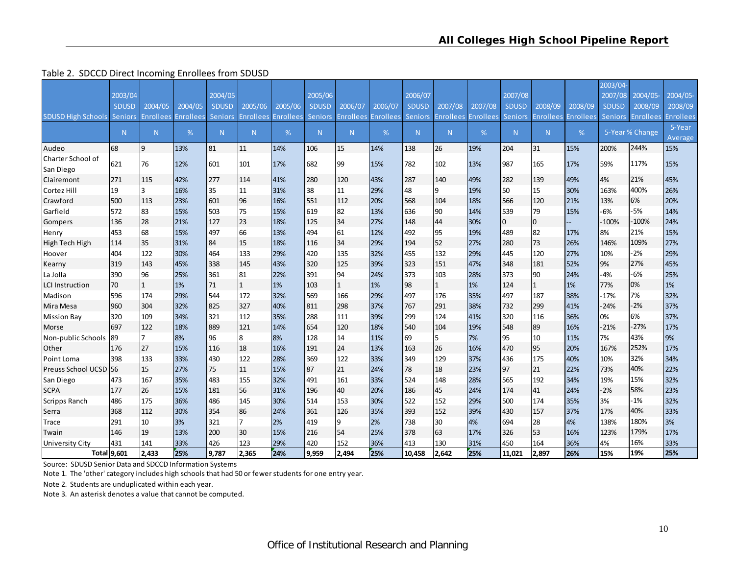Table 2. SDCCD Direct Incoming Enrollees from SDUSD

| SDUSD High Schools | 2003/04 SDUSD Seniors | 2004/05 Enrollees | 2004/05 Enrollees | 2004/05 SDUSD Seniors | 2005/06 Enrollees | 2005/06 Enrollees | 2005/06 SDUSD Seniors | 2006/07 Enrollees | 2006/07 Enrollees | 2006/07 SDUSD Seniors | 2007/08 Enrollees | 2007/08 Enrollees | 2007/08 SDUSD Seniors | 2008/09 Enrollees | 2008/09 Enrollees | 2003/04-2007/08 SDUSD Seniors | 2004/05-2008/09 Enrollees | 2004/05-2008/09 Enrollees |
|---|---|---|---|---|---|---|---|---|---|---|---|---|---|---|---|---|---|---|
| | N | N | % | N | N | % | N | N | % | N | N | % | N | N | % | 5-Year % Change | | 5-Year Average |
| Audeo | 68 | 9 | 13% | 81 | 11 | 14% | 106 | 15 | 14% | 138 | 26 | 19% | 204 | 31 | 15% | 200% | 244% | 15% |
| Charter School of San Diego | 621 | 76 | 12% | 601 | 101 | 17% | 682 | 99 | 15% | 782 | 102 | 13% | 987 | 165 | 17% | 59% | 117% | 15% |
| Clairemont | 271 | 115 | 42% | 277 | 114 | 41% | 280 | 120 | 43% | 287 | 140 | 49% | 282 | 139 | 49% | 4% | 21% | 45% |
| Cortez Hill | 19 | 3 | 16% | 35 | 11 | 31% | 38 | 11 | 29% | 48 | 9 | 19% | 50 | 15 | 30% | 163% | 400% | 26% |
| Crawford | 500 | 113 | 23% | 601 | 96 | 16% | 551 | 112 | 20% | 568 | 104 | 18% | 566 | 120 | 21% | 13% | 6% | 20% |
| Garfield | 572 | 83 | 15% | 503 | 75 | 15% | 619 | 82 | 13% | 636 | 90 | 14% | 539 | 79 | 15% | -6% | -5% | 14% |
| Gompers | 136 | 28 | 21% | 127 | 23 | 18% | 125 | 34 | 27% | 148 | 44 | 30% | 0 | 0 | -- | -100% | -100% | 24% |
| Henry | 453 | 68 | 15% | 497 | 66 | 13% | 494 | 61 | 12% | 492 | 95 | 19% | 489 | 82 | 17% | 8% | 21% | 15% |
| High Tech High | 114 | 35 | 31% | 84 | 15 | 18% | 116 | 34 | 29% | 194 | 52 | 27% | 280 | 73 | 26% | 146% | 109% | 27% |
| Hoover | 404 | 122 | 30% | 464 | 133 | 29% | 420 | 135 | 32% | 455 | 132 | 29% | 445 | 120 | 27% | 10% | -2% | 29% |
| Kearny | 319 | 143 | 45% | 338 | 145 | 43% | 320 | 125 | 39% | 323 | 151 | 47% | 348 | 181 | 52% | 9% | 27% | 45% |
| La Jolla | 390 | 96 | 25% | 361 | 81 | 22% | 391 | 94 | 24% | 373 | 103 | 28% | 373 | 90 | 24% | -4% | -6% | 25% |
| LCI Instruction | 70 | 1 | 1% | 71 | 1 | 1% | 103 | 1 | 1% | 98 | 1 | 1% | 124 | 1 | 1% | 77% | 0% | 1% |
| Madison | 596 | 174 | 29% | 544 | 172 | 32% | 569 | 166 | 29% | 497 | 176 | 35% | 497 | 187 | 38% | -17% | 7% | 32% |
| Mira Mesa | 960 | 304 | 32% | 825 | 327 | 40% | 811 | 298 | 37% | 767 | 291 | 38% | 732 | 299 | 41% | -24% | -2% | 37% |
| Mission Bay | 320 | 109 | 34% | 321 | 112 | 35% | 288 | 111 | 39% | 299 | 124 | 41% | 320 | 116 | 36% | 0% | 6% | 37% |
| Morse | 697 | 122 | 18% | 889 | 121 | 14% | 654 | 120 | 18% | 540 | 104 | 19% | 548 | 89 | 16% | -21% | -27% | 17% |
| Non-public Schools | 89 | 7 | 8% | 96 | 8 | 8% | 128 | 14 | 11% | 69 | 5 | 7% | 95 | 10 | 11% | 7% | 43% | 9% |
| Other | 176 | 27 | 15% | 116 | 18 | 16% | 191 | 24 | 13% | 163 | 26 | 16% | 470 | 95 | 20% | 167% | 252% | 17% |
| Point Loma | 398 | 133 | 33% | 430 | 122 | 28% | 369 | 122 | 33% | 349 | 129 | 37% | 436 | 175 | 40% | 10% | 32% | 34% |
| Preuss School UCSD | 56 | 15 | 27% | 75 | 11 | 15% | 87 | 21 | 24% | 78 | 18 | 23% | 97 | 21 | 22% | 73% | 40% | 22% |
| San Diego | 473 | 167 | 35% | 483 | 155 | 32% | 491 | 161 | 33% | 524 | 148 | 28% | 565 | 192 | 34% | 19% | 15% | 32% |
| SCPA | 177 | 26 | 15% | 181 | 56 | 31% | 196 | 40 | 20% | 186 | 45 | 24% | 174 | 41 | 24% | -2% | 58% | 23% |
| Scripps Ranch | 486 | 175 | 36% | 486 | 145 | 30% | 514 | 153 | 30% | 522 | 152 | 29% | 500 | 174 | 35% | 3% | -1% | 32% |
| Serra | 368 | 112 | 30% | 354 | 86 | 24% | 361 | 126 | 35% | 393 | 152 | 39% | 430 | 157 | 37% | 17% | 40% | 33% |
| Trace | 291 | 10 | 3% | 321 | 7 | 2% | 419 | 9 | 2% | 738 | 30 | 4% | 694 | 28 | 4% | 138% | 180% | 3% |
| Twain | 146 | 19 | 13% | 200 | 30 | 15% | 216 | 54 | 25% | 378 | 63 | 17% | 326 | 53 | 16% | 123% | 179% | 17% |
| University City | 431 | 141 | 33% | 426 | 123 | 29% | 420 | 152 | 36% | 413 | 130 | 31% | 450 | 164 | 36% | 4% | 16% | 33% |
| **Total** | **9,601** | **2,433** | **25%** | **9,787** | **2,365** | **24%** | **9,959** | **2,494** | **25%** | **10,458** | **2,642** | **25%** | **11,021** | **2,897** | **26%** | **15%** | **19%** | **25%** |

Source: SDUSD Senior Data and SDCCD Information Systems

Note 1. The 'other' category includes high schools that had 50 or fewer students for one entry year.

Note 2. Students are unduplicated within each year.

Note 3. An asterisk denotes a value that cannot be computed.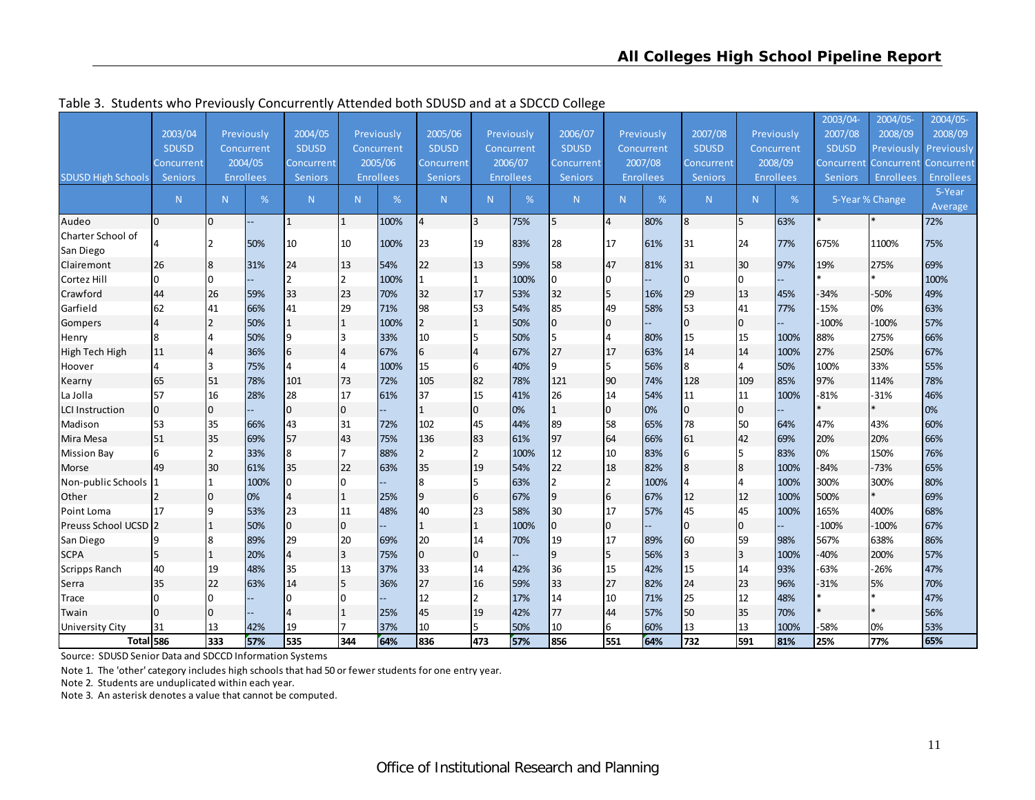Table 3. Students who Previously Concurrently Attended both SDUSD and at a SDCCD College

| SDUSD High Schools | 2003/04 SDUSD Concurrent Seniors | Previously Concurrent 2004/05 Enrollees | | 2004/05 SDUSD Concurrent Seniors | Previously Concurrent 2005/06 Enrollees | | 2005/06 SDUSD Concurrent Seniors | Previously Concurrent 2006/07 Enrollees | | 2006/07 SDUSD Concurrent Seniors | Previously Concurrent 2007/08 Enrollees | | 2007/08 SDUSD Concurrent Seniors | Previously Concurrent 2008/09 Enrollees | | 2003/04-2007/08 SDUSD Concurrent Seniors | 2004/05-2008/09 Previously Concurrent Enrollees | 2004/05-2008/09 Previously Concurrent Enrollees |
|---|---|---|---|---|---|---|---|---|---|---|---|---|---|---|---|---|---|---|
| | N | N | % | N | N | % | N | N | % | N | N | % | N | N | % | 5-Year % Change | | 5-Year Average |
| Audeo | 0 | 0 | -- | 1 | 1 | 100% | 4 | 3 | 75% | 5 | 4 | 80% | 8 | 5 | 63% | * | * | 72% |
| Charter School of San Diego | 4 | 2 | 50% | 10 | 10 | 100% | 23 | 19 | 83% | 28 | 17 | 61% | 31 | 24 | 77% | 675% | 1100% | 75% |
| Clairemont | 26 | 8 | 31% | 24 | 13 | 54% | 22 | 13 | 59% | 58 | 47 | 81% | 31 | 30 | 97% | 19% | 275% | 69% |
| Cortez Hill | 0 | 0 | -- | 2 | 2 | 100% | 1 | 1 | 100% | 0 | 0 | -- | 0 | 0 | -- | * | * | 100% |
| Crawford | 44 | 26 | 59% | 33 | 23 | 70% | 32 | 17 | 53% | 32 | 5 | 16% | 29 | 13 | 45% | -34% | -50% | 49% |
| Garfield | 62 | 41 | 66% | 41 | 29 | 71% | 98 | 53 | 54% | 85 | 49 | 58% | 53 | 41 | 77% | -15% | 0% | 63% |
| Gompers | 4 | 2 | 50% | 1 | 1 | 100% | 2 | 1 | 50% | 0 | 0 | -- | 0 | 0 | -- | -100% | -100% | 57% |
| Henry | 8 | 4 | 50% | 9 | 3 | 33% | 10 | 5 | 50% | 5 | 4 | 80% | 15 | 15 | 100% | 88% | 275% | 66% |
| High Tech High | 11 | 4 | 36% | 6 | 4 | 67% | 6 | 4 | 67% | 27 | 17 | 63% | 14 | 14 | 100% | 27% | 250% | 67% |
| Hoover | 4 | 3 | 75% | 4 | 4 | 100% | 15 | 6 | 40% | 9 | 5 | 56% | 8 | 4 | 50% | 100% | 33% | 55% |
| Kearny | 65 | 51 | 78% | 101 | 73 | 72% | 105 | 82 | 78% | 121 | 90 | 74% | 128 | 109 | 85% | 97% | 114% | 78% |
| La Jolla | 57 | 16 | 28% | 28 | 17 | 61% | 37 | 15 | 41% | 26 | 14 | 54% | 11 | 11 | 100% | -81% | -31% | 46% |
| LCI Instruction | 0 | 0 | -- | 0 | 0 | -- | 1 | 0 | 0% | 1 | 0 | 0% | 0 | 0 | -- | * | * | 0% |
| Madison | 53 | 35 | 66% | 43 | 31 | 72% | 102 | 45 | 44% | 89 | 58 | 65% | 78 | 50 | 64% | 47% | 43% | 60% |
| Mira Mesa | 51 | 35 | 69% | 57 | 43 | 75% | 136 | 83 | 61% | 97 | 64 | 66% | 61 | 42 | 69% | 20% | 20% | 66% |
| Mission Bay | 6 | 2 | 33% | 8 | 7 | 88% | 2 | 2 | 100% | 12 | 10 | 83% | 6 | 5 | 83% | 0% | 150% | 76% |
| Morse | 49 | 30 | 61% | 35 | 22 | 63% | 35 | 19 | 54% | 22 | 18 | 82% | 8 | 8 | 100% | -84% | -73% | 65% |
| Non-public Schools | 1 | 1 | 100% | 0 | 0 | -- | 8 | 5 | 63% | 2 | 2 | 100% | 4 | 4 | 100% | 300% | 300% | 80% |
| Other | 2 | 0 | 0% | 4 | 1 | 25% | 9 | 6 | 67% | 9 | 6 | 67% | 12 | 12 | 100% | 500% | * | 69% |
| Point Loma | 17 | 9 | 53% | 23 | 11 | 48% | 40 | 23 | 58% | 30 | 17 | 57% | 45 | 45 | 100% | 165% | 400% | 68% |
| Preuss School UCSD | 2 | 1 | 50% | 0 | 0 | -- | 1 | 1 | 100% | 0 | 0 | -- | 0 | 0 | -- | -100% | -100% | 67% |
| San Diego | 9 | 8 | 89% | 29 | 20 | 69% | 20 | 14 | 70% | 19 | 17 | 89% | 60 | 59 | 98% | 567% | 638% | 86% |
| SCPA | 5 | 1 | 20% | 4 | 3 | 75% | 0 | 0 | -- | 9 | 5 | 56% | 3 | 3 | 100% | -40% | 200% | 57% |
| Scripps Ranch | 40 | 19 | 48% | 35 | 13 | 37% | 33 | 14 | 42% | 36 | 15 | 42% | 15 | 14 | 93% | -63% | -26% | 47% |
| Serra | 35 | 22 | 63% | 14 | 5 | 36% | 27 | 16 | 59% | 33 | 27 | 82% | 24 | 23 | 96% | -31% | 5% | 70% |
| Trace | 0 | 0 | -- | 0 | 0 | -- | 12 | 2 | 17% | 14 | 10 | 71% | 25 | 12 | 48% | * | * | 47% |
| Twain | 0 | 0 | -- | 4 | 1 | 25% | 45 | 19 | 42% | 77 | 44 | 57% | 50 | 35 | 70% | * | * | 56% |
| University City | 31 | 13 | 42% | 19 | 7 | 37% | 10 | 5 | 50% | 10 | 6 | 60% | 13 | 13 | 100% | -58% | 0% | 53% |
| **Total** | **586** | **333** | **57%** | **535** | **344** | **64%** | **836** | **473** | **57%** | **856** | **551** | **64%** | **732** | **591** | **81%** | **25%** | **77%** | **65%** |

Source: SDUSD Senior Data and SDCCD Information Systems

Note 1. The 'other' category includes high schools that had 50 or fewer students for one entry year.

Note 2. Students are unduplicated within each year.

Note 3. An asterisk denotes a value that cannot be computed.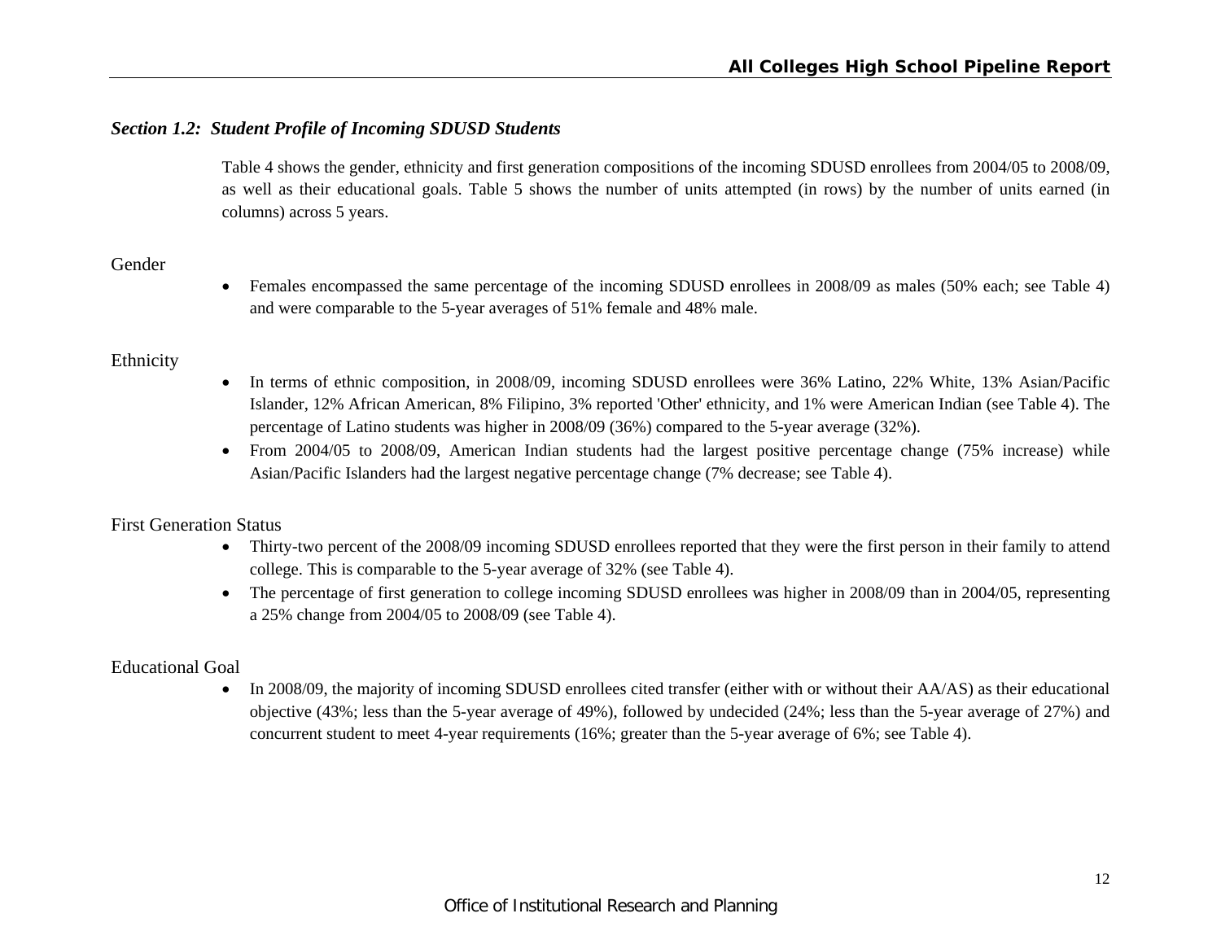### *Section 1.2: Student Profile of Incoming SDUSD Students*

Table 4 shows the gender, ethnicity and first generation compositions of the incoming SDUSD enrollees from 2004/05 to 2008/09, as well as their educational goals. Table 5 shows the number of units attempted (in rows) by the number of units earned (in columns) across 5 years.

Gender

- Females encompassed the same percentage of the incoming SDUSD enrollees in 2008/09 as males (50% each; see Table 4) and were comparable to the 5-year averages of 51% female and 48% male.

Ethnicity

- In terms of ethnic composition, in 2008/09, incoming SDUSD enrollees were 36% Latino, 22% White, 13% Asian/Pacific Islander, 12% African American, 8% Filipino, 3% reported 'Other' ethnicity, and 1% were American Indian (see Table 4). The percentage of Latino students was higher in 2008/09 (36%) compared to the 5-year average (32%).
- From 2004/05 to 2008/09, American Indian students had the largest positive percentage change (75% increase) while Asian/Pacific Islanders had the largest negative percentage change (7% decrease; see Table 4).

First Generation Status

- Thirty-two percent of the 2008/09 incoming SDUSD enrollees reported that they were the first person in their family to attend college. This is comparable to the 5-year average of 32% (see Table 4).
- The percentage of first generation to college incoming SDUSD enrollees was higher in 2008/09 than in 2004/05, representing a 25% change from 2004/05 to 2008/09 (see Table 4).

Educational Goal

- In 2008/09, the majority of incoming SDUSD enrollees cited transfer (either with or without their AA/AS) as their educational objective (43%; less than the 5-year average of 49%), followed by undecided (24%; less than the 5-year average of 27%) and concurrent student to meet 4-year requirements (16%; greater than the 5-year average of 6%; see Table 4).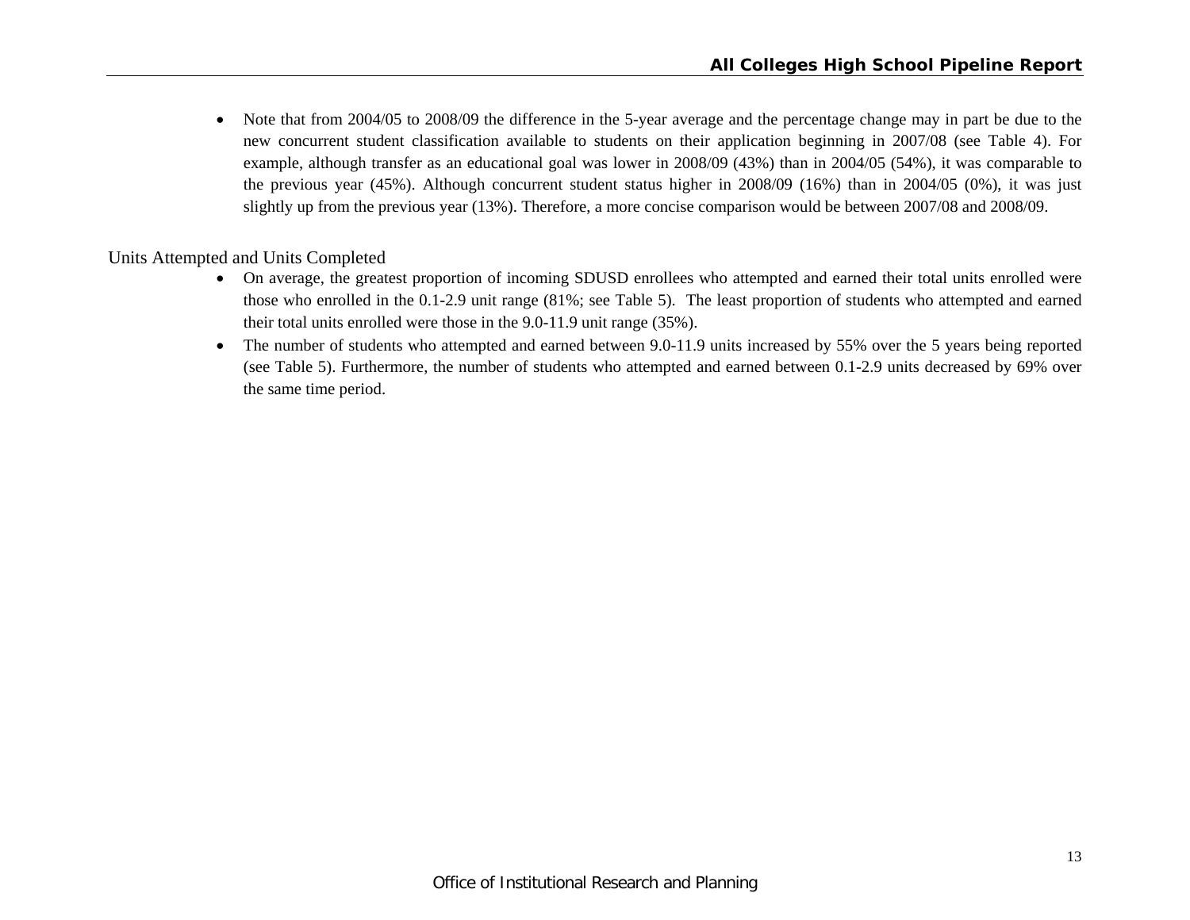- Note that from 2004/05 to 2008/09 the difference in the 5-year average and the percentage change may in part be due to the new concurrent student classification available to students on their application beginning in 2007/08 (see Table 4). For example, although transfer as an educational goal was lower in 2008/09 (43%) than in 2004/05 (54%), it was comparable to the previous year (45%). Although concurrent student status higher in 2008/09 (16%) than in 2004/05 (0%), it was just slightly up from the previous year (13%). Therefore, a more concise comparison would be between 2007/08 and 2008/09.

## Units Attempted and Units Completed

- On average, the greatest proportion of incoming SDUSD enrollees who attempted and earned their total units enrolled were those who enrolled in the 0.1-2.9 unit range (81%; see Table 5). The least proportion of students who attempted and earned their total units enrolled were those in the 9.0-11.9 unit range (35%).
- The number of students who attempted and earned between 9.0-11.9 units increased by 55% over the 5 years being reported (see Table 5). Furthermore, the number of students who attempted and earned between 0.1-2.9 units decreased by 69% over the same time period.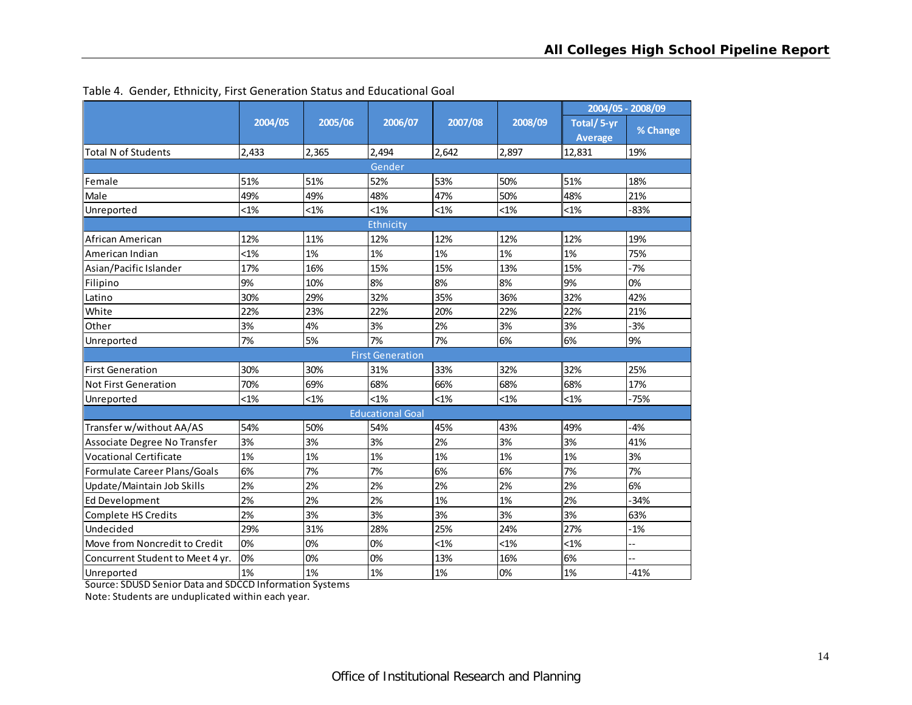Table 4. Gender, Ethnicity, First Generation Status and Educational Goal

| | 2004/05 | 2005/06 | 2006/07 | 2007/08 | 2008/09 | 2004/05 - 2008/09 | |
|---|---|---|---|---|---|---|---|
| | | | | | | Total/ 5-yr Average | % Change |
| Total N of Students | 2,433 | 2,365 | 2,494 | 2,642 | 2,897 | 12,831 | 19% |
| **Gender** | | | | | | | |
| Female | 51% | 51% | 52% | 53% | 50% | 51% | 18% |
| Male | 49% | 49% | 48% | 47% | 50% | 48% | 21% |
| Unreported | <1% | <1% | <1% | <1% | <1% | <1% | -83% |
| **Ethnicity** | | | | | | | |
| African American | 12% | 11% | 12% | 12% | 12% | 12% | 19% |
| American Indian | <1% | 1% | 1% | 1% | 1% | 1% | 75% |
| Asian/Pacific Islander | 17% | 16% | 15% | 15% | 13% | 15% | -7% |
| Filipino | 9% | 10% | 8% | 8% | 8% | 9% | 0% |
| Latino | 30% | 29% | 32% | 35% | 36% | 32% | 42% |
| White | 22% | 23% | 22% | 20% | 22% | 22% | 21% |
| Other | 3% | 4% | 3% | 2% | 3% | 3% | -3% |
| Unreported | 7% | 5% | 7% | 7% | 6% | 6% | 9% |
| **First Generation** | | | | | | | |
| First Generation | 30% | 30% | 31% | 33% | 32% | 32% | 25% |
| Not First Generation | 70% | 69% | 68% | 66% | 68% | 68% | 17% |
| Unreported | <1% | <1% | <1% | <1% | <1% | <1% | -75% |
| **Educational Goal** | | | | | | | |
| Transfer w/without AA/AS | 54% | 50% | 54% | 45% | 43% | 49% | -4% |
| Associate Degree No Transfer | 3% | 3% | 3% | 2% | 3% | 3% | 41% |
| Vocational Certificate | 1% | 1% | 1% | 1% | 1% | 1% | 3% |
| Formulate Career Plans/Goals | 6% | 7% | 7% | 6% | 6% | 7% | 7% |
| Update/Maintain Job Skills | 2% | 2% | 2% | 2% | 2% | 2% | 6% |
| Ed Development | 2% | 2% | 2% | 1% | 1% | 2% | -34% |
| Complete HS Credits | 2% | 3% | 3% | 3% | 3% | 3% | 63% |
| Undecided | 29% | 31% | 28% | 25% | 24% | 27% | -1% |
| Move from Noncredit to Credit | 0% | 0% | 0% | <1% | <1% | <1% | -- |
| Concurrent Student to Meet 4 yr. | 0% | 0% | 0% | 13% | 16% | 6% | -- |
| Unreported | 1% | 1% | 1% | 1% | 0% | 1% | -41% |

Source: SDUSD Senior Data and SDCCD Information Systems

Note: Students are unduplicated within each year.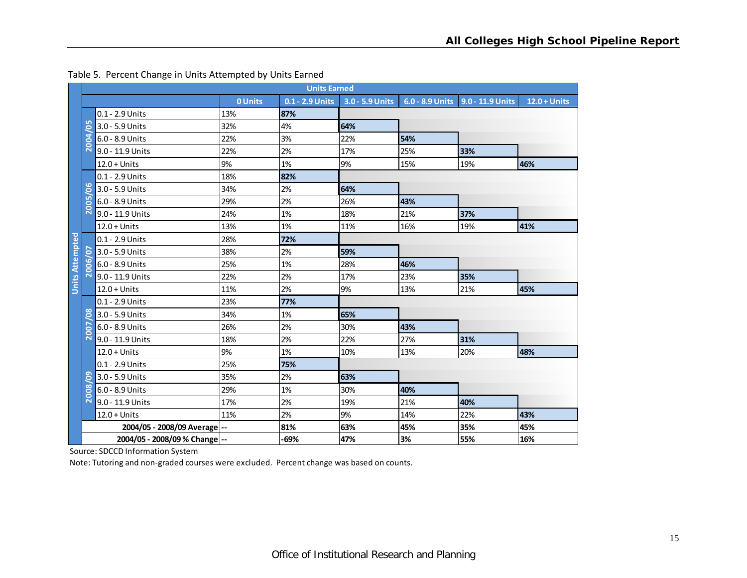Table 5. Percent Change in Units Attempted by Units Earned

| Units Attempted | | Units Earned | | | | | |
|---|---|---|---|---|---|---|---|
| | | 0 Units | 0.1 - 2.9 Units | 3.0 - 5.9 Units | 6.0 - 8.9 Units | 9.0 - 11.9 Units | 12.0 + Units |
| 2004/05 | 0.1 - 2.9 Units | 13% | **87%** | | | | |
| | 3.0 - 5.9 Units | 32% | 4% | **64%** | | | |
| | 6.0 - 8.9 Units | 22% | 3% | 22% | **54%** | | |
| | 9.0 - 11.9 Units | 22% | 2% | 17% | 25% | **33%** | |
| | 12.0 + Units | 9% | 1% | 9% | 15% | 19% | **46%** |
| 2005/06 | 0.1 - 2.9 Units | 18% | **82%** | | | | |
| | 3.0 - 5.9 Units | 34% | 2% | **64%** | | | |
| | 6.0 - 8.9 Units | 29% | 2% | 26% | **43%** | | |
| | 9.0 - 11.9 Units | 24% | 1% | 18% | 21% | **37%** | |
| | 12.0 + Units | 13% | 1% | 11% | 16% | 19% | **41%** |
| 2006/07 | 0.1 - 2.9 Units | 28% | **72%** | | | | |
| | 3.0 - 5.9 Units | 38% | 2% | **59%** | | | |
| | 6.0 - 8.9 Units | 25% | 1% | 28% | **46%** | | |
| | 9.0 - 11.9 Units | 22% | 2% | 17% | 23% | **35%** | |
| | 12.0 + Units | 11% | 2% | 9% | 13% | 21% | **45%** |
| 2007/08 | 0.1 - 2.9 Units | 23% | **77%** | | | | |
| | 3.0 - 5.9 Units | 34% | 1% | **65%** | | | |
| | 6.0 - 8.9 Units | 26% | 2% | 30% | **43%** | | |
| | 9.0 - 11.9 Units | 18% | 2% | 22% | 27% | **31%** | |
| | 12.0 + Units | 9% | 1% | 10% | 13% | 20% | **48%** |
| 2008/09 | 0.1 - 2.9 Units | 25% | **75%** | | | | |
| | 3.0 - 5.9 Units | 35% | 2% | **63%** | | | |
| | 6.0 - 8.9 Units | 29% | 1% | 30% | **40%** | | |
| | 9.0 - 11.9 Units | 17% | 2% | 19% | 21% | **40%** | |
| | 12.0 + Units | 11% | 2% | 9% | 14% | 22% | **43%** |
| **2004/05 - 2008/09 Average** | | -- | **81%** | **63%** | **45%** | **35%** | **45%** |
| **2004/05 - 2008/09 % Change** | | -- | **-69%** | **47%** | **3%** | **55%** | **16%** |

Source: SDCCD Information System

Note: Tutoring and non-graded courses were excluded. Percent change was based on counts.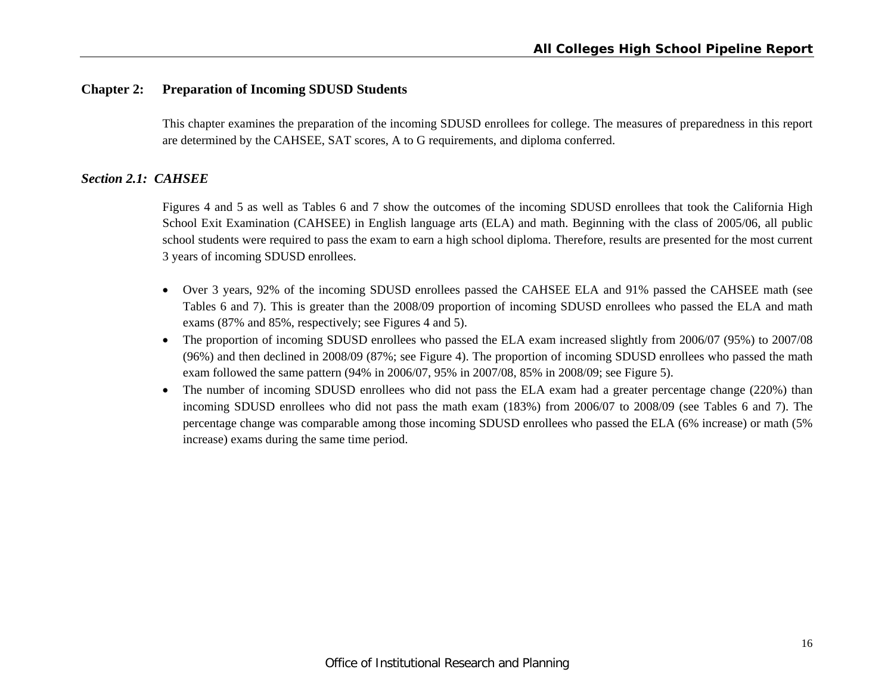## Chapter 2: Preparation of Incoming SDUSD Students

This chapter examines the preparation of the incoming SDUSD enrollees for college. The measures of preparedness in this report are determined by the CAHSEE, SAT scores, A to G requirements, and diploma conferred.

### *Section 2.1: CAHSEE*

Figures 4 and 5 as well as Tables 6 and 7 show the outcomes of the incoming SDUSD enrollees that took the California High School Exit Examination (CAHSEE) in English language arts (ELA) and math. Beginning with the class of 2005/06, all public school students were required to pass the exam to earn a high school diploma. Therefore, results are presented for the most current 3 years of incoming SDUSD enrollees.

- Over 3 years, 92% of the incoming SDUSD enrollees passed the CAHSEE ELA and 91% passed the CAHSEE math (see Tables 6 and 7). This is greater than the 2008/09 proportion of incoming SDUSD enrollees who passed the ELA and math exams (87% and 85%, respectively; see Figures 4 and 5).
- The proportion of incoming SDUSD enrollees who passed the ELA exam increased slightly from 2006/07 (95%) to 2007/08 (96%) and then declined in 2008/09 (87%; see Figure 4). The proportion of incoming SDUSD enrollees who passed the math exam followed the same pattern (94% in 2006/07, 95% in 2007/08, 85% in 2008/09; see Figure 5).
- The number of incoming SDUSD enrollees who did not pass the ELA exam had a greater percentage change (220%) than incoming SDUSD enrollees who did not pass the math exam (183%) from 2006/07 to 2008/09 (see Tables 6 and 7). The percentage change was comparable among those incoming SDUSD enrollees who passed the ELA (6% increase) or math (5% increase) exams during the same time period.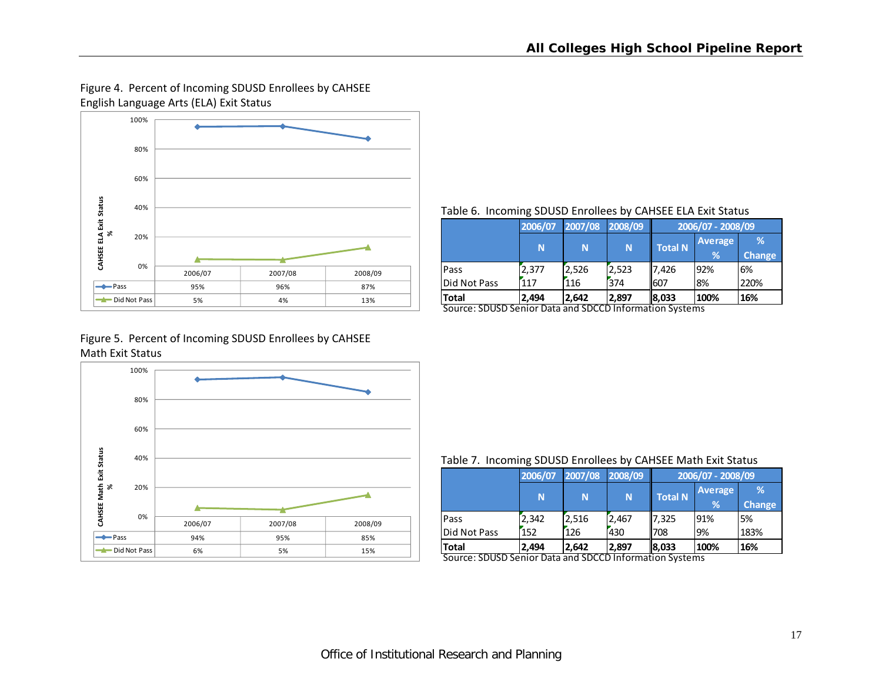Figure 4. Percent of Incoming SDUSD Enrollees by CAHSEE English Language Arts (ELA) Exit Status

| | 2006/07 | 2007/08 | 2008/09 |
|---|---|---|---|
| Pass | 95% | 96% | 87% |
| Did Not Pass | 5% | 4% | 13% |

Table 6. Incoming SDUSD Enrollees by CAHSEE ELA Exit Status

| | 2006/07 | 2007/08 | 2008/09 | 2006/07 - 2008/09 | | |
|---|---|---|---|---|---|---|
| | N | N | N | Total N | Average % | % Change |
| Pass | 2,377 | 2,526 | 2,523 | 7,426 | 92% | 6% |
| Did Not Pass | 117 | 116 | 374 | 607 | 8% | 220% |
| **Total** | **2,494** | **2,642** | **2,897** | **8,033** | **100%** | **16%** |

Source: SDUSD Senior Data and SDCCD Information Systems

Figure 5. Percent of Incoming SDUSD Enrollees by CAHSEE Math Exit Status

| | 2006/07 | 2007/08 | 2008/09 |
|---|---|---|---|
| Pass | 94% | 95% | 85% |
| Did Not Pass | 6% | 5% | 15% |

Table 7. Incoming SDUSD Enrollees by CAHSEE Math Exit Status

| | 2006/07 | 2007/08 | 2008/09 | 2006/07 - 2008/09 | | |
|---|---|---|---|---|---|---|
| | N | N | N | Total N | Average % | % Change |
| Pass | 2,342 | 2,516 | 2,467 | 7,325 | 91% | 5% |
| Did Not Pass | 152 | 126 | 430 | 708 | 9% | 183% |
| **Total** | **2,494** | **2,642** | **2,897** | **8,033** | **100%** | **16%** |

Source: SDUSD Senior Data and SDCCD Information Systems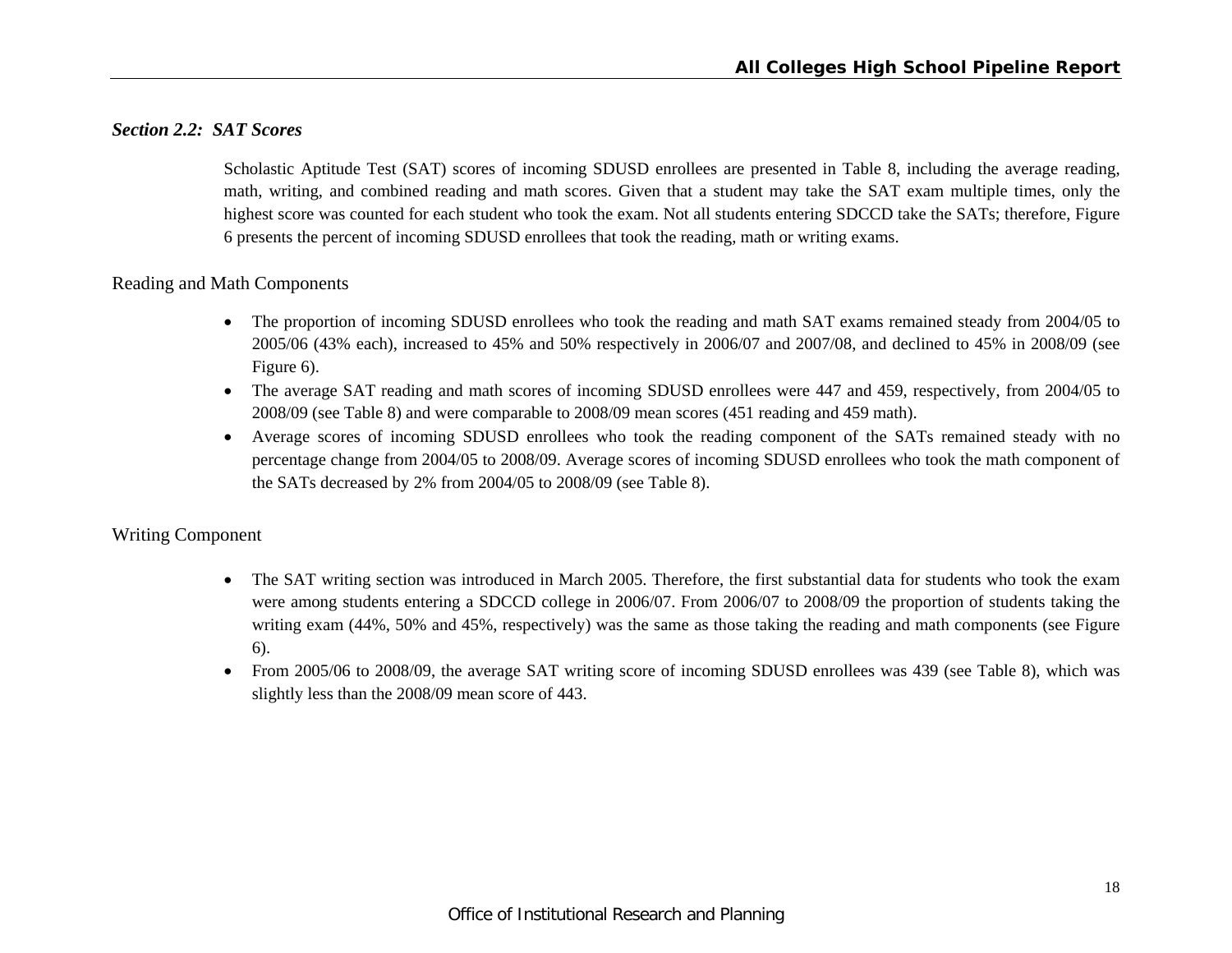### *Section 2.2: SAT Scores*

Scholastic Aptitude Test (SAT) scores of incoming SDUSD enrollees are presented in Table 8, including the average reading, math, writing, and combined reading and math scores. Given that a student may take the SAT exam multiple times, only the highest score was counted for each student who took the exam. Not all students entering SDCCD take the SATs; therefore, Figure 6 presents the percent of incoming SDUSD enrollees that took the reading, math or writing exams.

#### Reading and Math Components

- The proportion of incoming SDUSD enrollees who took the reading and math SAT exams remained steady from 2004/05 to 2005/06 (43% each), increased to 45% and 50% respectively in 2006/07 and 2007/08, and declined to 45% in 2008/09 (see Figure 6).
- The average SAT reading and math scores of incoming SDUSD enrollees were 447 and 459, respectively, from 2004/05 to 2008/09 (see Table 8) and were comparable to 2008/09 mean scores (451 reading and 459 math).
- Average scores of incoming SDUSD enrollees who took the reading component of the SATs remained steady with no percentage change from 2004/05 to 2008/09. Average scores of incoming SDUSD enrollees who took the math component of the SATs decreased by 2% from 2004/05 to 2008/09 (see Table 8).

#### Writing Component

- The SAT writing section was introduced in March 2005. Therefore, the first substantial data for students who took the exam were among students entering a SDCCD college in 2006/07. From 2006/07 to 2008/09 the proportion of students taking the writing exam (44%, 50% and 45%, respectively) was the same as those taking the reading and math components (see Figure 6).
- From 2005/06 to 2008/09, the average SAT writing score of incoming SDUSD enrollees was 439 (see Table 8), which was slightly less than the 2008/09 mean score of 443.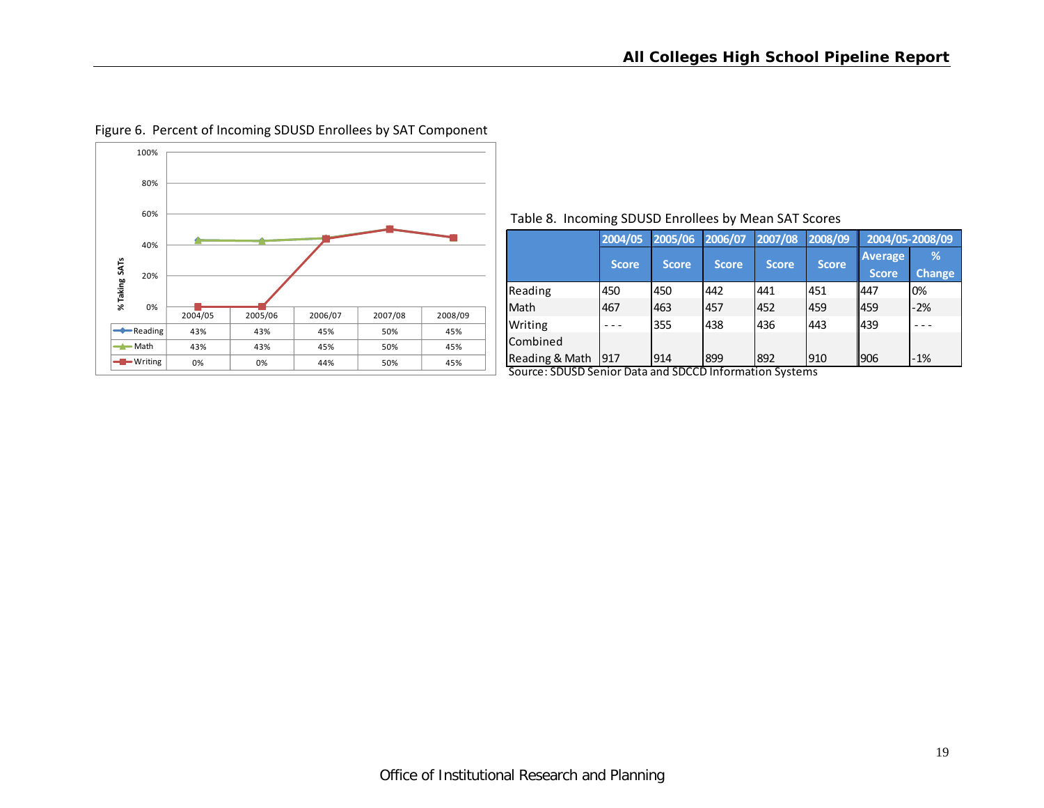Figure 6. Percent of Incoming SDUSD Enrollees by SAT Component

| % Taking SATs | 2004/05 | 2005/06 | 2006/07 | 2007/08 | 2008/09 |
|---|---|---|---|---|---|
| Reading | 43% | 43% | 45% | 50% | 45% |
| Math | 43% | 43% | 45% | 50% | 45% |
| Writing | 0% | 0% | 44% | 50% | 45% |

Table 8. Incoming SDUSD Enrollees by Mean SAT Scores

| | 2004/05 | 2005/06 | 2006/07 | 2007/08 | 2008/09 | 2004/05-2008/09 | |
|---|---|---|---|---|---|---|---|
| | Score | Score | Score | Score | Score | Average Score | % Change |
| Reading | 450 | 450 | 442 | 441 | 451 | 447 | 0% |
| Math | 467 | 463 | 457 | 452 | 459 | 459 | -2% |
| Writing | - - - | 355 | 438 | 436 | 443 | 439 | - - - |
| Combined Reading & Math | 917 | 914 | 899 | 892 | 910 | 906 | -1% |

Source: SDUSD Senior Data and SDCCD Information Systems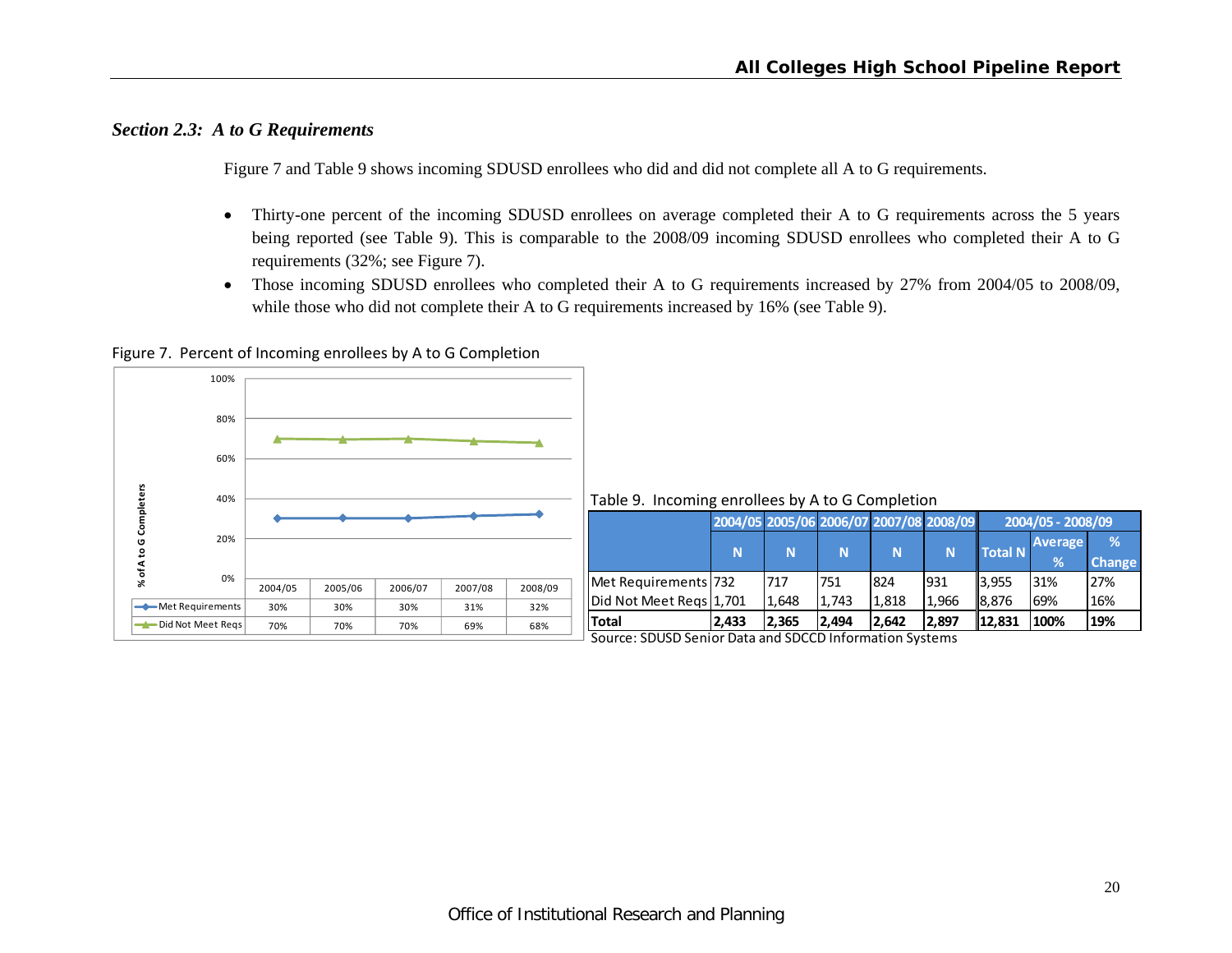### *Section 2.3: A to G Requirements*

Figure 7 and Table 9 shows incoming SDUSD enrollees who did and did not complete all A to G requirements.

- Thirty-one percent of the incoming SDUSD enrollees on average completed their A to G requirements across the 5 years being reported (see Table 9). This is comparable to the 2008/09 incoming SDUSD enrollees who completed their A to G requirements (32%; see Figure 7).
- Those incoming SDUSD enrollees who completed their A to G requirements increased by 27% from 2004/05 to 2008/09, while those who did not complete their A to G requirements increased by 16% (see Table 9).

Figure 7. Percent of Incoming enrollees by A to G Completion

| | 2004/05 | 2005/06 | 2006/07 | 2007/08 | 2008/09 |
|---|---|---|---|---|---|
| Met Requirements | 30% | 30% | 30% | 31% | 32% |
| Did Not Meet Reqs | 70% | 70% | 70% | 69% | 68% |

Table 9. Incoming enrollees by A to G Completion

| | 2004/05 | 2005/06 | 2006/07 | 2007/08 | 2008/09 | 2004/05 - 2008/09 | | |
|---|---|---|---|---|---|---|---|---|
| | N | N | N | N | N | Total N | Average % | % Change |
| Met Requirements | 732 | 717 | 751 | 824 | 931 | 3,955 | 31% | 27% |
| Did Not Meet Reqs | 1,701 | 1,648 | 1,743 | 1,818 | 1,966 | 8,876 | 69% | 16% |
| **Total** | **2,433** | **2,365** | **2,494** | **2,642** | **2,897** | **12,831** | **100%** | **19%** |

Source: SDUSD Senior Data and SDCCD Information Systems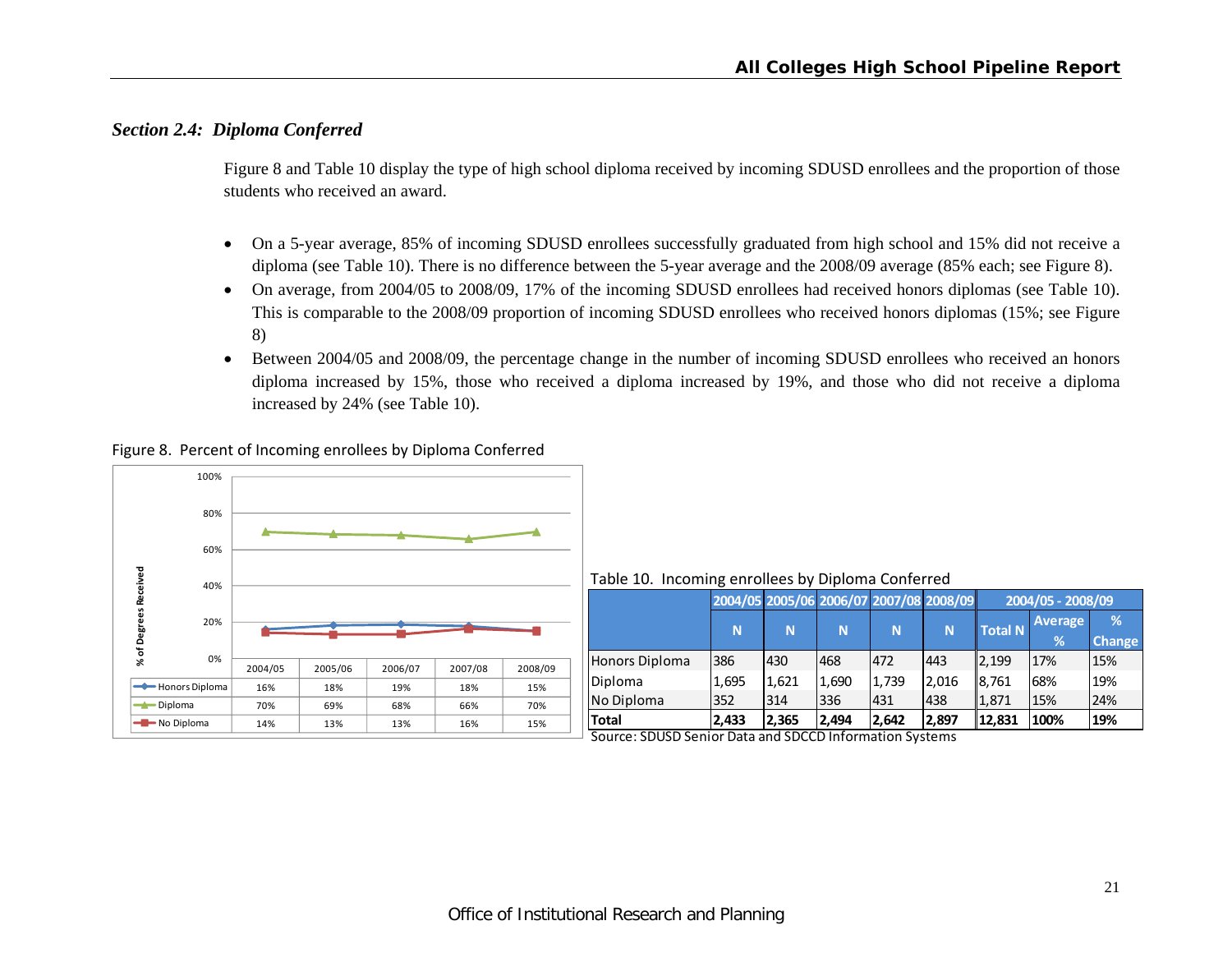## *Section 2.4: Diploma Conferred*

Figure 8 and Table 10 display the type of high school diploma received by incoming SDUSD enrollees and the proportion of those students who received an award.

- On a 5-year average, 85% of incoming SDUSD enrollees successfully graduated from high school and 15% did not receive a diploma (see Table 10). There is no difference between the 5-year average and the 2008/09 average (85% each; see Figure 8).
- On average, from 2004/05 to 2008/09, 17% of the incoming SDUSD enrollees had received honors diplomas (see Table 10). This is comparable to the 2008/09 proportion of incoming SDUSD enrollees who received honors diplomas (15%; see Figure 8)
- Between 2004/05 and 2008/09, the percentage change in the number of incoming SDUSD enrollees who received an honors diploma increased by 15%, those who received a diploma increased by 19%, and those who did not receive a diploma increased by 24% (see Table 10).

Figure 8. Percent of Incoming enrollees by Diploma Conferred

| % of Degrees Received | 2004/05 | 2005/06 | 2006/07 | 2007/08 | 2008/09 |
|---|---|---|---|---|---|
| Honors Diploma | 16% | 18% | 19% | 18% | 15% |
| Diploma | 70% | 69% | 68% | 66% | 70% |
| No Diploma | 14% | 13% | 13% | 16% | 15% |

Table 10. Incoming enrollees by Diploma Conferred

| | 2004/05 | 2005/06 | 2006/07 | 2007/08 | 2008/09 | 2004/05 - 2008/09 | | |
|---|---|---|---|---|---|---|---|---|
| | N | N | N | N | N | Total N | Average % | % Change |
| Honors Diploma | 386 | 430 | 468 | 472 | 443 | 2,199 | 17% | 15% |
| Diploma | 1,695 | 1,621 | 1,690 | 1,739 | 2,016 | 8,761 | 68% | 19% |
| No Diploma | 352 | 314 | 336 | 431 | 438 | 1,871 | 15% | 24% |
| **Total** | **2,433** | **2,365** | **2,494** | **2,642** | **2,897** | **12,831** | **100%** | **19%** |

Source: SDUSD Senior Data and SDCCD Information Systems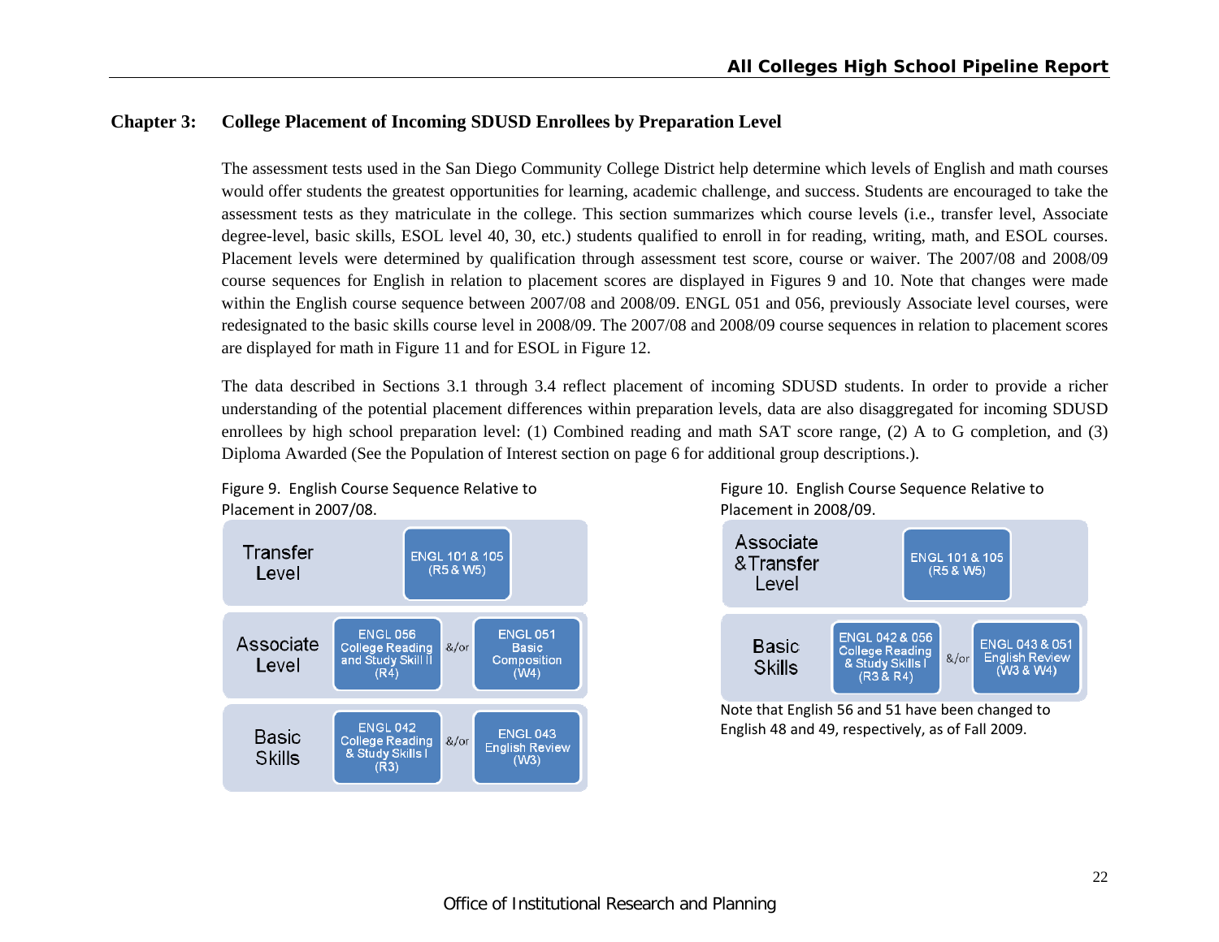## Chapter 3: College Placement of Incoming SDUSD Enrollees by Preparation Level

The assessment tests used in the San Diego Community College District help determine which levels of English and math courses would offer students the greatest opportunities for learning, academic challenge, and success. Students are encouraged to take the assessment tests as they matriculate in the college. This section summarizes which course levels (i.e., transfer level, Associate degree-level, basic skills, ESOL level 40, 30, etc.) students qualified to enroll in for reading, writing, math, and ESOL courses. Placement levels were determined by qualification through assessment test score, course or waiver. The 2007/08 and 2008/09 course sequences for English in relation to placement scores are displayed in Figures 9 and 10. Note that changes were made within the English course sequence between 2007/08 and 2008/09. ENGL 051 and 056, previously Associate level courses, were redesignated to the basic skills course level in 2008/09. The 2007/08 and 2008/09 course sequences in relation to placement scores are displayed for math in Figure 11 and for ESOL in Figure 12.

The data described in Sections 3.1 through 3.4 reflect placement of incoming SDUSD students. In order to provide a richer understanding of the potential placement differences within preparation levels, data are also disaggregated for incoming SDUSD enrollees by high school preparation level: (1) Combined reading and math SAT score range, (2) A to G completion, and (3) Diploma Awarded (See the Population of Interest section on page 6 for additional group descriptions.).

Figure 9. English Course Sequence Relative to Placement in 2007/08.

| Level | Course | | Course |
|---|---|---|---|
| Transfer Level | ENGL 101 & 105 (R5 & W5) | | |
| Associate Level | ENGL 056 College Reading and Study Skill II (R4) | &/or | ENGL 051 Basic Composition (W4) |
| Basic Skills | ENGL 042 College Reading & Study Skills I (R3) | &/or | ENGL 043 English Review (W3) |

Figure 10. English Course Sequence Relative to Placement in 2008/09.

| Level | Course | | Course |
|---|---|---|---|
| Associate & Transfer Level | ENGL 101 & 105 (R5 & W5) | | |
| Basic Skills | ENGL 042 & 056 College Reading & Study Skills I (R3 & R4) | &/or | ENGL 043 & 051 English Review (W3 & W4) |

Note that English 56 and 51 have been changed to English 48 and 49, respectively, as of Fall 2009.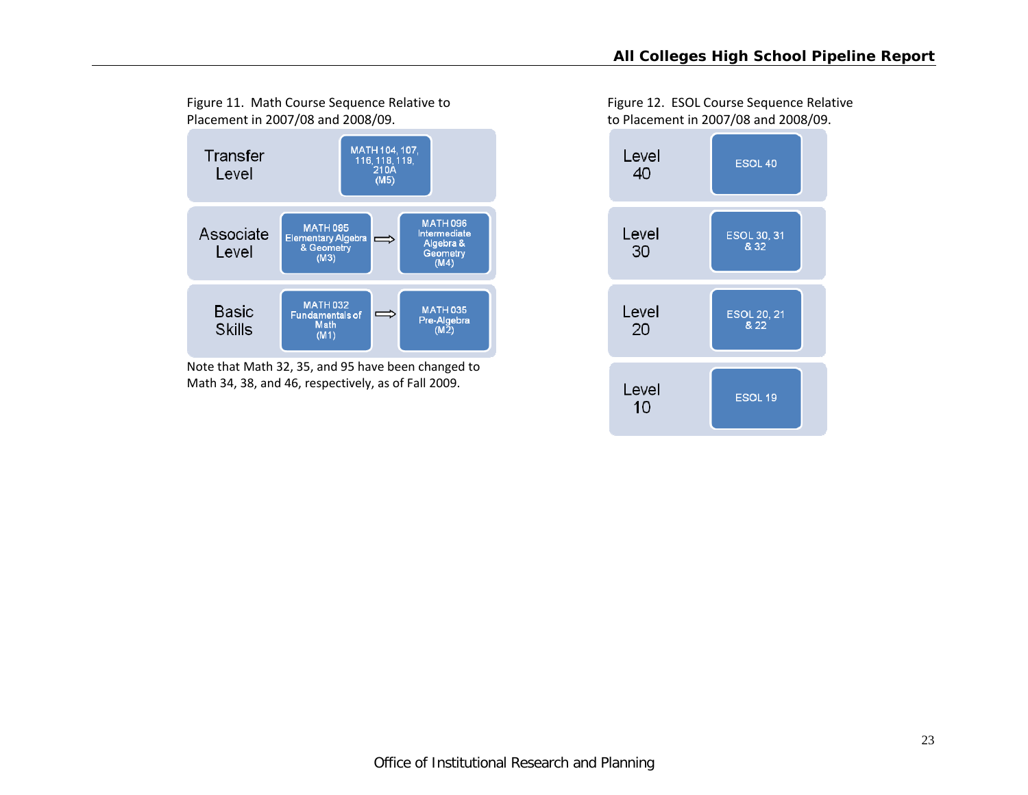Figure 11. Math Course Sequence Relative to Placement in 2007/08 and 2008/09.

| Level | | |
|---|---|---|
| Transfer Level | MATH 104, 107, 116, 118, 119, 210A (M5) | |
| Associate Level | MATH 095 Elementary Algebra & Geometry (M3) ⇒ | MATH 096 Intermediate Algebra & Geometry (M4) |
| Basic Skills | MATH 032 Fundamentals of Math (M1) ⇒ | MATH 035 Pre-Algebra (M2) |

Note that Math 32, 35, and 95 have been changed to Math 34, 38, and 46, respectively, as of Fall 2009.

Figure 12. ESOL Course Sequence Relative to Placement in 2007/08 and 2008/09.

| Level | Course |
|---|---|
| Level 40 | ESOL 40 |
| Level 30 | ESOL 30, 31 & 32 |
| Level 20 | ESOL 20, 21 & 22 |
| Level 10 | ESOL 19 |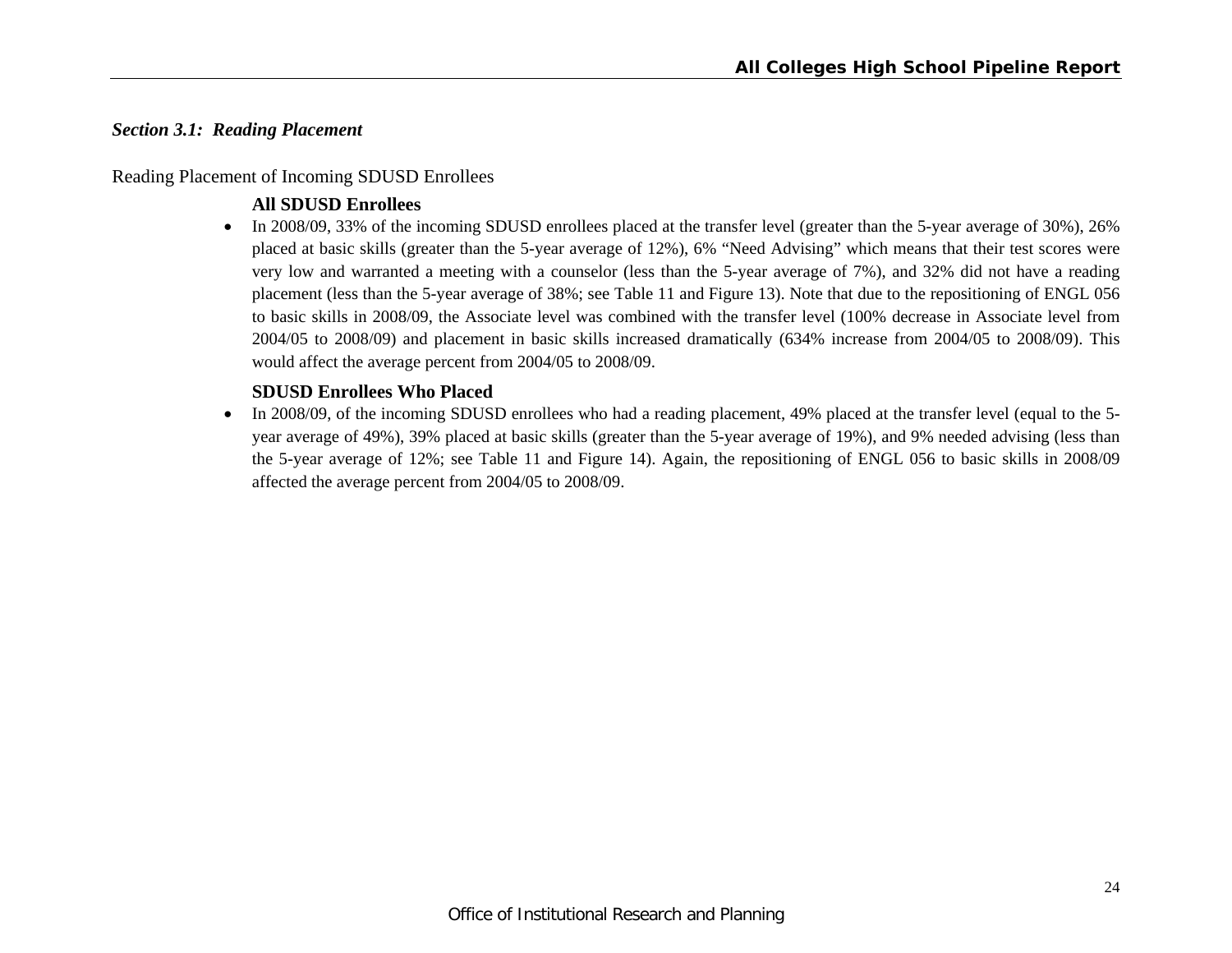### *Section 3.1: Reading Placement*

Reading Placement of Incoming SDUSD Enrollees

**All SDUSD Enrollees**

- In 2008/09, 33% of the incoming SDUSD enrollees placed at the transfer level (greater than the 5-year average of 30%), 26% placed at basic skills (greater than the 5-year average of 12%), 6% "Need Advising" which means that their test scores were very low and warranted a meeting with a counselor (less than the 5-year average of 7%), and 32% did not have a reading placement (less than the 5-year average of 38%; see Table 11 and Figure 13). Note that due to the repositioning of ENGL 056 to basic skills in 2008/09, the Associate level was combined with the transfer level (100% decrease in Associate level from 2004/05 to 2008/09) and placement in basic skills increased dramatically (634% increase from 2004/05 to 2008/09). This would affect the average percent from 2004/05 to 2008/09.

**SDUSD Enrollees Who Placed**

- In 2008/09, of the incoming SDUSD enrollees who had a reading placement, 49% placed at the transfer level (equal to the 5-year average of 49%), 39% placed at basic skills (greater than the 5-year average of 19%), and 9% needed advising (less than the 5-year average of 12%; see Table 11 and Figure 14). Again, the repositioning of ENGL 056 to basic skills in 2008/09 affected the average percent from 2004/05 to 2008/09.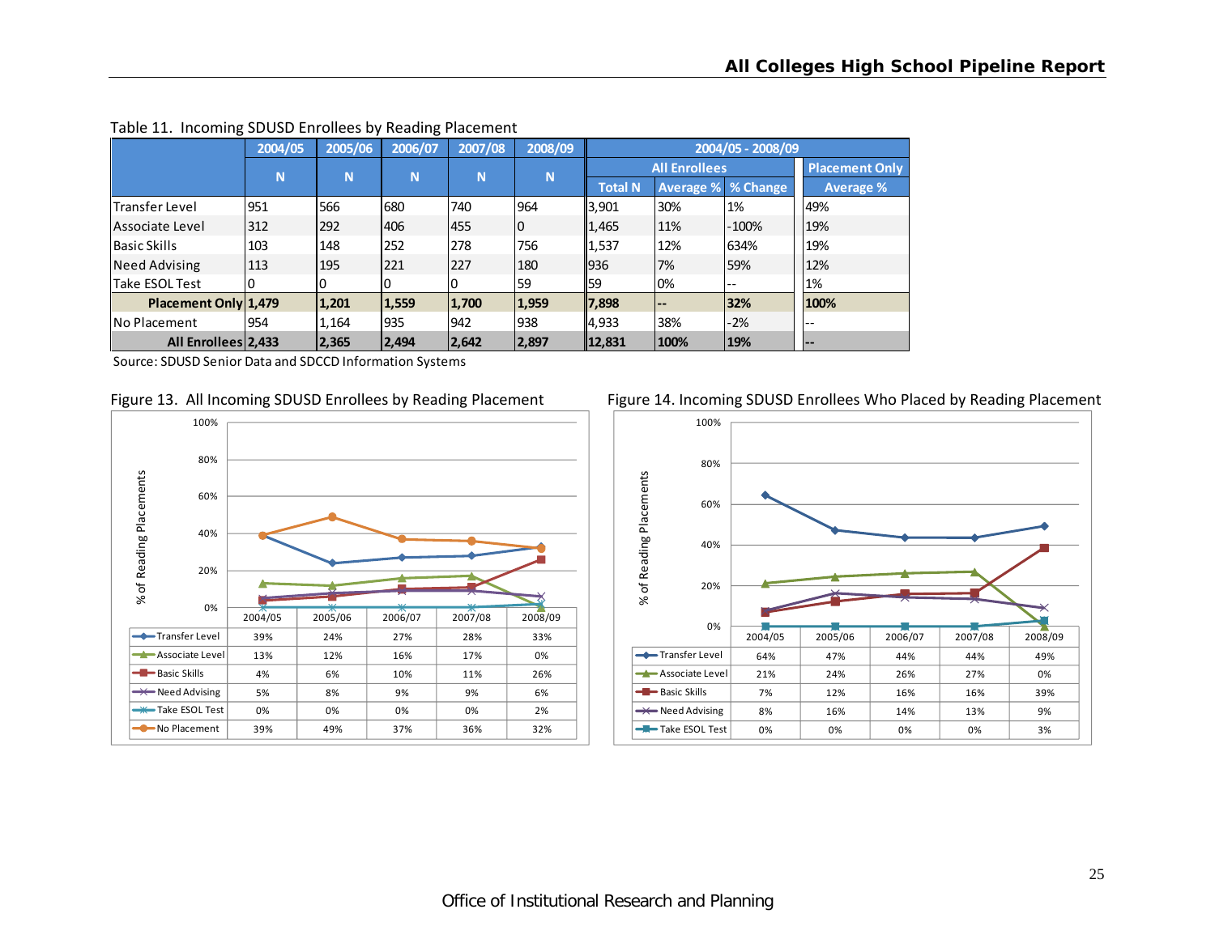Table 11. Incoming SDUSD Enrollees by Reading Placement

| | 2004/05 | 2005/06 | 2006/07 | 2007/08 | 2008/09 | 2004/05 - 2008/09 | | | |
|---|---|---|---|---|---|---|---|---|---|
| | | | | | | All Enrollees | | | Placement Only |
| | N | N | N | N | N | Total N | Average % | % Change | Average % |
| Transfer Level | 951 | 566 | 680 | 740 | 964 | 3,901 | 30% | 1% | 49% |
| Associate Level | 312 | 292 | 406 | 455 | 0 | 1,465 | 11% | -100% | 19% |
| Basic Skills | 103 | 148 | 252 | 278 | 756 | 1,537 | 12% | 634% | 19% |
| Need Advising | 113 | 195 | 221 | 227 | 180 | 936 | 7% | 59% | 12% |
| Take ESOL Test | 0 | 0 | 0 | 0 | 59 | 59 | 0% | -- | 1% |
| **Placement Only** | **1,479** | **1,201** | **1,559** | **1,700** | **1,959** | **7,898** | **--** | **32%** | **100%** |
| No Placement | 954 | 1,164 | 935 | 942 | 938 | 4,933 | 38% | -2% | -- |
| **All Enrollees** | **2,433** | **2,365** | **2,494** | **2,642** | **2,897** | **12,831** | **100%** | **19%** | **--** |

Source: SDUSD Senior Data and SDCCD Information Systems

Figure 13. All Incoming SDUSD Enrollees by Reading Placement

| % of Reading Placements | 2004/05 | 2005/06 | 2006/07 | 2007/08 | 2008/09 |
|---|---|---|---|---|---|
| Transfer Level | 39% | 24% | 27% | 28% | 33% |
| Associate Level | 13% | 12% | 16% | 17% | 0% |
| Basic Skills | 4% | 6% | 10% | 11% | 26% |
| Need Advising | 5% | 8% | 9% | 9% | 6% |
| Take ESOL Test | 0% | 0% | 0% | 0% | 2% |
| No Placement | 39% | 49% | 37% | 36% | 32% |

Figure 14. Incoming SDUSD Enrollees Who Placed by Reading Placement

| % of Reading Placements | 2004/05 | 2005/06 | 2006/07 | 2007/08 | 2008/09 |
|---|---|---|---|---|---|
| Transfer Level | 64% | 47% | 44% | 44% | 49% |
| Associate Level | 21% | 24% | 26% | 27% | 0% |
| Basic Skills | 7% | 12% | 16% | 16% | 39% |
| Need Advising | 8% | 16% | 14% | 13% | 9% |
| Take ESOL Test | 0% | 0% | 0% | 0% | 3% |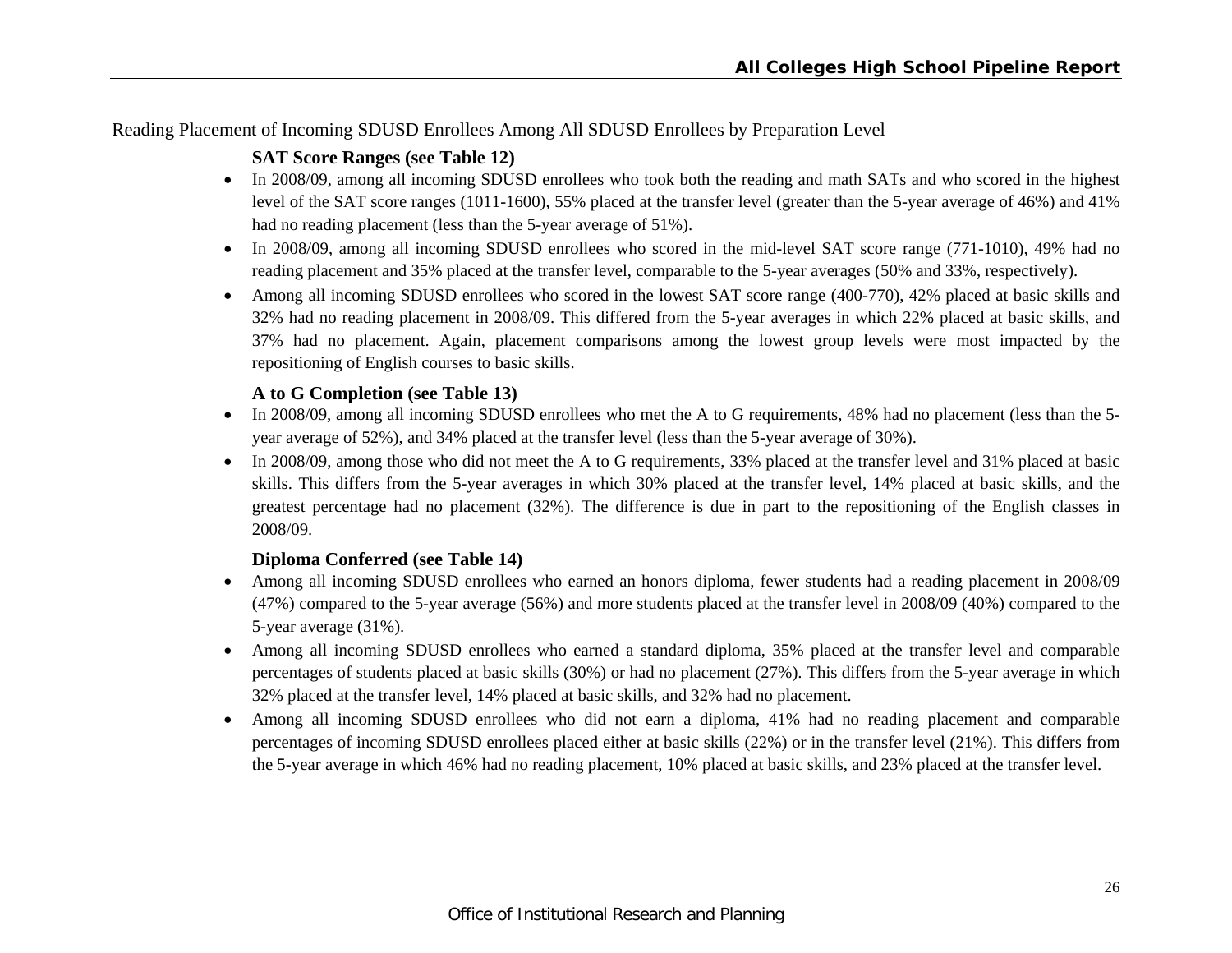Reading Placement of Incoming SDUSD Enrollees Among All SDUSD Enrollees by Preparation Level

### SAT Score Ranges (see Table 12)

- In 2008/09, among all incoming SDUSD enrollees who took both the reading and math SATs and who scored in the highest level of the SAT score ranges (1011-1600), 55% placed at the transfer level (greater than the 5-year average of 46%) and 41% had no reading placement (less than the 5-year average of 51%).
- In 2008/09, among all incoming SDUSD enrollees who scored in the mid-level SAT score range (771-1010), 49% had no reading placement and 35% placed at the transfer level, comparable to the 5-year averages (50% and 33%, respectively).
- Among all incoming SDUSD enrollees who scored in the lowest SAT score range (400-770), 42% placed at basic skills and 32% had no reading placement in 2008/09. This differed from the 5-year averages in which 22% placed at basic skills, and 37% had no placement. Again, placement comparisons among the lowest group levels were most impacted by the repositioning of English courses to basic skills.

### A to G Completion (see Table 13)

- In 2008/09, among all incoming SDUSD enrollees who met the A to G requirements, 48% had no placement (less than the 5-year average of 52%), and 34% placed at the transfer level (less than the 5-year average of 30%).
- In 2008/09, among those who did not meet the A to G requirements, 33% placed at the transfer level and 31% placed at basic skills. This differs from the 5-year averages in which 30% placed at the transfer level, 14% placed at basic skills, and the greatest percentage had no placement (32%). The difference is due in part to the repositioning of the English classes in 2008/09.

### Diploma Conferred (see Table 14)

- Among all incoming SDUSD enrollees who earned an honors diploma, fewer students had a reading placement in 2008/09 (47%) compared to the 5-year average (56%) and more students placed at the transfer level in 2008/09 (40%) compared to the 5-year average (31%).
- Among all incoming SDUSD enrollees who earned a standard diploma, 35% placed at the transfer level and comparable percentages of students placed at basic skills (30%) or had no placement (27%). This differs from the 5-year average in which 32% placed at the transfer level, 14% placed at basic skills, and 32% had no placement.
- Among all incoming SDUSD enrollees who did not earn a diploma, 41% had no reading placement and comparable percentages of incoming SDUSD enrollees placed either at basic skills (22%) or in the transfer level (21%). This differs from the 5-year average in which 46% had no reading placement, 10% placed at basic skills, and 23% placed at the transfer level.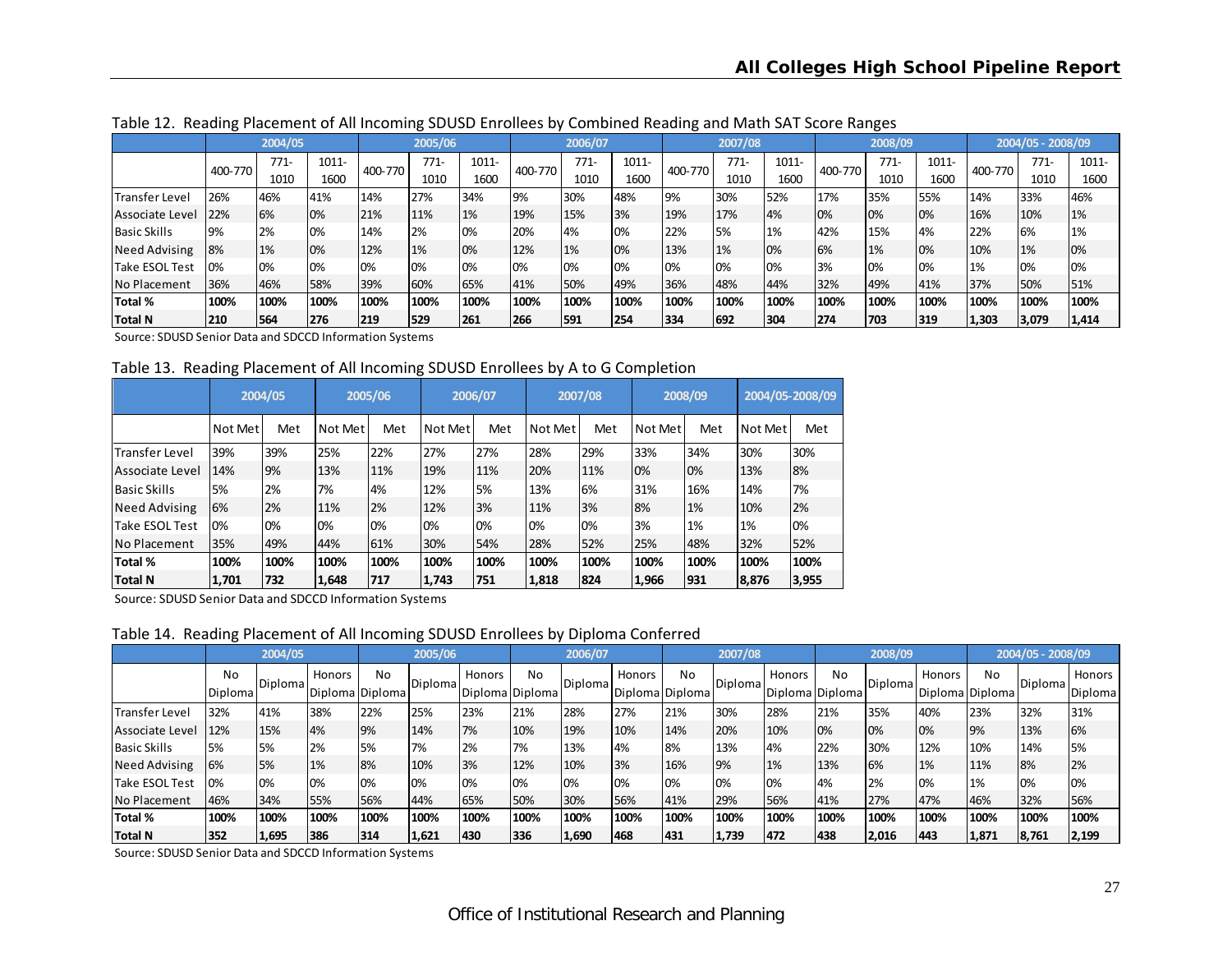Table 12. Reading Placement of All Incoming SDUSD Enrollees by Combined Reading and Math SAT Score Ranges

| | 2004/05 | | | 2005/06 | | | 2006/07 | | | 2007/08 | | | 2008/09 | | | 2004/05 - 2008/09 | | |
|---|---|---|---|---|---|---|---|---|---|---|---|---|---|---|---|---|---|---|
| | 400-770 | 771-1010 | 1011-1600 | 400-770 | 771-1010 | 1011-1600 | 400-770 | 771-1010 | 1011-1600 | 400-770 | 771-1010 | 1011-1600 | 400-770 | 771-1010 | 1011-1600 | 400-770 | 771-1010 | 1011-1600 |
| Transfer Level | 26% | 46% | 41% | 14% | 27% | 34% | 9% | 30% | 48% | 9% | 30% | 52% | 17% | 35% | 55% | 14% | 33% | 46% |
| Associate Level | 22% | 6% | 0% | 21% | 11% | 1% | 19% | 15% | 3% | 19% | 17% | 4% | 0% | 0% | 0% | 16% | 10% | 1% |
| Basic Skills | 9% | 2% | 0% | 14% | 2% | 0% | 20% | 4% | 0% | 22% | 5% | 1% | 42% | 15% | 4% | 22% | 6% | 1% |
| Need Advising | 8% | 1% | 0% | 12% | 1% | 0% | 12% | 1% | 0% | 13% | 1% | 0% | 6% | 1% | 0% | 10% | 1% | 0% |
| Take ESOL Test | 0% | 0% | 0% | 0% | 0% | 0% | 0% | 0% | 0% | 0% | 0% | 0% | 3% | 0% | 0% | 1% | 0% | 0% |
| No Placement | 36% | 46% | 58% | 39% | 60% | 65% | 41% | 50% | 49% | 36% | 48% | 44% | 32% | 49% | 41% | 37% | 50% | 51% |
| **Total %** | **100%** | **100%** | **100%** | **100%** | **100%** | **100%** | **100%** | **100%** | **100%** | **100%** | **100%** | **100%** | **100%** | **100%** | **100%** | **100%** | **100%** | **100%** |
| **Total N** | **210** | **564** | **276** | **219** | **529** | **261** | **266** | **591** | **254** | **334** | **692** | **304** | **274** | **703** | **319** | **1,303** | **3,079** | **1,414** |

Source: SDUSD Senior Data and SDCCD Information Systems

Table 13. Reading Placement of All Incoming SDUSD Enrollees by A to G Completion

| | 2004/05 | | 2005/06 | | 2006/07 | | 2007/08 | | 2008/09 | | 2004/05-2008/09 | |
|---|---|---|---|---|---|---|---|---|---|---|---|---|
| | Not Met | Met | Not Met | Met | Not Met | Met | Not Met | Met | Not Met | Met | Not Met | Met |
| Transfer Level | 39% | 39% | 25% | 22% | 27% | 27% | 28% | 29% | 33% | 34% | 30% | 30% |
| Associate Level | 14% | 9% | 13% | 11% | 19% | 11% | 20% | 11% | 0% | 0% | 13% | 8% |
| Basic Skills | 5% | 2% | 7% | 4% | 12% | 5% | 13% | 6% | 31% | 16% | 14% | 7% |
| Need Advising | 6% | 2% | 11% | 2% | 12% | 3% | 11% | 3% | 8% | 1% | 10% | 2% |
| Take ESOL Test | 0% | 0% | 0% | 0% | 0% | 0% | 0% | 0% | 3% | 1% | 1% | 0% |
| No Placement | 35% | 49% | 44% | 61% | 30% | 54% | 28% | 52% | 25% | 48% | 32% | 52% |
| **Total %** | **100%** | **100%** | **100%** | **100%** | **100%** | **100%** | **100%** | **100%** | **100%** | **100%** | **100%** | **100%** |
| **Total N** | **1,701** | **732** | **1,648** | **717** | **1,743** | **751** | **1,818** | **824** | **1,966** | **931** | **8,876** | **3,955** |

Source: SDUSD Senior Data and SDCCD Information Systems

Table 14. Reading Placement of All Incoming SDUSD Enrollees by Diploma Conferred

| | 2004/05 | | | 2005/06 | | | 2006/07 | | | 2007/08 | | | 2008/09 | | | 2004/05 - 2008/09 | | |
|---|---|---|---|---|---|---|---|---|---|---|---|---|---|---|---|---|---|---|
| | No Diploma | Diploma | Honors Diploma | No Diploma | Diploma | Honors Diploma | No Diploma | Diploma | Honors Diploma | No Diploma | Diploma | Honors Diploma | No Diploma | Diploma | Honors Diploma | No Diploma | Diploma | Honors Diploma |
| Transfer Level | 32% | 41% | 38% | 22% | 25% | 23% | 21% | 28% | 27% | 21% | 30% | 28% | 21% | 35% | 40% | 23% | 32% | 31% |
| Associate Level | 12% | 15% | 4% | 9% | 14% | 7% | 10% | 19% | 10% | 14% | 20% | 10% | 0% | 0% | 0% | 9% | 13% | 6% |
| Basic Skills | 5% | 5% | 2% | 5% | 7% | 2% | 7% | 13% | 4% | 8% | 13% | 4% | 22% | 30% | 12% | 10% | 14% | 5% |
| Need Advising | 6% | 5% | 1% | 8% | 10% | 3% | 12% | 10% | 3% | 16% | 9% | 1% | 13% | 6% | 1% | 11% | 8% | 2% |
| Take ESOL Test | 0% | 0% | 0% | 0% | 0% | 0% | 0% | 0% | 0% | 0% | 0% | 0% | 4% | 2% | 0% | 1% | 0% | 0% |
| No Placement | 46% | 34% | 55% | 56% | 44% | 65% | 50% | 30% | 56% | 41% | 29% | 56% | 41% | 27% | 47% | 46% | 32% | 56% |
| **Total %** | **100%** | **100%** | **100%** | **100%** | **100%** | **100%** | **100%** | **100%** | **100%** | **100%** | **100%** | **100%** | **100%** | **100%** | **100%** | **100%** | **100%** | **100%** |
| **Total N** | **352** | **1,695** | **386** | **314** | **1,621** | **430** | **336** | **1,690** | **468** | **431** | **1,739** | **472** | **438** | **2,016** | **443** | **1,871** | **8,761** | **2,199** |

Source: SDUSD Senior Data and SDCCD Information Systems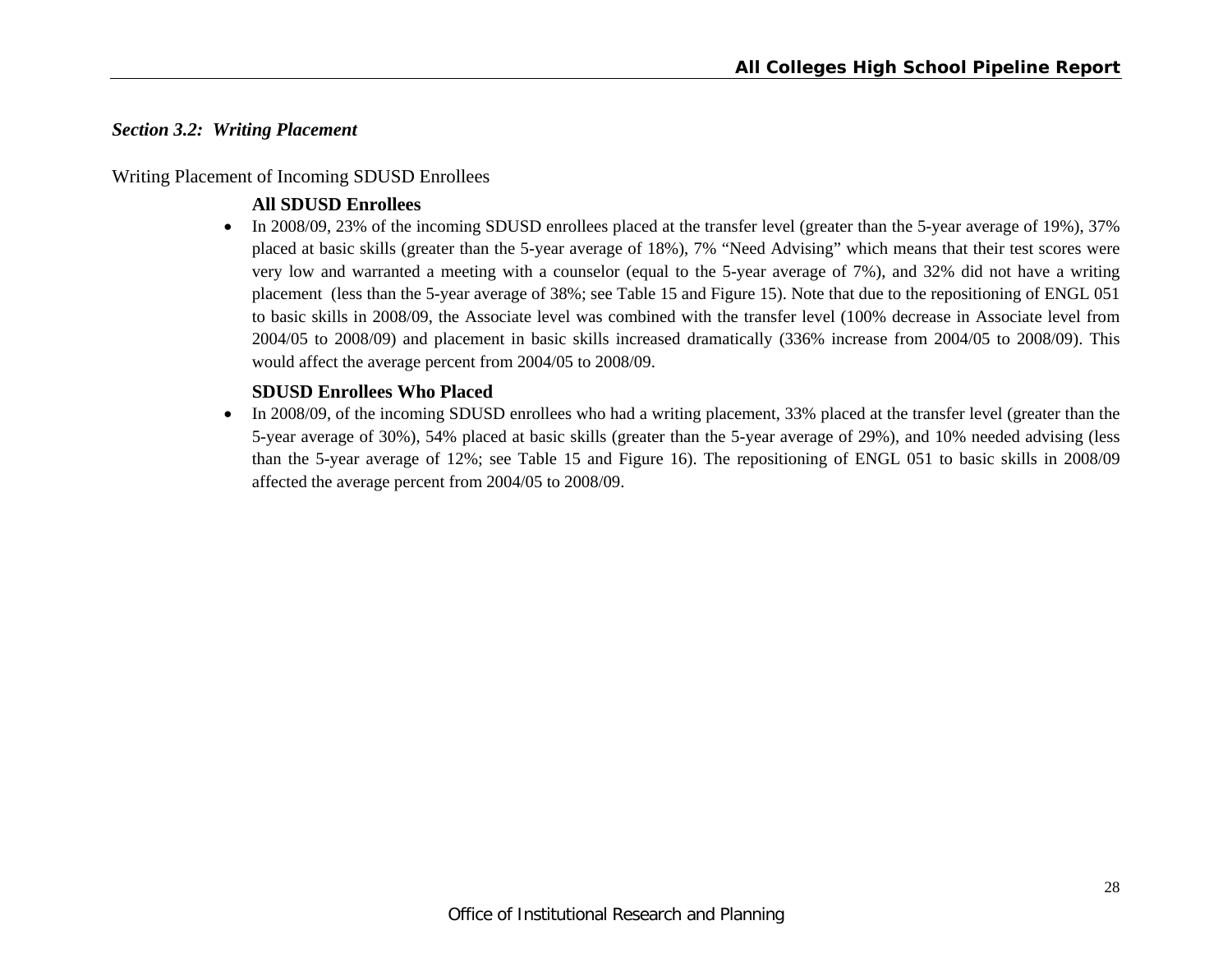### *Section 3.2: Writing Placement*

Writing Placement of Incoming SDUSD Enrollees

**All SDUSD Enrollees**

- In 2008/09, 23% of the incoming SDUSD enrollees placed at the transfer level (greater than the 5-year average of 19%), 37% placed at basic skills (greater than the 5-year average of 18%), 7% "Need Advising" which means that their test scores were very low and warranted a meeting with a counselor (equal to the 5-year average of 7%), and 32% did not have a writing placement (less than the 5-year average of 38%; see Table 15 and Figure 15). Note that due to the repositioning of ENGL 051 to basic skills in 2008/09, the Associate level was combined with the transfer level (100% decrease in Associate level from 2004/05 to 2008/09) and placement in basic skills increased dramatically (336% increase from 2004/05 to 2008/09). This would affect the average percent from 2004/05 to 2008/09.

**SDUSD Enrollees Who Placed**

- In 2008/09, of the incoming SDUSD enrollees who had a writing placement, 33% placed at the transfer level (greater than the 5-year average of 30%), 54% placed at basic skills (greater than the 5-year average of 29%), and 10% needed advising (less than the 5-year average of 12%; see Table 15 and Figure 16). The repositioning of ENGL 051 to basic skills in 2008/09 affected the average percent from 2004/05 to 2008/09.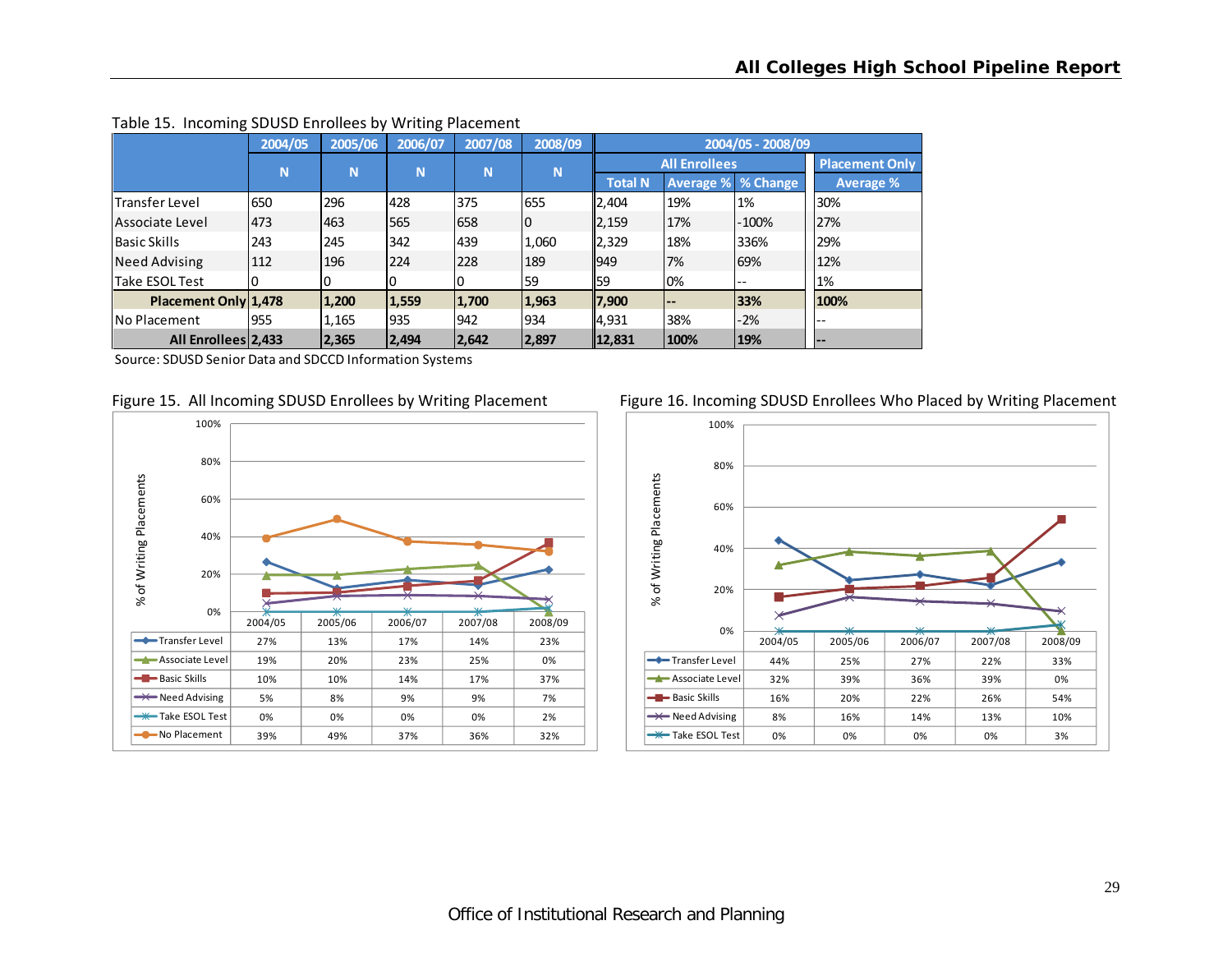Table 15. Incoming SDUSD Enrollees by Writing Placement

| | 2004/05 | 2005/06 | 2006/07 | 2007/08 | 2008/09 | 2004/05 - 2008/09 | | | |
|---|---|---|---|---|---|---|---|---|---|
| | | | | | | All Enrollees | | | Placement Only |
| | N | N | N | N | N | Total N | Average % | % Change | Average % |
| Transfer Level | 650 | 296 | 428 | 375 | 655 | 2,404 | 19% | 1% | 30% |
| Associate Level | 473 | 463 | 565 | 658 | 0 | 2,159 | 17% | -100% | 27% |
| Basic Skills | 243 | 245 | 342 | 439 | 1,060 | 2,329 | 18% | 336% | 29% |
| Need Advising | 112 | 196 | 224 | 228 | 189 | 949 | 7% | 69% | 12% |
| Take ESOL Test | 0 | 0 | 0 | 0 | 59 | 59 | 0% | -- | 1% |
| **Placement Only** | **1,478** | **1,200** | **1,559** | **1,700** | **1,963** | **7,900** | **--** | **33%** | **100%** |
| No Placement | 955 | 1,165 | 935 | 942 | 934 | 4,931 | 38% | -2% | -- |
| **All Enrollees** | **2,433** | **2,365** | **2,494** | **2,642** | **2,897** | **12,831** | **100%** | **19%** | **--** |

Source: SDUSD Senior Data and SDCCD Information Systems

Figure 15. All Incoming SDUSD Enrollees by Writing Placement

| % of Writing Placements | 2004/05 | 2005/06 | 2006/07 | 2007/08 | 2008/09 |
|---|---|---|---|---|---|
| Transfer Level | 27% | 13% | 17% | 14% | 23% |
| Associate Level | 19% | 20% | 23% | 25% | 0% |
| Basic Skills | 10% | 10% | 14% | 17% | 37% |
| Need Advising | 5% | 8% | 9% | 9% | 7% |
| Take ESOL Test | 0% | 0% | 0% | 0% | 2% |
| No Placement | 39% | 49% | 37% | 36% | 32% |

Figure 16. Incoming SDUSD Enrollees Who Placed by Writing Placement

| % of Writing Placements | 2004/05 | 2005/06 | 2006/07 | 2007/08 | 2008/09 |
|---|---|---|---|---|---|
| Transfer Level | 44% | 25% | 27% | 22% | 33% |
| Associate Level | 32% | 39% | 36% | 39% | 0% |
| Basic Skills | 16% | 20% | 22% | 26% | 54% |
| Need Advising | 8% | 16% | 14% | 13% | 10% |
| Take ESOL Test | 0% | 0% | 0% | 0% | 3% |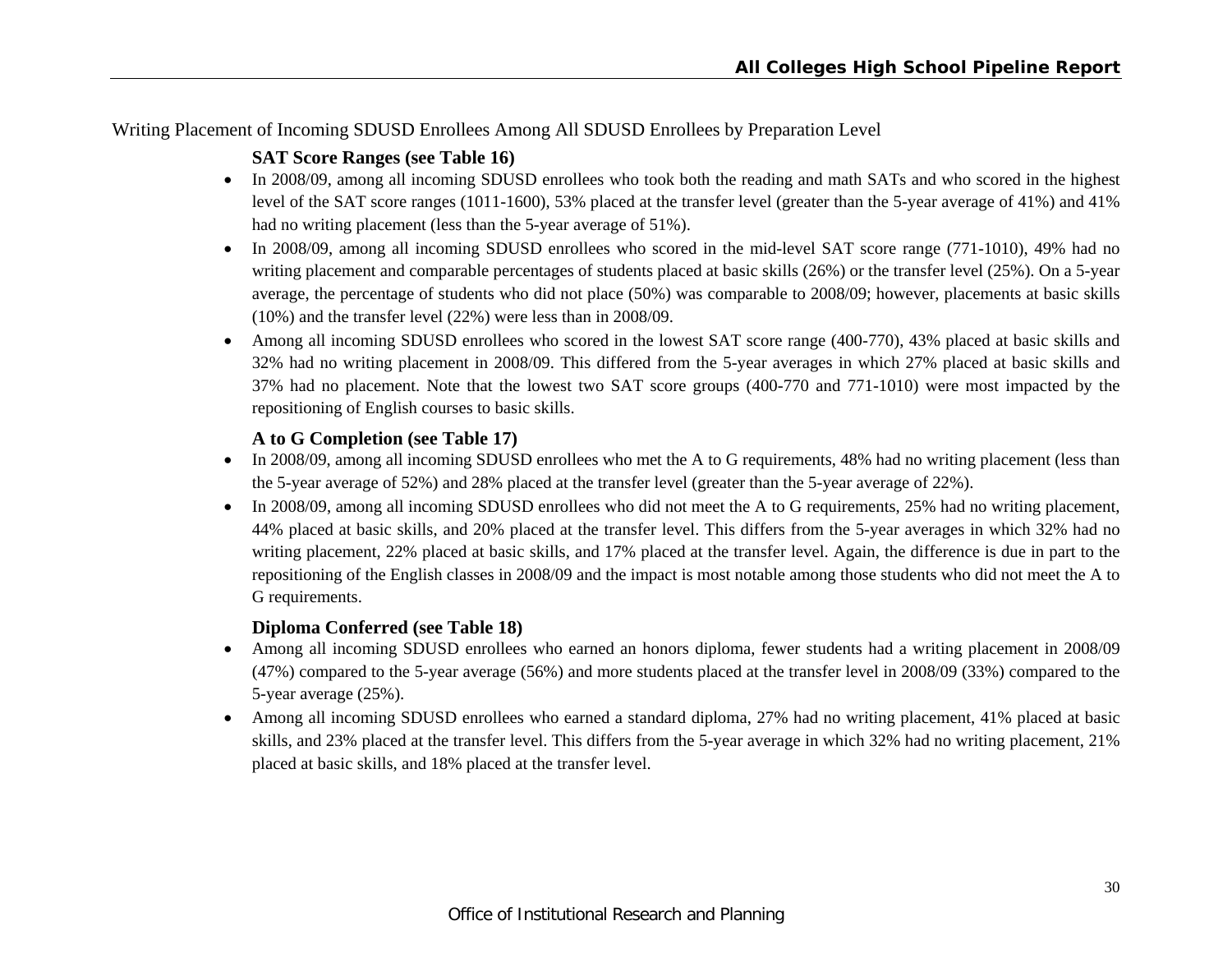Writing Placement of Incoming SDUSD Enrollees Among All SDUSD Enrollees by Preparation Level

**SAT Score Ranges (see Table 16)**

- In 2008/09, among all incoming SDUSD enrollees who took both the reading and math SATs and who scored in the highest level of the SAT score ranges (1011-1600), 53% placed at the transfer level (greater than the 5-year average of 41%) and 41% had no writing placement (less than the 5-year average of 51%).
- In 2008/09, among all incoming SDUSD enrollees who scored in the mid-level SAT score range (771-1010), 49% had no writing placement and comparable percentages of students placed at basic skills (26%) or the transfer level (25%). On a 5-year average, the percentage of students who did not place (50%) was comparable to 2008/09; however, placements at basic skills (10%) and the transfer level (22%) were less than in 2008/09.
- Among all incoming SDUSD enrollees who scored in the lowest SAT score range (400-770), 43% placed at basic skills and 32% had no writing placement in 2008/09. This differed from the 5-year averages in which 27% placed at basic skills and 37% had no placement. Note that the lowest two SAT score groups (400-770 and 771-1010) were most impacted by the repositioning of English courses to basic skills.

**A to G Completion (see Table 17)**

- In 2008/09, among all incoming SDUSD enrollees who met the A to G requirements, 48% had no writing placement (less than the 5-year average of 52%) and 28% placed at the transfer level (greater than the 5-year average of 22%).
- In 2008/09, among all incoming SDUSD enrollees who did not meet the A to G requirements, 25% had no writing placement, 44% placed at basic skills, and 20% placed at the transfer level. This differs from the 5-year averages in which 32% had no writing placement, 22% placed at basic skills, and 17% placed at the transfer level. Again, the difference is due in part to the repositioning of the English classes in 2008/09 and the impact is most notable among those students who did not meet the A to G requirements.

**Diploma Conferred (see Table 18)**

- Among all incoming SDUSD enrollees who earned an honors diploma, fewer students had a writing placement in 2008/09 (47%) compared to the 5-year average (56%) and more students placed at the transfer level in 2008/09 (33%) compared to the 5-year average (25%).
- Among all incoming SDUSD enrollees who earned a standard diploma, 27% had no writing placement, 41% placed at basic skills, and 23% placed at the transfer level. This differs from the 5-year average in which 32% had no writing placement, 21% placed at basic skills, and 18% placed at the transfer level.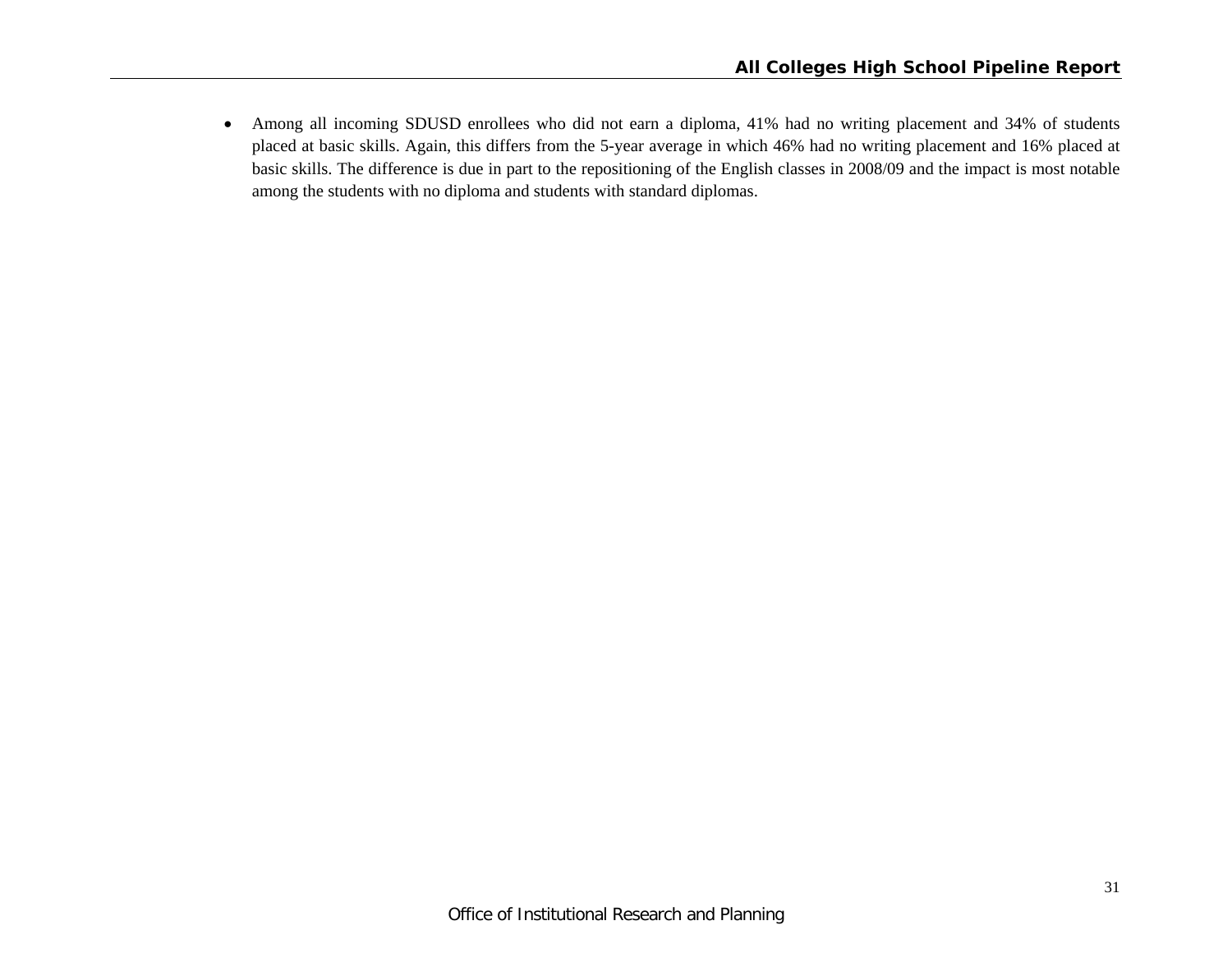- Among all incoming SDUSD enrollees who did not earn a diploma, 41% had no writing placement and 34% of students placed at basic skills. Again, this differs from the 5-year average in which 46% had no writing placement and 16% placed at basic skills. The difference is due in part to the repositioning of the English classes in 2008/09 and the impact is most notable among the students with no diploma and students with standard diplomas.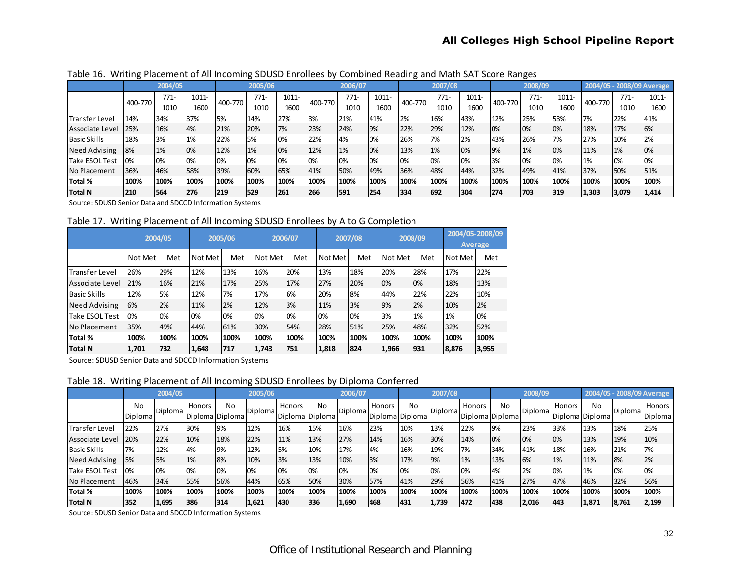Table 16. Writing Placement of All Incoming SDUSD Enrollees by Combined Reading and Math SAT Score Ranges

| | 2004/05 | | | 2005/06 | | | 2006/07 | | | 2007/08 | | | 2008/09 | | | 2004/05 - 2008/09 Average | | |
|---|---|---|---|---|---|---|---|---|---|---|---|---|---|---|---|---|---|---|
| | 400-770 | 771-1010 | 1011-1600 | 400-770 | 771-1010 | 1011-1600 | 400-770 | 771-1010 | 1011-1600 | 400-770 | 771-1010 | 1011-1600 | 400-770 | 771-1010 | 1011-1600 | 400-770 | 771-1010 | 1011-1600 |
| Transfer Level | 14% | 34% | 37% | 5% | 14% | 27% | 3% | 21% | 41% | 2% | 16% | 43% | 12% | 25% | 53% | 7% | 22% | 41% |
| Associate Level | 25% | 16% | 4% | 21% | 20% | 7% | 23% | 24% | 9% | 22% | 29% | 12% | 0% | 0% | 0% | 18% | 17% | 6% |
| Basic Skills | 18% | 3% | 1% | 22% | 5% | 0% | 22% | 4% | 0% | 26% | 7% | 2% | 43% | 26% | 7% | 27% | 10% | 2% |
| Need Advising | 8% | 1% | 0% | 12% | 1% | 0% | 12% | 1% | 0% | 13% | 1% | 0% | 9% | 1% | 0% | 11% | 1% | 0% |
| Take ESOL Test | 0% | 0% | 0% | 0% | 0% | 0% | 0% | 0% | 0% | 0% | 0% | 0% | 3% | 0% | 0% | 1% | 0% | 0% |
| No Placement | 36% | 46% | 58% | 39% | 60% | 65% | 41% | 50% | 49% | 36% | 48% | 44% | 32% | 49% | 41% | 37% | 50% | 51% |
| **Total %** | **100%** | **100%** | **100%** | **100%** | **100%** | **100%** | **100%** | **100%** | **100%** | **100%** | **100%** | **100%** | **100%** | **100%** | **100%** | **100%** | **100%** | **100%** |
| **Total N** | **210** | **564** | **276** | **219** | **529** | **261** | **266** | **591** | **254** | **334** | **692** | **304** | **274** | **703** | **319** | **1,303** | **3,079** | **1,414** |

Source: SDUSD Senior Data and SDCCD Information Systems

Table 17. Writing Placement of All Incoming SDUSD Enrollees by A to G Completion

| | 2004/05 | | 2005/06 | | 2006/07 | | 2007/08 | | 2008/09 | | 2004/05-2008/09 Average | |
|---|---|---|---|---|---|---|---|---|---|---|---|---|
| | Not Met | Met | Not Met | Met | Not Met | Met | Not Met | Met | Not Met | Met | Not Met | Met |
| Transfer Level | 26% | 29% | 12% | 13% | 16% | 20% | 13% | 18% | 20% | 28% | 17% | 22% |
| Associate Level | 21% | 16% | 21% | 17% | 25% | 17% | 27% | 20% | 0% | 0% | 18% | 13% |
| Basic Skills | 12% | 5% | 12% | 7% | 17% | 6% | 20% | 8% | 44% | 22% | 22% | 10% |
| Need Advising | 6% | 2% | 11% | 2% | 12% | 3% | 11% | 3% | 9% | 2% | 10% | 2% |
| Take ESOL Test | 0% | 0% | 0% | 0% | 0% | 0% | 0% | 0% | 3% | 1% | 1% | 0% |
| No Placement | 35% | 49% | 44% | 61% | 30% | 54% | 28% | 51% | 25% | 48% | 32% | 52% |
| **Total %** | **100%** | **100%** | **100%** | **100%** | **100%** | **100%** | **100%** | **100%** | **100%** | **100%** | **100%** | **100%** |
| **Total N** | **1,701** | **732** | **1,648** | **717** | **1,743** | **751** | **1,818** | **824** | **1,966** | **931** | **8,876** | **3,955** |

Source: SDUSD Senior Data and SDCCD Information Systems

Table 18. Writing Placement of All Incoming SDUSD Enrollees by Diploma Conferred

| | 2004/05 | | | 2005/06 | | | 2006/07 | | | 2007/08 | | | 2008/09 | | | 2004/05 - 2008/09 Average | | |
|---|---|---|---|---|---|---|---|---|---|---|---|---|---|---|---|---|---|---|
| | No Diploma | Diploma | Honors Diploma | No Diploma | Diploma | Honors Diploma | No Diploma | Diploma | Honors Diploma | No Diploma | Diploma | Honors Diploma | No Diploma | Diploma | Honors Diploma | No Diploma | Diploma | Honors Diploma |
| Transfer Level | 22% | 27% | 30% | 9% | 12% | 16% | 15% | 16% | 23% | 10% | 13% | 22% | 9% | 23% | 33% | 13% | 18% | 25% |
| Associate Level | 20% | 22% | 10% | 18% | 22% | 11% | 13% | 27% | 14% | 16% | 30% | 14% | 0% | 0% | 0% | 13% | 19% | 10% |
| Basic Skills | 7% | 12% | 4% | 9% | 12% | 5% | 10% | 17% | 4% | 16% | 19% | 7% | 34% | 41% | 18% | 16% | 21% | 7% |
| Need Advising | 5% | 5% | 1% | 8% | 10% | 3% | 13% | 10% | 3% | 17% | 9% | 1% | 13% | 6% | 1% | 11% | 8% | 2% |
| Take ESOL Test | 0% | 0% | 0% | 0% | 0% | 0% | 0% | 0% | 0% | 0% | 0% | 0% | 4% | 2% | 0% | 1% | 0% | 0% |
| No Placement | 46% | 34% | 55% | 56% | 44% | 65% | 50% | 30% | 57% | 41% | 29% | 56% | 41% | 27% | 47% | 46% | 32% | 56% |
| **Total %** | **100%** | **100%** | **100%** | **100%** | **100%** | **100%** | **100%** | **100%** | **100%** | **100%** | **100%** | **100%** | **100%** | **100%** | **100%** | **100%** | **100%** | **100%** |
| **Total N** | **352** | **1,695** | **386** | **314** | **1,621** | **430** | **336** | **1,690** | **468** | **431** | **1,739** | **472** | **438** | **2,016** | **443** | **1,871** | **8,761** | **2,199** |

Source: SDUSD Senior Data and SDCCD Information Systems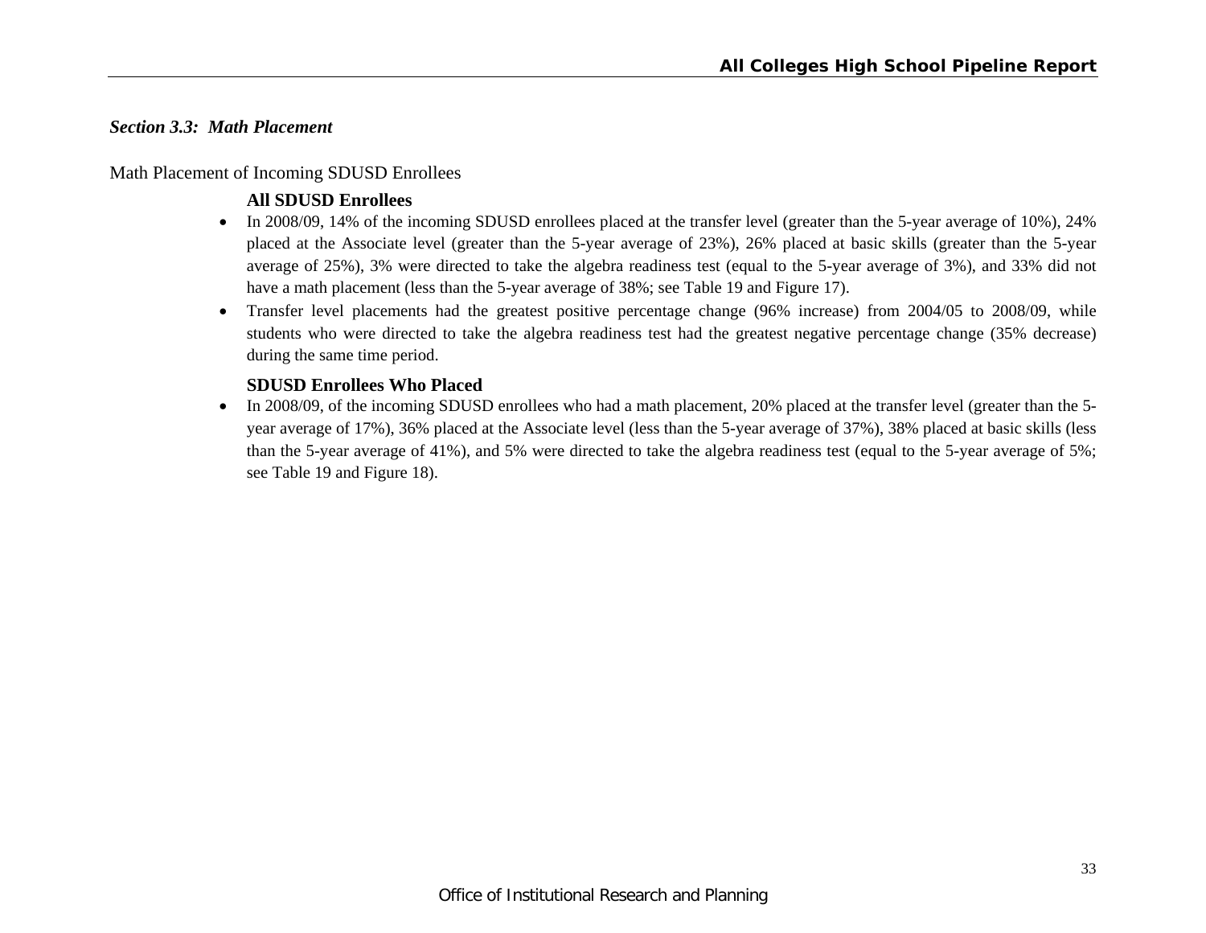### *Section 3.3: Math Placement*

Math Placement of Incoming SDUSD Enrollees

**All SDUSD Enrollees**

- In 2008/09, 14% of the incoming SDUSD enrollees placed at the transfer level (greater than the 5-year average of 10%), 24% placed at the Associate level (greater than the 5-year average of 23%), 26% placed at basic skills (greater than the 5-year average of 25%), 3% were directed to take the algebra readiness test (equal to the 5-year average of 3%), and 33% did not have a math placement (less than the 5-year average of 38%; see Table 19 and Figure 17).
- Transfer level placements had the greatest positive percentage change (96% increase) from 2004/05 to 2008/09, while students who were directed to take the algebra readiness test had the greatest negative percentage change (35% decrease) during the same time period.

**SDUSD Enrollees Who Placed**

- In 2008/09, of the incoming SDUSD enrollees who had a math placement, 20% placed at the transfer level (greater than the 5-year average of 17%), 36% placed at the Associate level (less than the 5-year average of 37%), 38% placed at basic skills (less than the 5-year average of 41%), and 5% were directed to take the algebra readiness test (equal to the 5-year average of 5%; see Table 19 and Figure 18).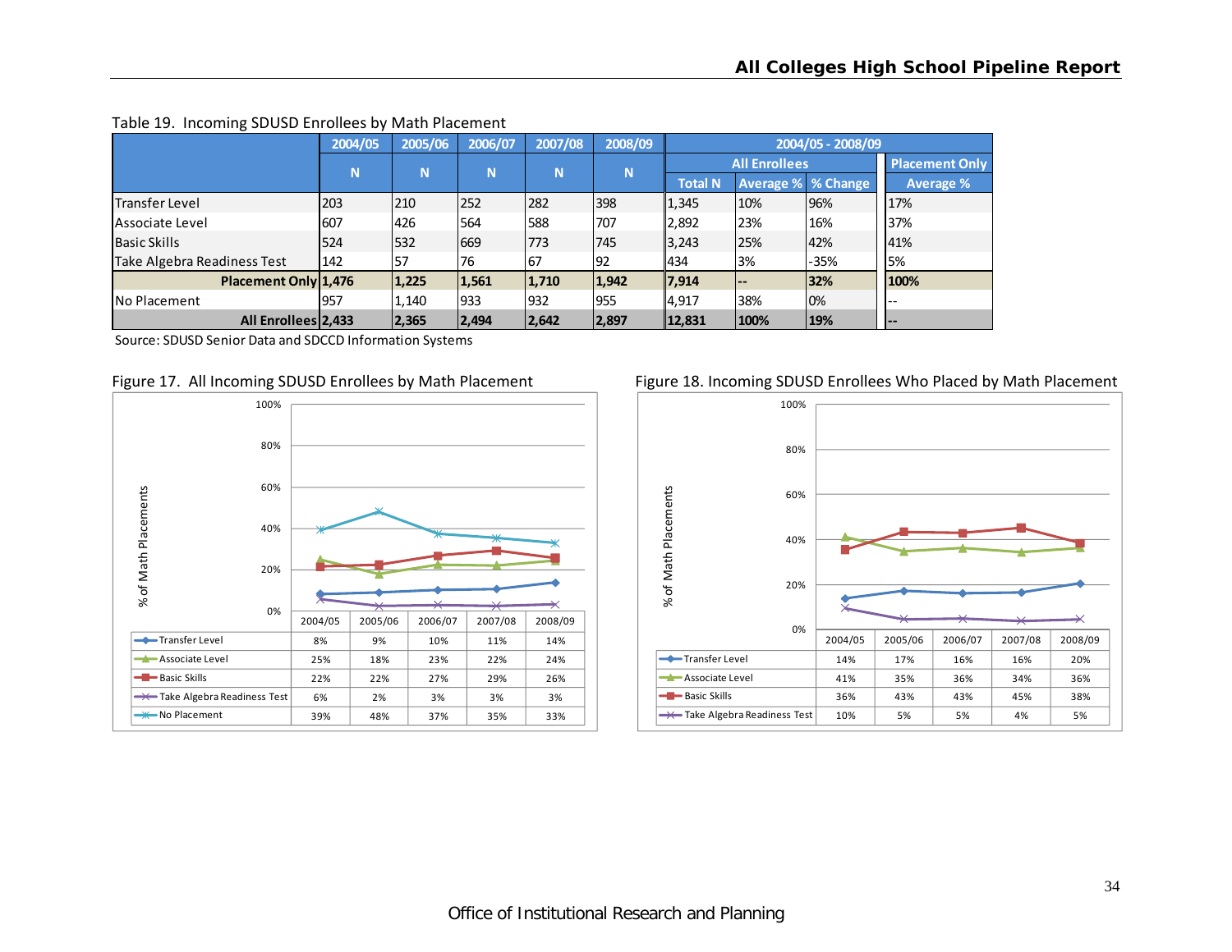Table 19. Incoming SDUSD Enrollees by Math Placement

| | 2004/05 | 2005/06 | 2006/07 | 2007/08 | 2008/09 | 2004/05 - 2008/09 | | | |
|---|---|---|---|---|---|---|---|---|---|
| | | | | | | All Enrollees | | | Placement Only |
| | N | N | N | N | N | Total N | Average % | % Change | Average % |
| Transfer Level | 203 | 210 | 252 | 282 | 398 | 1,345 | 10% | 96% | 17% |
| Associate Level | 607 | 426 | 564 | 588 | 707 | 2,892 | 23% | 16% | 37% |
| Basic Skills | 524 | 532 | 669 | 773 | 745 | 3,243 | 25% | 42% | 41% |
| Take Algebra Readiness Test | 142 | 57 | 76 | 67 | 92 | 434 | 3% | -35% | 5% |
| **Placement Only** | **1,476** | **1,225** | **1,561** | **1,710** | **1,942** | **7,914** | **--** | **32%** | **100%** |
| No Placement | 957 | 1,140 | 933 | 932 | 955 | 4,917 | 38% | 0% | -- |
| **All Enrollees** | **2,433** | **2,365** | **2,494** | **2,642** | **2,897** | **12,831** | **100%** | **19%** | **--** |

Source: SDUSD Senior Data and SDCCD Information Systems

Figure 17. All Incoming SDUSD Enrollees by Math Placement

| % of Math Placements | 2004/05 | 2005/06 | 2006/07 | 2007/08 | 2008/09 |
|---|---|---|---|---|---|
| Transfer Level | 8% | 9% | 10% | 11% | 14% |
| Associate Level | 25% | 18% | 23% | 22% | 24% |
| Basic Skills | 22% | 22% | 27% | 29% | 26% |
| Take Algebra Readiness Test | 6% | 2% | 3% | 3% | 3% |
| No Placement | 39% | 48% | 37% | 35% | 33% |

Figure 18. Incoming SDUSD Enrollees Who Placed by Math Placement

| % of Math Placements | 2004/05 | 2005/06 | 2006/07 | 2007/08 | 2008/09 |
|---|---|---|---|---|---|
| Transfer Level | 14% | 17% | 16% | 16% | 20% |
| Associate Level | 41% | 35% | 36% | 34% | 36% |
| Basic Skills | 36% | 43% | 43% | 45% | 38% |
| Take Algebra Readiness Test | 10% | 5% | 5% | 4% | 5% |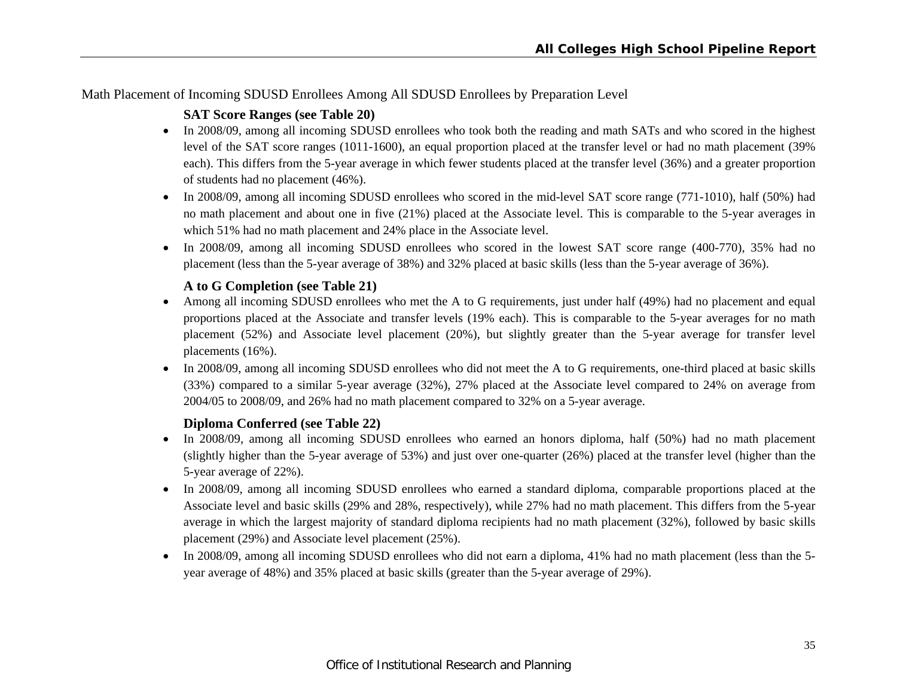Math Placement of Incoming SDUSD Enrollees Among All SDUSD Enrollees by Preparation Level

**SAT Score Ranges (see Table 20)**

- In 2008/09, among all incoming SDUSD enrollees who took both the reading and math SATs and who scored in the highest level of the SAT score ranges (1011-1600), an equal proportion placed at the transfer level or had no math placement (39% each). This differs from the 5-year average in which fewer students placed at the transfer level (36%) and a greater proportion of students had no placement (46%).
- In 2008/09, among all incoming SDUSD enrollees who scored in the mid-level SAT score range (771-1010), half (50%) had no math placement and about one in five (21%) placed at the Associate level. This is comparable to the 5-year averages in which 51% had no math placement and 24% place in the Associate level.
- In 2008/09, among all incoming SDUSD enrollees who scored in the lowest SAT score range (400-770), 35% had no placement (less than the 5-year average of 38%) and 32% placed at basic skills (less than the 5-year average of 36%).

**A to G Completion (see Table 21)**

- Among all incoming SDUSD enrollees who met the A to G requirements, just under half (49%) had no placement and equal proportions placed at the Associate and transfer levels (19% each). This is comparable to the 5-year averages for no math placement (52%) and Associate level placement (20%), but slightly greater than the 5-year average for transfer level placements (16%).
- In 2008/09, among all incoming SDUSD enrollees who did not meet the A to G requirements, one-third placed at basic skills (33%) compared to a similar 5-year average (32%), 27% placed at the Associate level compared to 24% on average from 2004/05 to 2008/09, and 26% had no math placement compared to 32% on a 5-year average.

**Diploma Conferred (see Table 22)**

- In 2008/09, among all incoming SDUSD enrollees who earned an honors diploma, half (50%) had no math placement (slightly higher than the 5-year average of 53%) and just over one-quarter (26%) placed at the transfer level (higher than the 5-year average of 22%).
- In 2008/09, among all incoming SDUSD enrollees who earned a standard diploma, comparable proportions placed at the Associate level and basic skills (29% and 28%, respectively), while 27% had no math placement. This differs from the 5-year average in which the largest majority of standard diploma recipients had no math placement (32%), followed by basic skills placement (29%) and Associate level placement (25%).
- In 2008/09, among all incoming SDUSD enrollees who did not earn a diploma, 41% had no math placement (less than the 5-year average of 48%) and 35% placed at basic skills (greater than the 5-year average of 29%).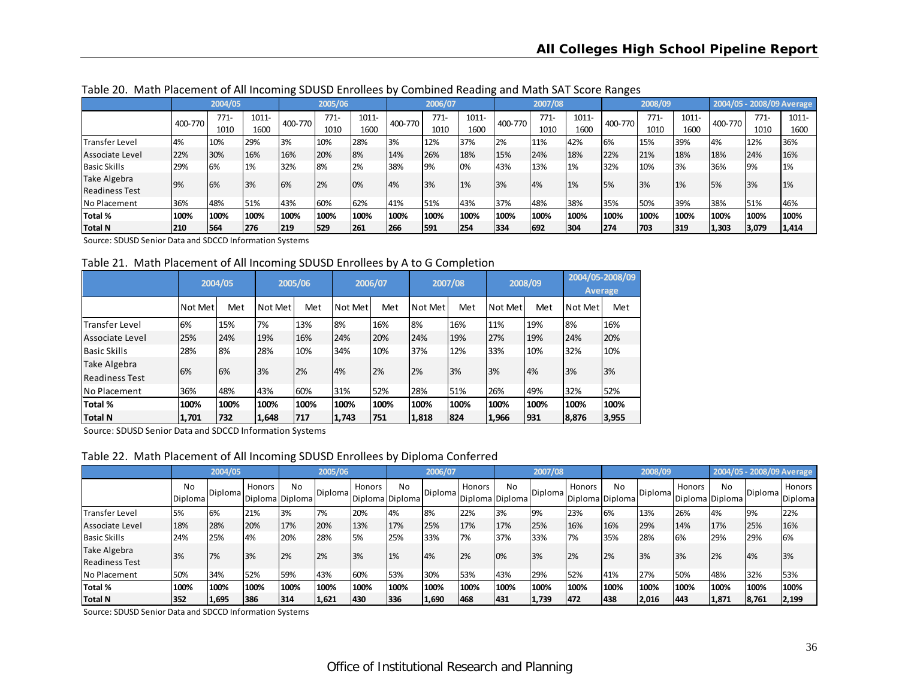Table 20. Math Placement of All Incoming SDUSD Enrollees by Combined Reading and Math SAT Score Ranges

| | 2004/05 | | | 2005/06 | | | 2006/07 | | | 2007/08 | | | 2008/09 | | | 2004/05 - 2008/09 Average | | |
|---|---|---|---|---|---|---|---|---|---|---|---|---|---|---|---|---|---|---|
| | 400-770 | 771-1010 | 1011-1600 | 400-770 | 771-1010 | 1011-1600 | 400-770 | 771-1010 | 1011-1600 | 400-770 | 771-1010 | 1011-1600 | 400-770 | 771-1010 | 1011-1600 | 400-770 | 771-1010 | 1011-1600 |
| Transfer Level | 4% | 10% | 29% | 3% | 10% | 28% | 3% | 12% | 37% | 2% | 11% | 42% | 6% | 15% | 39% | 4% | 12% | 36% |
| Associate Level | 22% | 30% | 16% | 16% | 20% | 8% | 14% | 26% | 18% | 15% | 24% | 18% | 22% | 21% | 18% | 18% | 24% | 16% |
| Basic Skills | 29% | 6% | 1% | 32% | 8% | 2% | 38% | 9% | 0% | 43% | 13% | 1% | 32% | 10% | 3% | 36% | 9% | 1% |
| Take Algebra Readiness Test | 9% | 6% | 3% | 6% | 2% | 0% | 4% | 3% | 1% | 3% | 4% | 1% | 5% | 3% | 1% | 5% | 3% | 1% |
| No Placement | 36% | 48% | 51% | 43% | 60% | 62% | 41% | 51% | 43% | 37% | 48% | 38% | 35% | 50% | 39% | 38% | 51% | 46% |
| **Total %** | **100%** | **100%** | **100%** | **100%** | **100%** | **100%** | **100%** | **100%** | **100%** | **100%** | **100%** | **100%** | **100%** | **100%** | **100%** | **100%** | **100%** | **100%** |
| **Total N** | **210** | **564** | **276** | **219** | **529** | **261** | **266** | **591** | **254** | **334** | **692** | **304** | **274** | **703** | **319** | **1,303** | **3,079** | **1,414** |

Source: SDUSD Senior Data and SDCCD Information Systems

Table 21. Math Placement of All Incoming SDUSD Enrollees by A to G Completion

| | 2004/05 | | 2005/06 | | 2006/07 | | 2007/08 | | 2008/09 | | 2004/05-2008/09 Average | |
|---|---|---|---|---|---|---|---|---|---|---|---|---|
| | Not Met | Met | Not Met | Met | Not Met | Met | Not Met | Met | Not Met | Met | Not Met | Met |
| Transfer Level | 6% | 15% | 7% | 13% | 8% | 16% | 8% | 16% | 11% | 19% | 8% | 16% |
| Associate Level | 25% | 24% | 19% | 16% | 24% | 20% | 24% | 19% | 27% | 19% | 24% | 20% |
| Basic Skills | 28% | 8% | 28% | 10% | 34% | 10% | 37% | 12% | 33% | 10% | 32% | 10% |
| Take Algebra Readiness Test | 6% | 6% | 3% | 2% | 4% | 2% | 2% | 3% | 3% | 4% | 3% | 3% |
| No Placement | 36% | 48% | 43% | 60% | 31% | 52% | 28% | 51% | 26% | 49% | 32% | 52% |
| **Total %** | **100%** | **100%** | **100%** | **100%** | **100%** | **100%** | **100%** | **100%** | **100%** | **100%** | **100%** | **100%** |
| **Total N** | **1,701** | **732** | **1,648** | **717** | **1,743** | **751** | **1,818** | **824** | **1,966** | **931** | **8,876** | **3,955** |

Source: SDUSD Senior Data and SDCCD Information Systems

Table 22. Math Placement of All Incoming SDUSD Enrollees by Diploma Conferred

| | 2004/05 | | | 2005/06 | | | 2006/07 | | | 2007/08 | | | 2008/09 | | | 2004/05 - 2008/09 Average | | |
|---|---|---|---|---|---|---|---|---|---|---|---|---|---|---|---|---|---|---|
| | No Diploma | Diploma | Honors Diploma | No Diploma | Diploma | Honors Diploma | No Diploma | Diploma | Honors Diploma | No Diploma | Diploma | Honors Diploma | No Diploma | Diploma | Honors Diploma | No Diploma | Diploma | Honors Diploma |
| Transfer Level | 5% | 6% | 21% | 3% | 7% | 20% | 4% | 8% | 22% | 3% | 9% | 23% | 6% | 13% | 26% | 4% | 9% | 22% |
| Associate Level | 18% | 28% | 20% | 17% | 20% | 13% | 17% | 25% | 17% | 17% | 25% | 16% | 16% | 29% | 14% | 17% | 25% | 16% |
| Basic Skills | 24% | 25% | 4% | 20% | 28% | 5% | 25% | 33% | 7% | 37% | 33% | 7% | 35% | 28% | 6% | 29% | 29% | 6% |
| Take Algebra Readiness Test | 3% | 7% | 3% | 2% | 2% | 3% | 1% | 4% | 2% | 0% | 3% | 2% | 2% | 3% | 3% | 2% | 4% | 3% |
| No Placement | 50% | 34% | 52% | 59% | 43% | 60% | 53% | 30% | 53% | 43% | 29% | 52% | 41% | 27% | 50% | 48% | 32% | 53% |
| **Total %** | **100%** | **100%** | **100%** | **100%** | **100%** | **100%** | **100%** | **100%** | **100%** | **100%** | **100%** | **100%** | **100%** | **100%** | **100%** | **100%** | **100%** | **100%** |
| **Total N** | **352** | **1,695** | **386** | **314** | **1,621** | **430** | **336** | **1,690** | **468** | **431** | **1,739** | **472** | **438** | **2,016** | **443** | **1,871** | **8,761** | **2,199** |

Source: SDUSD Senior Data and SDCCD Information Systems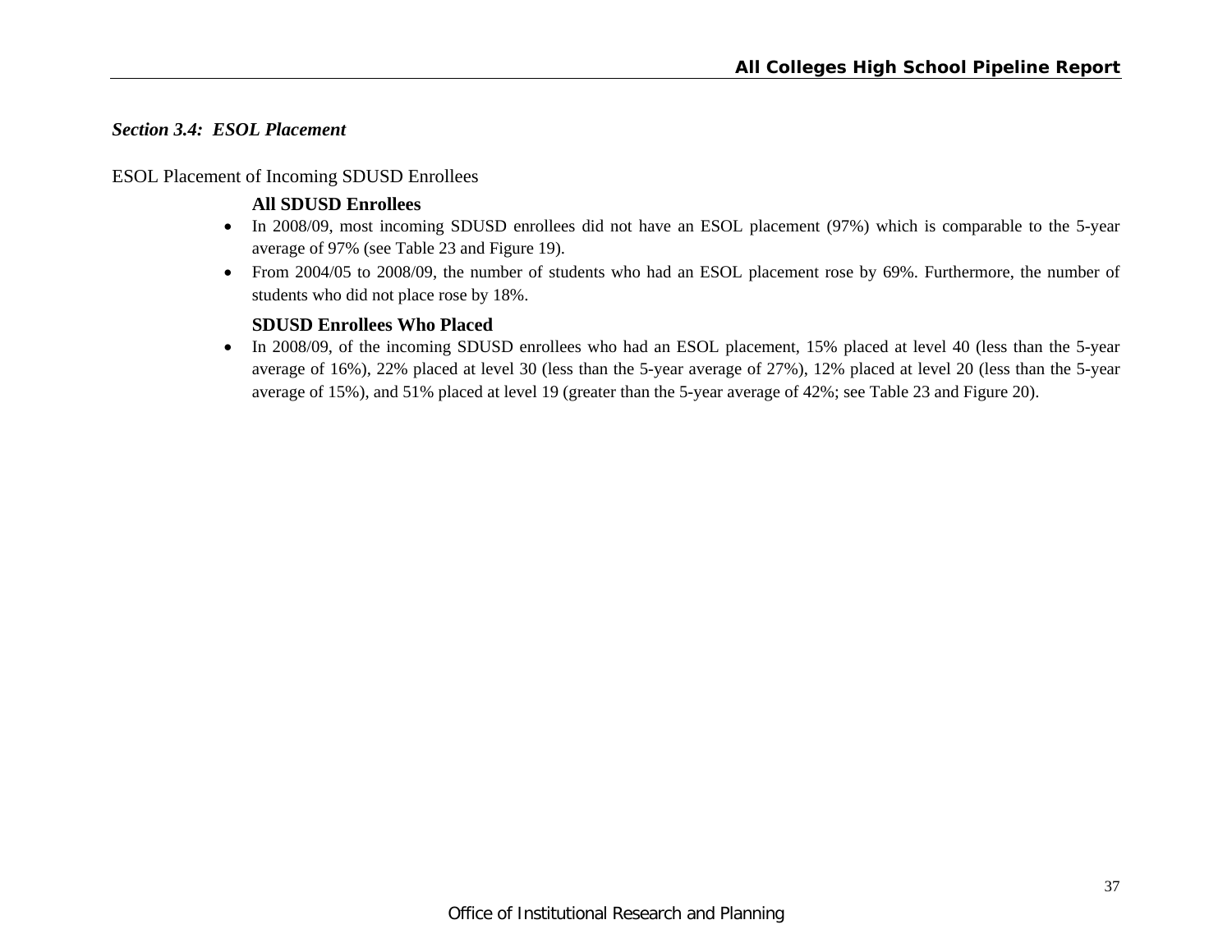### *Section 3.4: ESOL Placement*

ESOL Placement of Incoming SDUSD Enrollees

**All SDUSD Enrollees**

- In 2008/09, most incoming SDUSD enrollees did not have an ESOL placement (97%) which is comparable to the 5-year average of 97% (see Table 23 and Figure 19).
- From 2004/05 to 2008/09, the number of students who had an ESOL placement rose by 69%. Furthermore, the number of students who did not place rose by 18%.

**SDUSD Enrollees Who Placed**

- In 2008/09, of the incoming SDUSD enrollees who had an ESOL placement, 15% placed at level 40 (less than the 5-year average of 16%), 22% placed at level 30 (less than the 5-year average of 27%), 12% placed at level 20 (less than the 5-year average of 15%), and 51% placed at level 19 (greater than the 5-year average of 42%; see Table 23 and Figure 20).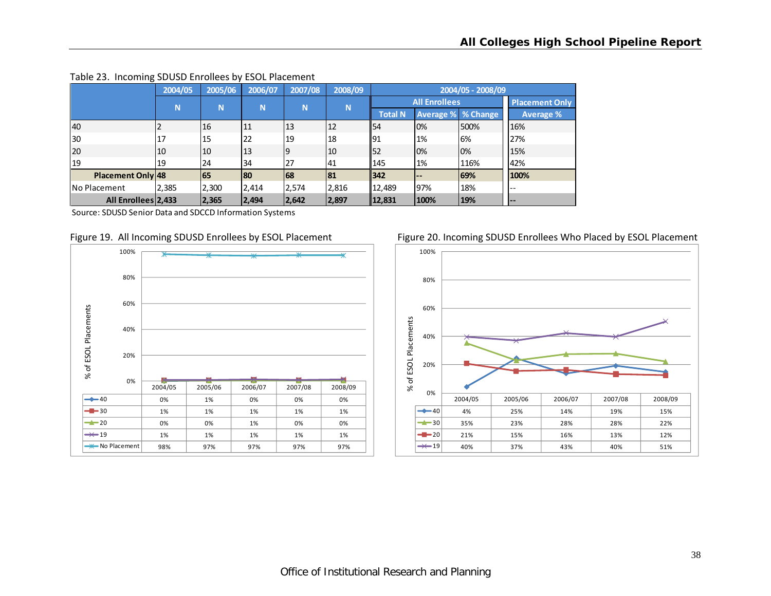Table 23. Incoming SDUSD Enrollees by ESOL Placement

| | 2004/05 | 2005/06 | 2006/07 | 2007/08 | 2008/09 | 2004/05 - 2008/09 | | | |
|---|---|---|---|---|---|---|---|---|---|
| | | | | | | All Enrollees | | | Placement Only |
| | N | N | N | N | N | Total N | Average % | % Change | Average % |
| 40 | 2 | 16 | 11 | 13 | 12 | 54 | 0% | 500% | 16% |
| 30 | 17 | 15 | 22 | 19 | 18 | 91 | 1% | 6% | 27% |
| 20 | 10 | 10 | 13 | 9 | 10 | 52 | 0% | 0% | 15% |
| 19 | 19 | 24 | 34 | 27 | 41 | 145 | 1% | 116% | 42% |
| **Placement Only** | **48** | **65** | **80** | **68** | **81** | **342** | **--** | **69%** | **100%** |
| No Placement | 2,385 | 2,300 | 2,414 | 2,574 | 2,816 | 12,489 | 97% | 18% | -- |
| **All Enrollees** | **2,433** | **2,365** | **2,494** | **2,642** | **2,897** | **12,831** | **100%** | **19%** | **--** |

Source: SDUSD Senior Data and SDCCD Information Systems

Figure 19. All Incoming SDUSD Enrollees by ESOL Placement

| % of ESOL Placements | 2004/05 | 2005/06 | 2006/07 | 2007/08 | 2008/09 |
|---|---|---|---|---|---|
| 40 | 0% | 1% | 0% | 0% | 0% |
| 30 | 1% | 1% | 1% | 1% | 1% |
| 20 | 0% | 0% | 1% | 0% | 0% |
| 19 | 1% | 1% | 1% | 1% | 1% |
| No Placement | 98% | 97% | 97% | 97% | 97% |

Figure 20. Incoming SDUSD Enrollees Who Placed by ESOL Placement

| % of ESOL Placements | 2004/05 | 2005/06 | 2006/07 | 2007/08 | 2008/09 |
|---|---|---|---|---|---|
| 40 | 4% | 25% | 14% | 19% | 15% |
| 30 | 35% | 23% | 28% | 28% | 22% |
| 20 | 21% | 15% | 16% | 13% | 12% |
| 19 | 40% | 37% | 43% | 40% | 51% |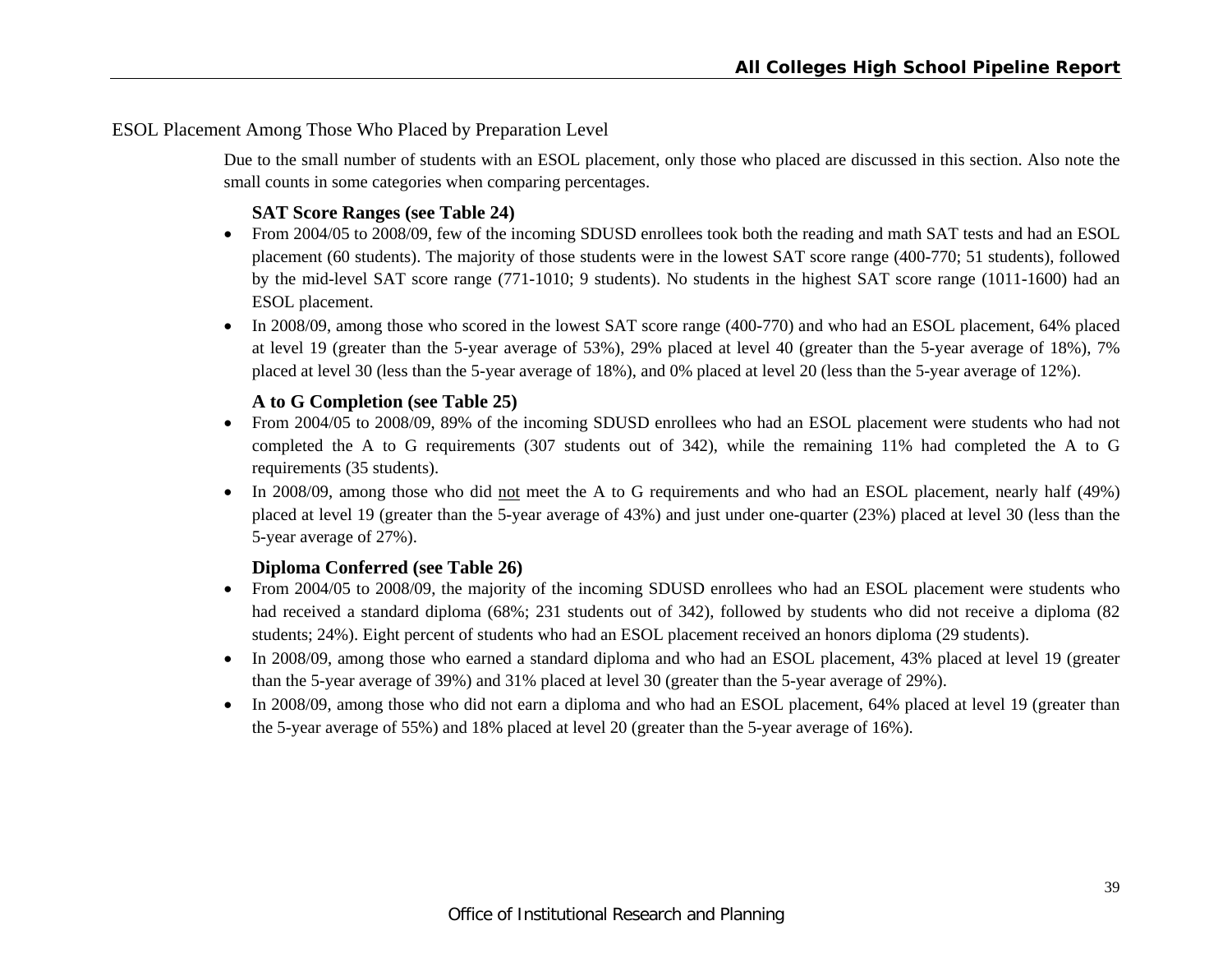## ESOL Placement Among Those Who Placed by Preparation Level

Due to the small number of students with an ESOL placement, only those who placed are discussed in this section. Also note the small counts in some categories when comparing percentages.

### SAT Score Ranges (see Table 24)

- From 2004/05 to 2008/09, few of the incoming SDUSD enrollees took both the reading and math SAT tests and had an ESOL placement (60 students). The majority of those students were in the lowest SAT score range (400-770; 51 students), followed by the mid-level SAT score range (771-1010; 9 students). No students in the highest SAT score range (1011-1600) had an ESOL placement.
- In 2008/09, among those who scored in the lowest SAT score range (400-770) and who had an ESOL placement, 64% placed at level 19 (greater than the 5-year average of 53%), 29% placed at level 40 (greater than the 5-year average of 18%), 7% placed at level 30 (less than the 5-year average of 18%), and 0% placed at level 20 (less than the 5-year average of 12%).

### A to G Completion (see Table 25)

- From 2004/05 to 2008/09, 89% of the incoming SDUSD enrollees who had an ESOL placement were students who had not completed the A to G requirements (307 students out of 342), while the remaining 11% had completed the A to G requirements (35 students).
- In 2008/09, among those who did <u>not</u> meet the A to G requirements and who had an ESOL placement, nearly half (49%) placed at level 19 (greater than the 5-year average of 43%) and just under one-quarter (23%) placed at level 30 (less than the 5-year average of 27%).

### Diploma Conferred (see Table 26)

- From 2004/05 to 2008/09, the majority of the incoming SDUSD enrollees who had an ESOL placement were students who had received a standard diploma (68%; 231 students out of 342), followed by students who did not receive a diploma (82 students; 24%). Eight percent of students who had an ESOL placement received an honors diploma (29 students).
- In 2008/09, among those who earned a standard diploma and who had an ESOL placement, 43% placed at level 19 (greater than the 5-year average of 39%) and 31% placed at level 30 (greater than the 5-year average of 29%).
- In 2008/09, among those who did not earn a diploma and who had an ESOL placement, 64% placed at level 19 (greater than the 5-year average of 55%) and 18% placed at level 20 (greater than the 5-year average of 16%).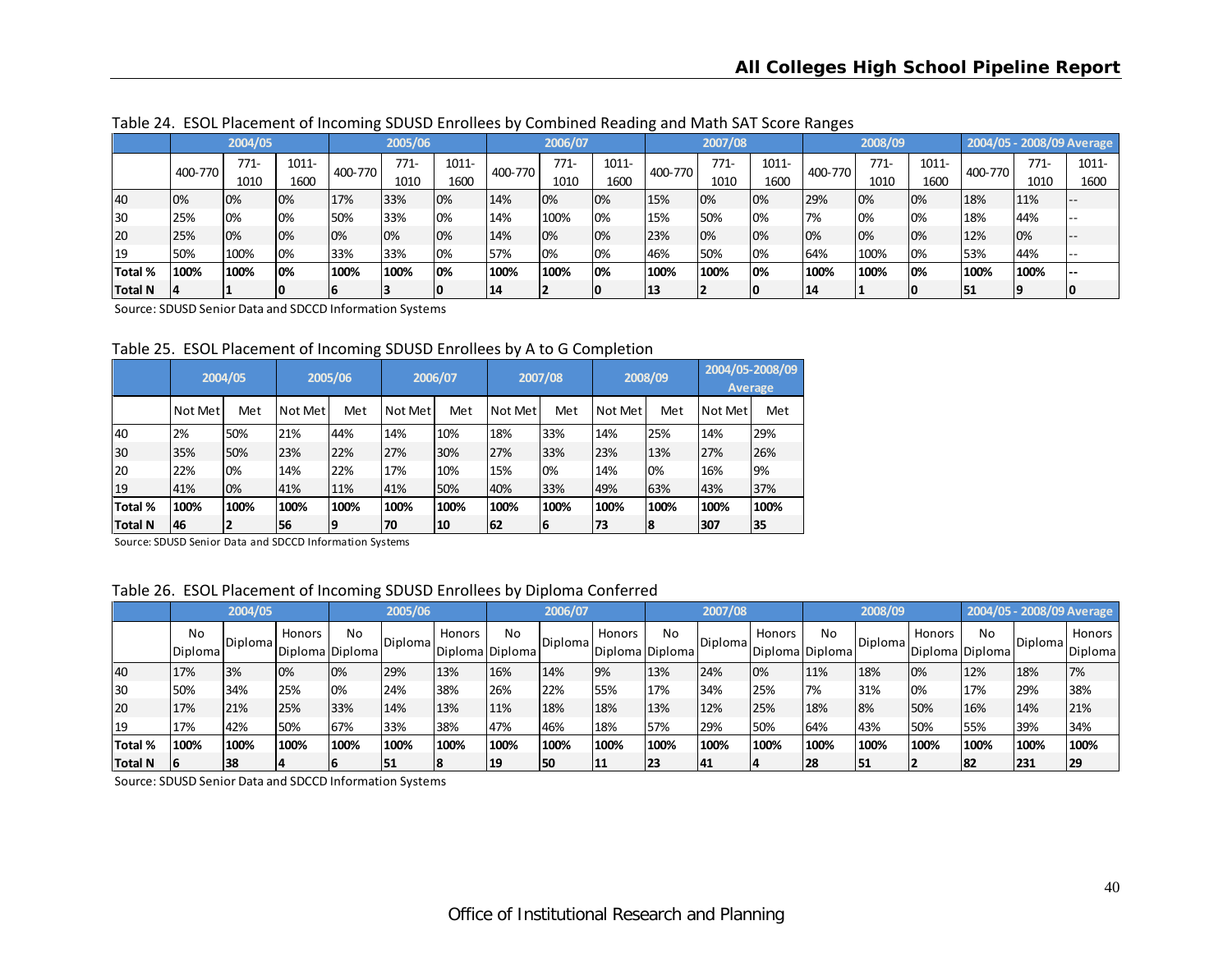Table 24. ESOL Placement of Incoming SDUSD Enrollees by Combined Reading and Math SAT Score Ranges

| | 2004/05 | | | 2005/06 | | | 2006/07 | | | 2007/08 | | | 2008/09 | | | 2004/05 - 2008/09 Average | | |
|---|---|---|---|---|---|---|---|---|---|---|---|---|---|---|---|---|---|---|
| | 400-770 | 771-1010 | 1011-1600 | 400-770 | 771-1010 | 1011-1600 | 400-770 | 771-1010 | 1011-1600 | 400-770 | 771-1010 | 1011-1600 | 400-770 | 771-1010 | 1011-1600 | 400-770 | 771-1010 | 1011-1600 |
| 40 | 0% | 0% | 0% | 17% | 33% | 0% | 14% | 0% | 0% | 15% | 0% | 0% | 29% | 0% | 0% | 18% | 11% | -- |
| 30 | 25% | 0% | 0% | 50% | 33% | 0% | 14% | 100% | 0% | 15% | 50% | 0% | 7% | 0% | 0% | 18% | 44% | -- |
| 20 | 25% | 0% | 0% | 0% | 0% | 0% | 14% | 0% | 0% | 23% | 0% | 0% | 0% | 0% | 0% | 12% | 0% | -- |
| 19 | 50% | 100% | 0% | 33% | 33% | 0% | 57% | 0% | 0% | 46% | 50% | 0% | 64% | 100% | 0% | 53% | 44% | -- |
| **Total %** | **100%** | **100%** | **0%** | **100%** | **100%** | **0%** | **100%** | **100%** | **0%** | **100%** | **100%** | **0%** | **100%** | **100%** | **0%** | **100%** | **100%** | **--** |
| **Total N** | **4** | **1** | **0** | **6** | **3** | **0** | **14** | **2** | **0** | **13** | **2** | **0** | **14** | **1** | **0** | **51** | **9** | **0** |

Source: SDUSD Senior Data and SDCCD Information Systems

Table 25. ESOL Placement of Incoming SDUSD Enrollees by A to G Completion

| | 2004/05 | | 2005/06 | | 2006/07 | | 2007/08 | | 2008/09 | | 2004/05-2008/09 Average | |
|---|---|---|---|---|---|---|---|---|---|---|---|---|
| | Not Met | Met | Not Met | Met | Not Met | Met | Not Met | Met | Not Met | Met | Not Met | Met |
| 40 | 2% | 50% | 21% | 44% | 14% | 10% | 18% | 33% | 14% | 25% | 14% | 29% |
| 30 | 35% | 50% | 23% | 22% | 27% | 30% | 27% | 33% | 23% | 13% | 27% | 26% |
| 20 | 22% | 0% | 14% | 22% | 17% | 10% | 15% | 0% | 14% | 0% | 16% | 9% |
| 19 | 41% | 0% | 41% | 11% | 41% | 50% | 40% | 33% | 49% | 63% | 43% | 37% |
| **Total %** | **100%** | **100%** | **100%** | **100%** | **100%** | **100%** | **100%** | **100%** | **100%** | **100%** | **100%** | **100%** |
| **Total N** | **46** | **2** | **56** | **9** | **70** | **10** | **62** | **6** | **73** | **8** | **307** | **35** |

Source: SDUSD Senior Data and SDCCD Information Systems

Table 26. ESOL Placement of Incoming SDUSD Enrollees by Diploma Conferred

| | 2004/05 | | | 2005/06 | | | 2006/07 | | | 2007/08 | | | 2008/09 | | | 2004/05 - 2008/09 Average | | |
|---|---|---|---|---|---|---|---|---|---|---|---|---|---|---|---|---|---|---|
| | No Diploma | Diploma | Honors Diploma | No Diploma | Diploma | Honors Diploma | No Diploma | Diploma | Honors Diploma | No Diploma | Diploma | Honors Diploma | No Diploma | Diploma | Honors Diploma | No Diploma | Diploma | Honors Diploma |
| 40 | 17% | 3% | 0% | 0% | 29% | 13% | 16% | 14% | 9% | 13% | 24% | 0% | 11% | 18% | 0% | 12% | 18% | 7% |
| 30 | 50% | 34% | 25% | 0% | 24% | 38% | 26% | 22% | 55% | 17% | 34% | 25% | 7% | 31% | 0% | 17% | 29% | 38% |
| 20 | 17% | 21% | 25% | 33% | 14% | 13% | 11% | 18% | 18% | 13% | 12% | 25% | 18% | 8% | 50% | 16% | 14% | 21% |
| 19 | 17% | 42% | 50% | 67% | 33% | 38% | 47% | 46% | 18% | 57% | 29% | 50% | 64% | 43% | 50% | 55% | 39% | 34% |
| **Total %** | **100%** | **100%** | **100%** | **100%** | **100%** | **100%** | **100%** | **100%** | **100%** | **100%** | **100%** | **100%** | **100%** | **100%** | **100%** | **100%** | **100%** | **100%** |
| **Total N** | **6** | **38** | **4** | **6** | **51** | **8** | **19** | **50** | **11** | **23** | **41** | **4** | **28** | **51** | **2** | **82** | **231** | **29** |

Source: SDUSD Senior Data and SDCCD Information Systems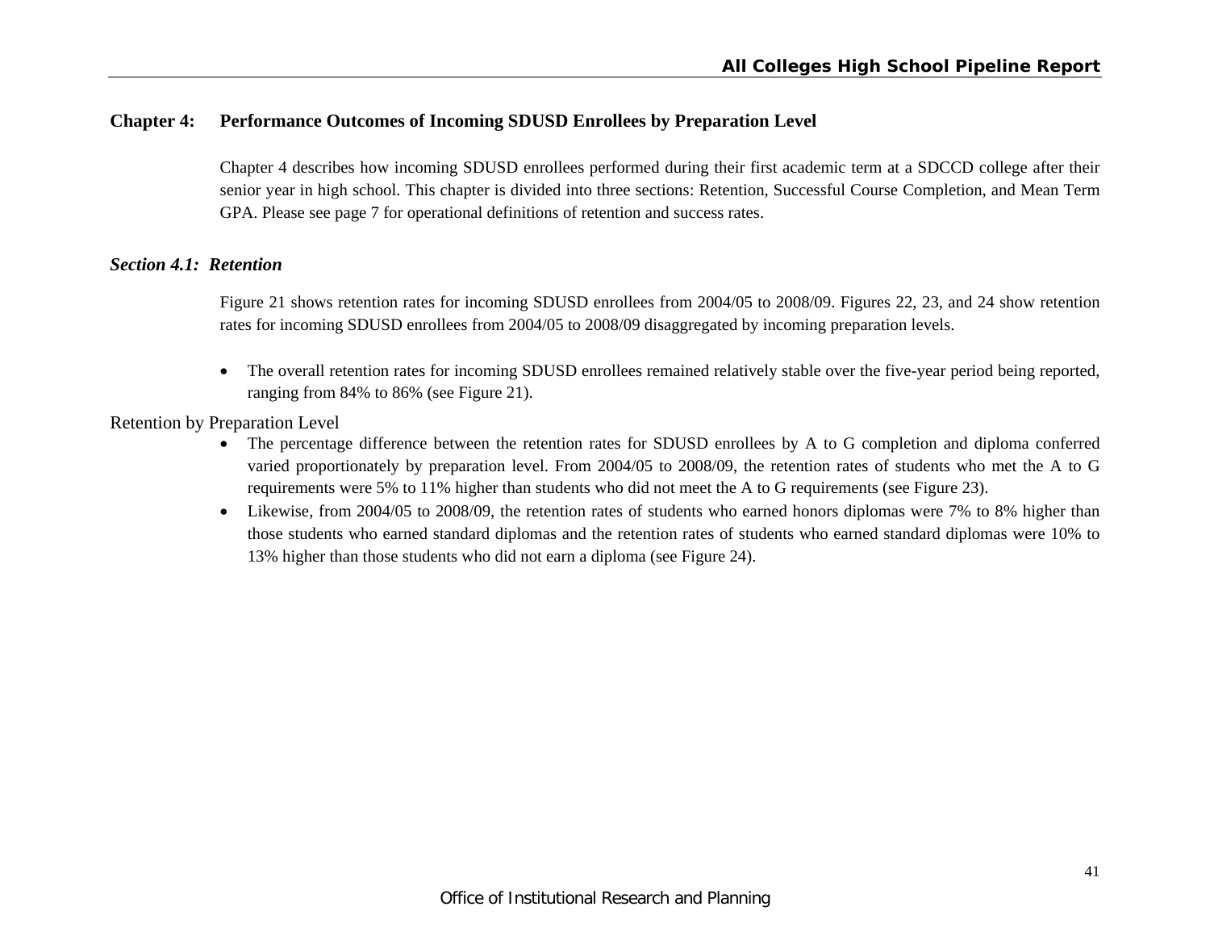## Chapter 4: Performance Outcomes of Incoming SDUSD Enrollees by Preparation Level

Chapter 4 describes how incoming SDUSD enrollees performed during their first academic term at a SDCCD college after their senior year in high school. This chapter is divided into three sections: Retention, Successful Course Completion, and Mean Term GPA. Please see page 7 for operational definitions of retention and success rates.

### *Section 4.1: Retention*

Figure 21 shows retention rates for incoming SDUSD enrollees from 2004/05 to 2008/09. Figures 22, 23, and 24 show retention rates for incoming SDUSD enrollees from 2004/05 to 2008/09 disaggregated by incoming preparation levels.

- The overall retention rates for incoming SDUSD enrollees remained relatively stable over the five-year period being reported, ranging from 84% to 86% (see Figure 21).

Retention by Preparation Level

- The percentage difference between the retention rates for SDUSD enrollees by A to G completion and diploma conferred varied proportionately by preparation level. From 2004/05 to 2008/09, the retention rates of students who met the A to G requirements were 5% to 11% higher than students who did not meet the A to G requirements (see Figure 23).
- Likewise, from 2004/05 to 2008/09, the retention rates of students who earned honors diplomas were 7% to 8% higher than those students who earned standard diplomas and the retention rates of students who earned standard diplomas were 10% to 13% higher than those students who did not earn a diploma (see Figure 24).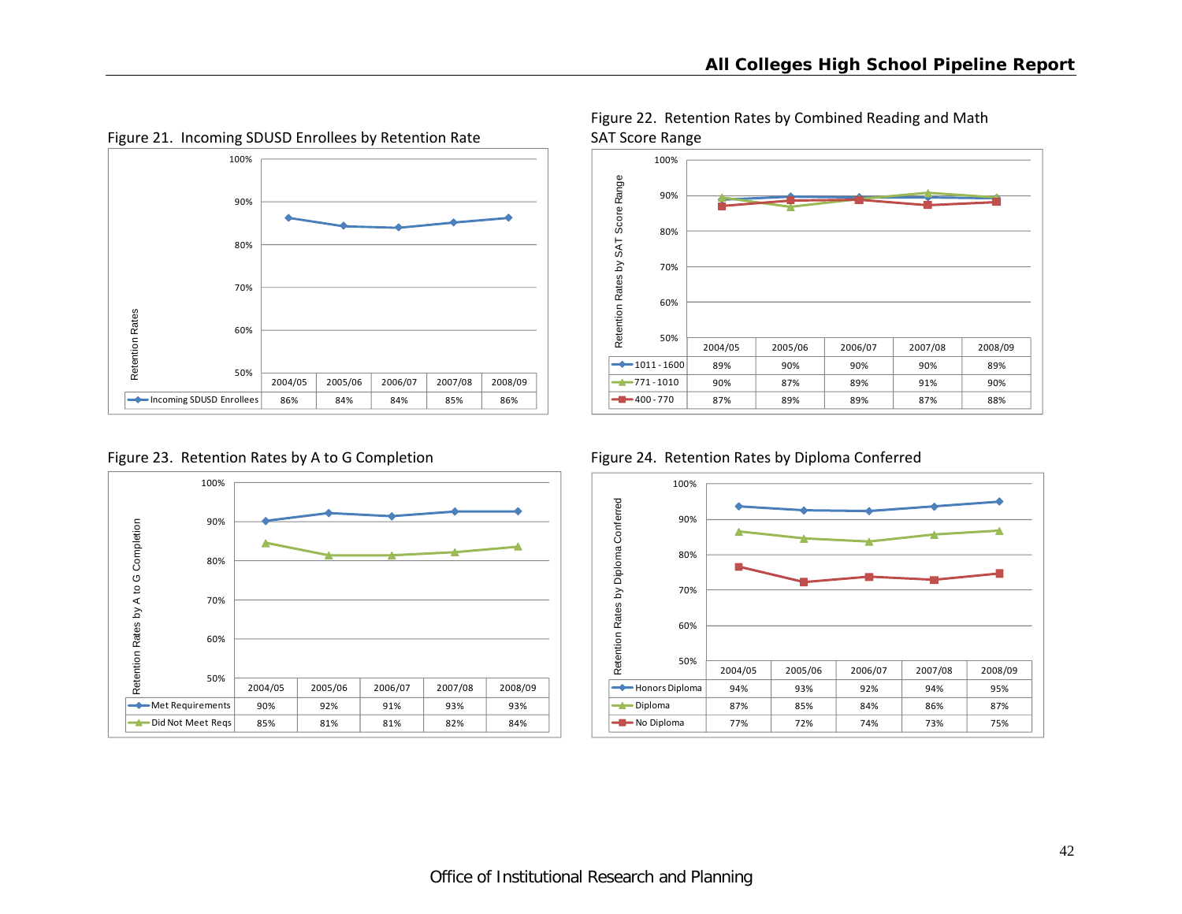Figure 21. Incoming SDUSD Enrollees by Retention Rate

| | 2004/05 | 2005/06 | 2006/07 | 2007/08 | 2008/09 |
|---|---|---|---|---|---|
| Incoming SDUSD Enrollees | 86% | 84% | 84% | 85% | 86% |

Figure 22. Retention Rates by Combined Reading and Math SAT Score Range

| | 2004/05 | 2005/06 | 2006/07 | 2007/08 | 2008/09 |
|---|---|---|---|---|---|
| 1011 - 1600 | 89% | 90% | 90% | 90% | 89% |
| 771 - 1010 | 90% | 87% | 89% | 91% | 90% |
| 400 - 770 | 87% | 89% | 89% | 87% | 88% |

Figure 23. Retention Rates by A to G Completion

| | 2004/05 | 2005/06 | 2006/07 | 2007/08 | 2008/09 |
|---|---|---|---|---|---|
| Met Requirements | 90% | 92% | 91% | 93% | 93% |
| Did Not Meet Reqs | 85% | 81% | 81% | 82% | 84% |

Figure 24. Retention Rates by Diploma Conferred

| | 2004/05 | 2005/06 | 2006/07 | 2007/08 | 2008/09 |
|---|---|---|---|---|---|
| Honors Diploma | 94% | 93% | 92% | 94% | 95% |
| Diploma | 87% | 85% | 84% | 86% | 87% |
| No Diploma | 77% | 72% | 74% | 73% | 75% |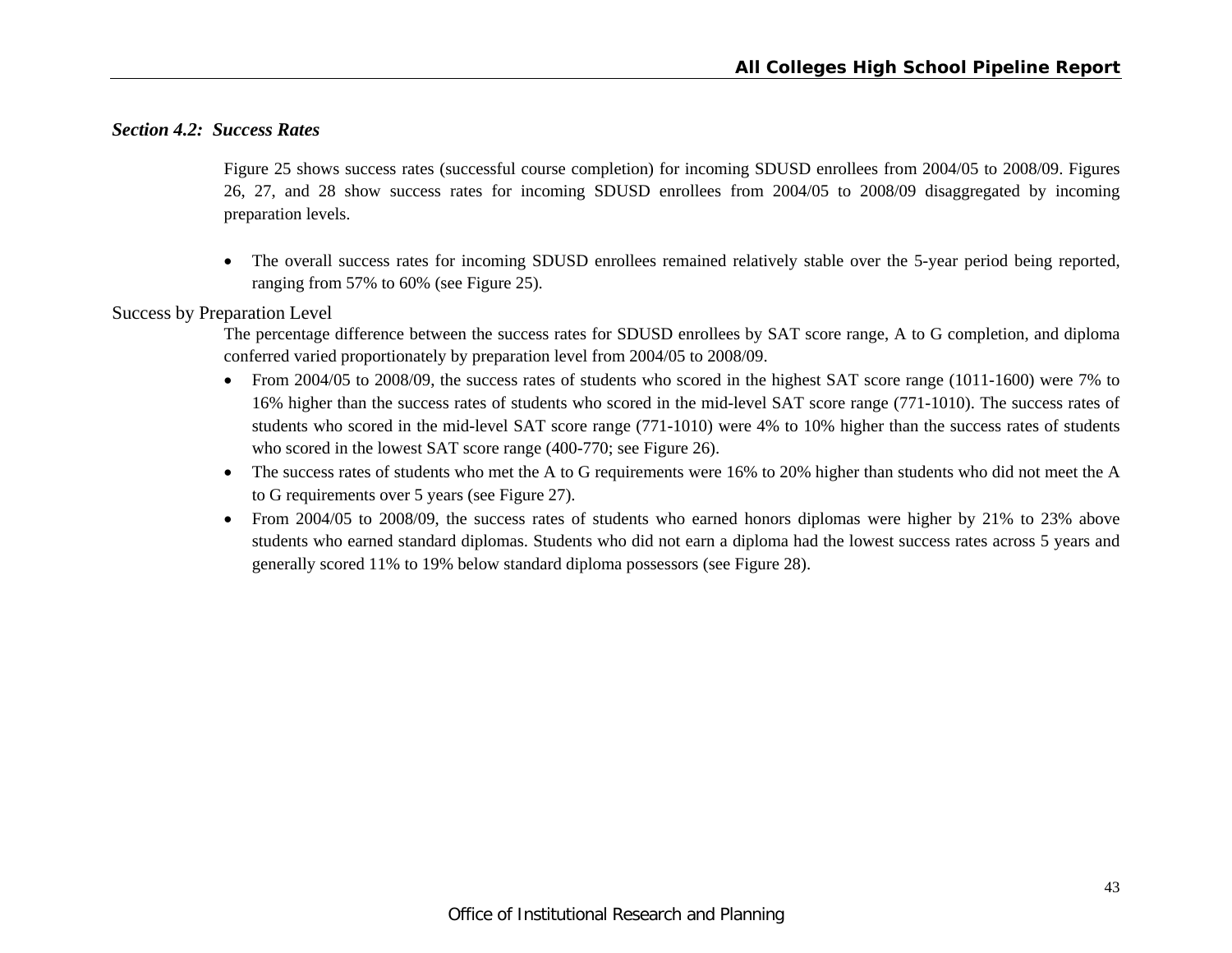### *Section 4.2: Success Rates*

Figure 25 shows success rates (successful course completion) for incoming SDUSD enrollees from 2004/05 to 2008/09. Figures 26, 27, and 28 show success rates for incoming SDUSD enrollees from 2004/05 to 2008/09 disaggregated by incoming preparation levels.

- The overall success rates for incoming SDUSD enrollees remained relatively stable over the 5-year period being reported, ranging from 57% to 60% (see Figure 25).

#### Success by Preparation Level

The percentage difference between the success rates for SDUSD enrollees by SAT score range, A to G completion, and diploma conferred varied proportionately by preparation level from 2004/05 to 2008/09.

- From 2004/05 to 2008/09, the success rates of students who scored in the highest SAT score range (1011-1600) were 7% to 16% higher than the success rates of students who scored in the mid-level SAT score range (771-1010). The success rates of students who scored in the mid-level SAT score range (771-1010) were 4% to 10% higher than the success rates of students who scored in the lowest SAT score range (400-770; see Figure 26).
- The success rates of students who met the A to G requirements were 16% to 20% higher than students who did not meet the A to G requirements over 5 years (see Figure 27).
- From 2004/05 to 2008/09, the success rates of students who earned honors diplomas were higher by 21% to 23% above students who earned standard diplomas. Students who did not earn a diploma had the lowest success rates across 5 years and generally scored 11% to 19% below standard diploma possessors (see Figure 28).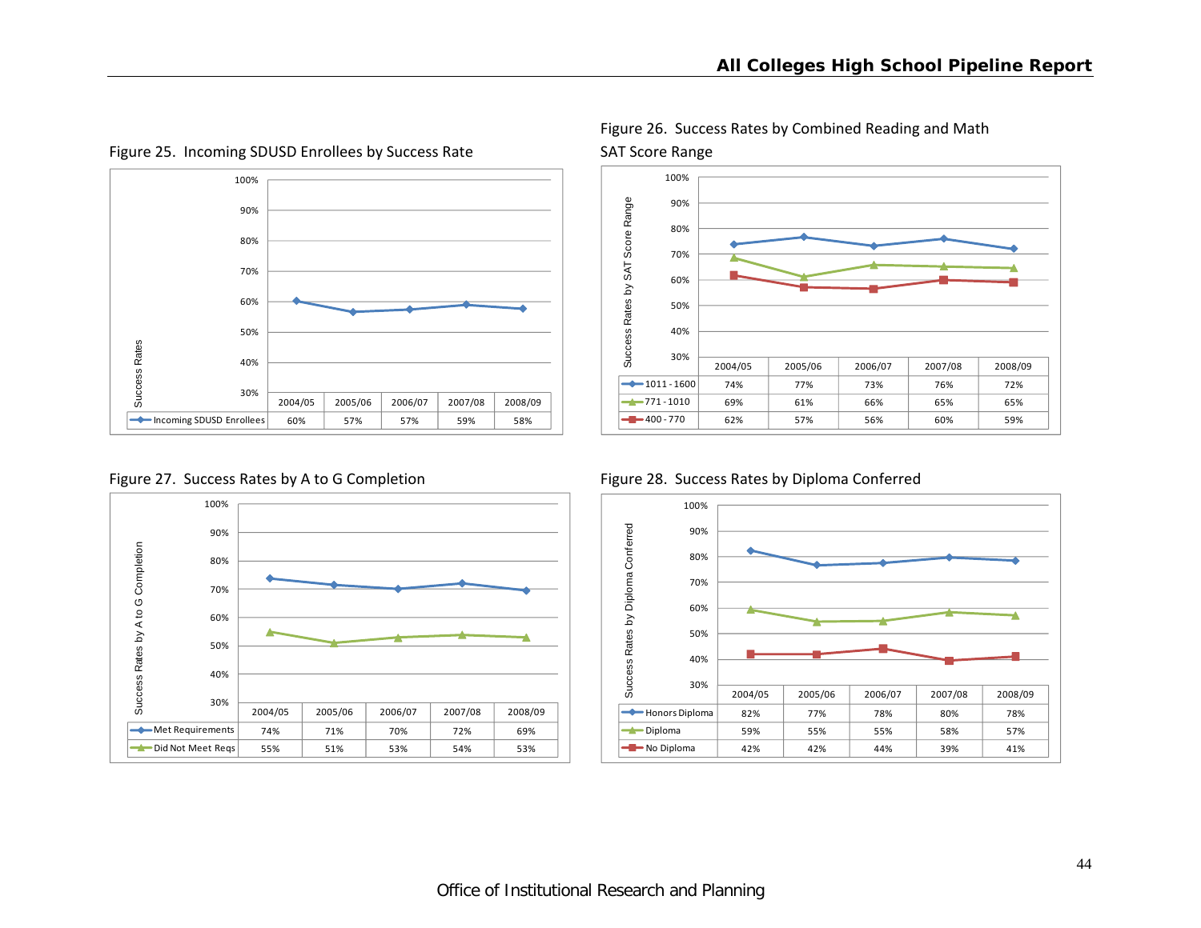Figure 25. Incoming SDUSD Enrollees by Success Rate

| Success Rates | 2004/05 | 2005/06 | 2006/07 | 2007/08 | 2008/09 |
|---|---|---|---|---|---|
| Incoming SDUSD Enrollees | 60% | 57% | 57% | 59% | 58% |

Figure 26. Success Rates by Combined Reading and Math SAT Score Range

| Success Rates by SAT Score Range | 2004/05 | 2005/06 | 2006/07 | 2007/08 | 2008/09 |
|---|---|---|---|---|---|
| 1011 - 1600 | 74% | 77% | 73% | 76% | 72% |
| 771 - 1010 | 69% | 61% | 66% | 65% | 65% |
| 400 - 770 | 62% | 57% | 56% | 60% | 59% |

Figure 27. Success Rates by A to G Completion

| Success Rates by A to G Completion | 2004/05 | 2005/06 | 2006/07 | 2007/08 | 2008/09 |
|---|---|---|---|---|---|
| Met Requirements | 74% | 71% | 70% | 72% | 69% |
| Did Not Meet Reqs | 55% | 51% | 53% | 54% | 53% |

Figure 28. Success Rates by Diploma Conferred

| Success Rates by Diploma Conferred | 2004/05 | 2005/06 | 2006/07 | 2007/08 | 2008/09 |
|---|---|---|---|---|---|
| Honors Diploma | 82% | 77% | 78% | 80% | 78% |
| Diploma | 59% | 55% | 55% | 58% | 57% |
| No Diploma | 42% | 42% | 44% | 39% | 41% |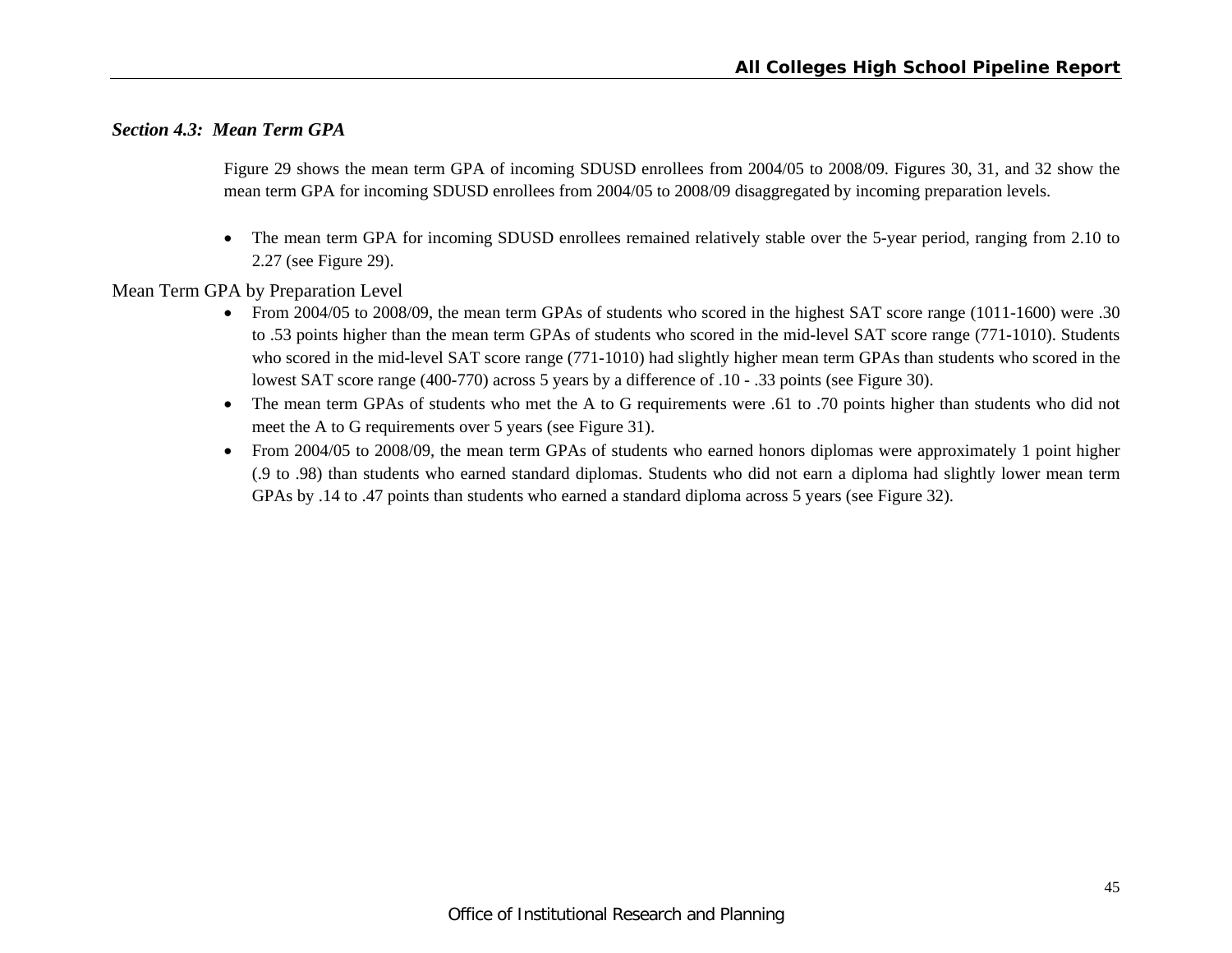### *Section 4.3: Mean Term GPA*

Figure 29 shows the mean term GPA of incoming SDUSD enrollees from 2004/05 to 2008/09. Figures 30, 31, and 32 show the mean term GPA for incoming SDUSD enrollees from 2004/05 to 2008/09 disaggregated by incoming preparation levels.

- The mean term GPA for incoming SDUSD enrollees remained relatively stable over the 5-year period, ranging from 2.10 to 2.27 (see Figure 29).

Mean Term GPA by Preparation Level

- From 2004/05 to 2008/09, the mean term GPAs of students who scored in the highest SAT score range (1011-1600) were .30 to .53 points higher than the mean term GPAs of students who scored in the mid-level SAT score range (771-1010). Students who scored in the mid-level SAT score range (771-1010) had slightly higher mean term GPAs than students who scored in the lowest SAT score range (400-770) across 5 years by a difference of .10 - .33 points (see Figure 30).
- The mean term GPAs of students who met the A to G requirements were .61 to .70 points higher than students who did not meet the A to G requirements over 5 years (see Figure 31).
- From 2004/05 to 2008/09, the mean term GPAs of students who earned honors diplomas were approximately 1 point higher (.9 to .98) than students who earned standard diplomas. Students who did not earn a diploma had slightly lower mean term GPAs by .14 to .47 points than students who earned a standard diploma across 5 years (see Figure 32).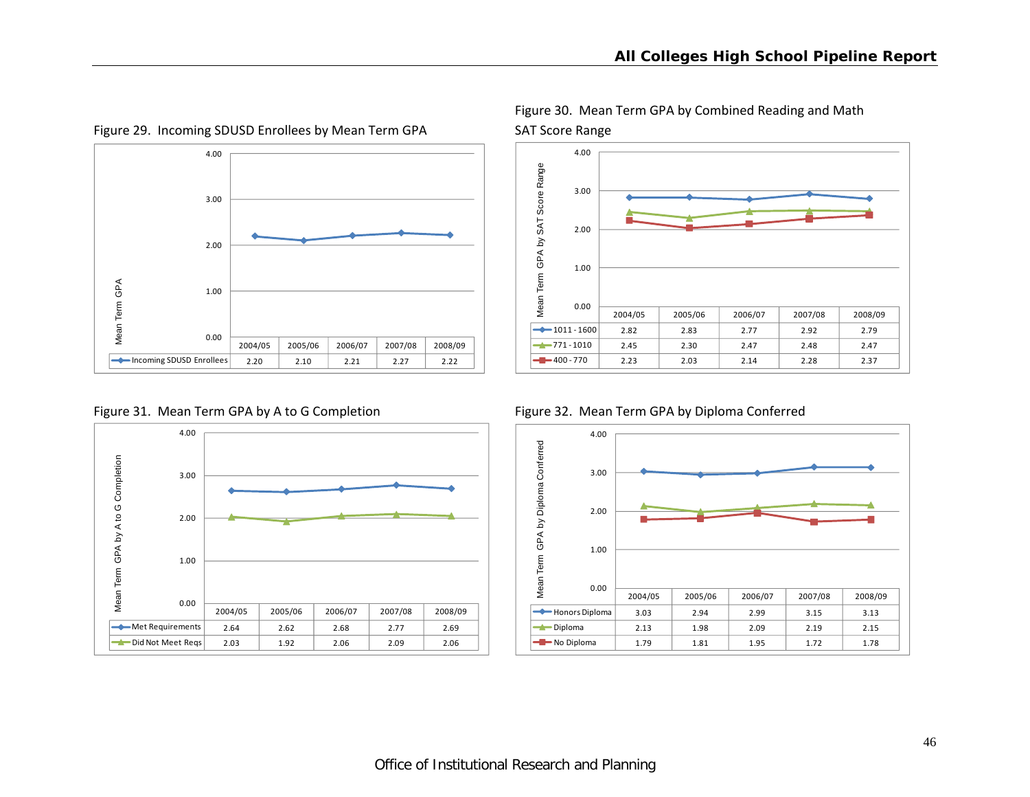Figure 29. Incoming SDUSD Enrollees by Mean Term GPA

| | 2004/05 | 2005/06 | 2006/07 | 2007/08 | 2008/09 |
|---|---|---|---|---|---|
| Incoming SDUSD Enrollees | 2.20 | 2.10 | 2.21 | 2.27 | 2.22 |

Figure 30. Mean Term GPA by Combined Reading and Math SAT Score Range

| | 2004/05 | 2005/06 | 2006/07 | 2007/08 | 2008/09 |
|---|---|---|---|---|---|
| 1011 - 1600 | 2.82 | 2.83 | 2.77 | 2.92 | 2.79 |
| 771 - 1010 | 2.45 | 2.30 | 2.47 | 2.48 | 2.47 |
| 400 - 770 | 2.23 | 2.03 | 2.14 | 2.28 | 2.37 |

Figure 31. Mean Term GPA by A to G Completion

| | 2004/05 | 2005/06 | 2006/07 | 2007/08 | 2008/09 |
|---|---|---|---|---|---|
| Met Requirements | 2.64 | 2.62 | 2.68 | 2.77 | 2.69 |
| Did Not Meet Reqs | 2.03 | 1.92 | 2.06 | 2.09 | 2.06 |

Figure 32. Mean Term GPA by Diploma Conferred

| | 2004/05 | 2005/06 | 2006/07 | 2007/08 | 2008/09 |
|---|---|---|---|---|---|
| Honors Diploma | 3.03 | 2.94 | 2.99 | 3.15 | 3.13 |
| Diploma | 2.13 | 1.98 | 2.09 | 2.19 | 2.15 |
| No Diploma | 1.79 | 1.81 | 1.95 | 1.72 | 1.78 |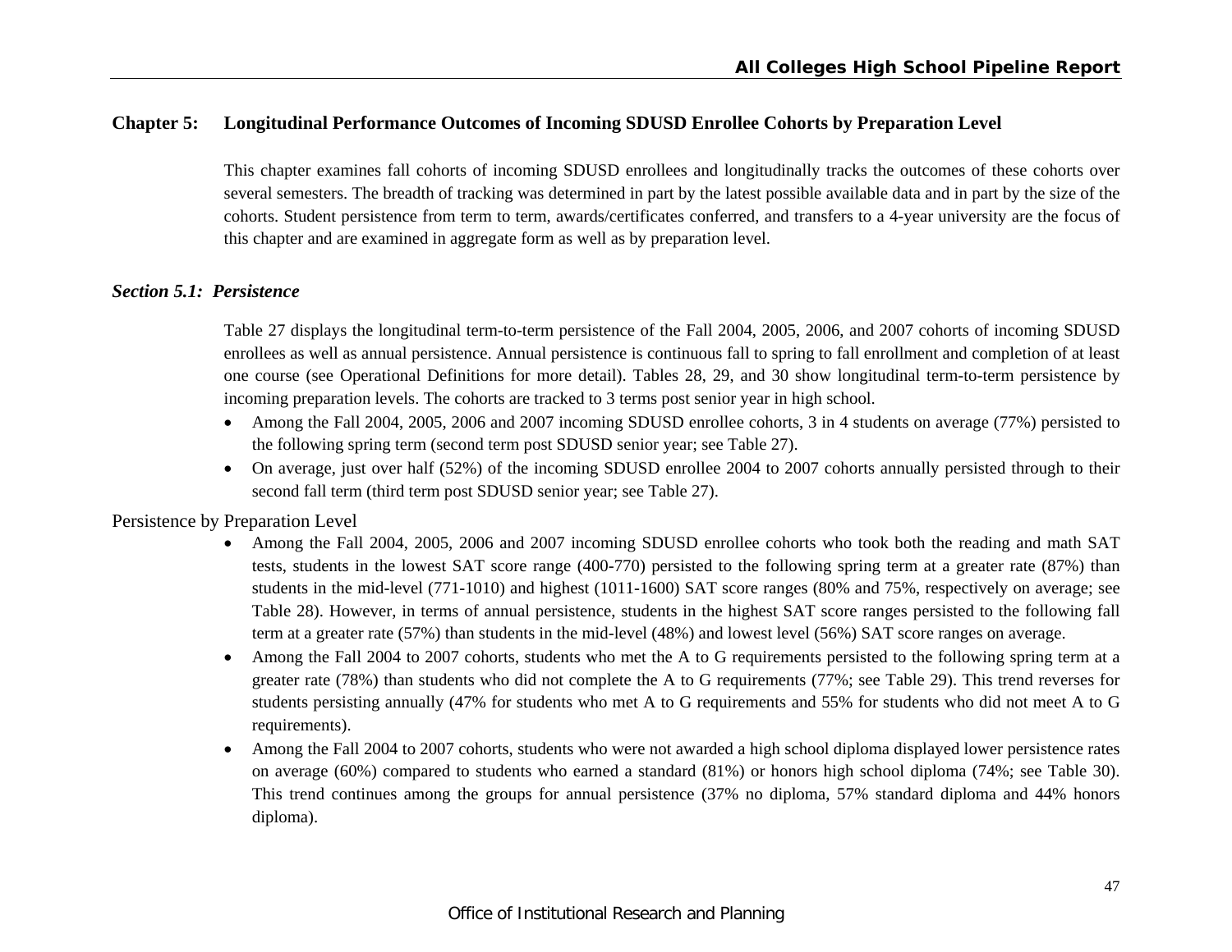## Chapter 5: Longitudinal Performance Outcomes of Incoming SDUSD Enrollee Cohorts by Preparation Level

This chapter examines fall cohorts of incoming SDUSD enrollees and longitudinally tracks the outcomes of these cohorts over several semesters. The breadth of tracking was determined in part by the latest possible available data and in part by the size of the cohorts. Student persistence from term to term, awards/certificates conferred, and transfers to a 4-year university are the focus of this chapter and are examined in aggregate form as well as by preparation level.

### *Section 5.1: Persistence*

Table 27 displays the longitudinal term-to-term persistence of the Fall 2004, 2005, 2006, and 2007 cohorts of incoming SDUSD enrollees as well as annual persistence. Annual persistence is continuous fall to spring to fall enrollment and completion of at least one course (see Operational Definitions for more detail). Tables 28, 29, and 30 show longitudinal term-to-term persistence by incoming preparation levels. The cohorts are tracked to 3 terms post senior year in high school.

- Among the Fall 2004, 2005, 2006 and 2007 incoming SDUSD enrollee cohorts, 3 in 4 students on average (77%) persisted to the following spring term (second term post SDUSD senior year; see Table 27).
- On average, just over half (52%) of the incoming SDUSD enrollee 2004 to 2007 cohorts annually persisted through to their second fall term (third term post SDUSD senior year; see Table 27).

Persistence by Preparation Level

- Among the Fall 2004, 2005, 2006 and 2007 incoming SDUSD enrollee cohorts who took both the reading and math SAT tests, students in the lowest SAT score range (400-770) persisted to the following spring term at a greater rate (87%) than students in the mid-level (771-1010) and highest (1011-1600) SAT score ranges (80% and 75%, respectively on average; see Table 28). However, in terms of annual persistence, students in the highest SAT score ranges persisted to the following fall term at a greater rate (57%) than students in the mid-level (48%) and lowest level (56%) SAT score ranges on average.
- Among the Fall 2004 to 2007 cohorts, students who met the A to G requirements persisted to the following spring term at a greater rate (78%) than students who did not complete the A to G requirements (77%; see Table 29). This trend reverses for students persisting annually (47% for students who met A to G requirements and 55% for students who did not meet A to G requirements).
- Among the Fall 2004 to 2007 cohorts, students who were not awarded a high school diploma displayed lower persistence rates on average (60%) compared to students who earned a standard (81%) or honors high school diploma (74%; see Table 30). This trend continues among the groups for annual persistence (37% no diploma, 57% standard diploma and 44% honors diploma).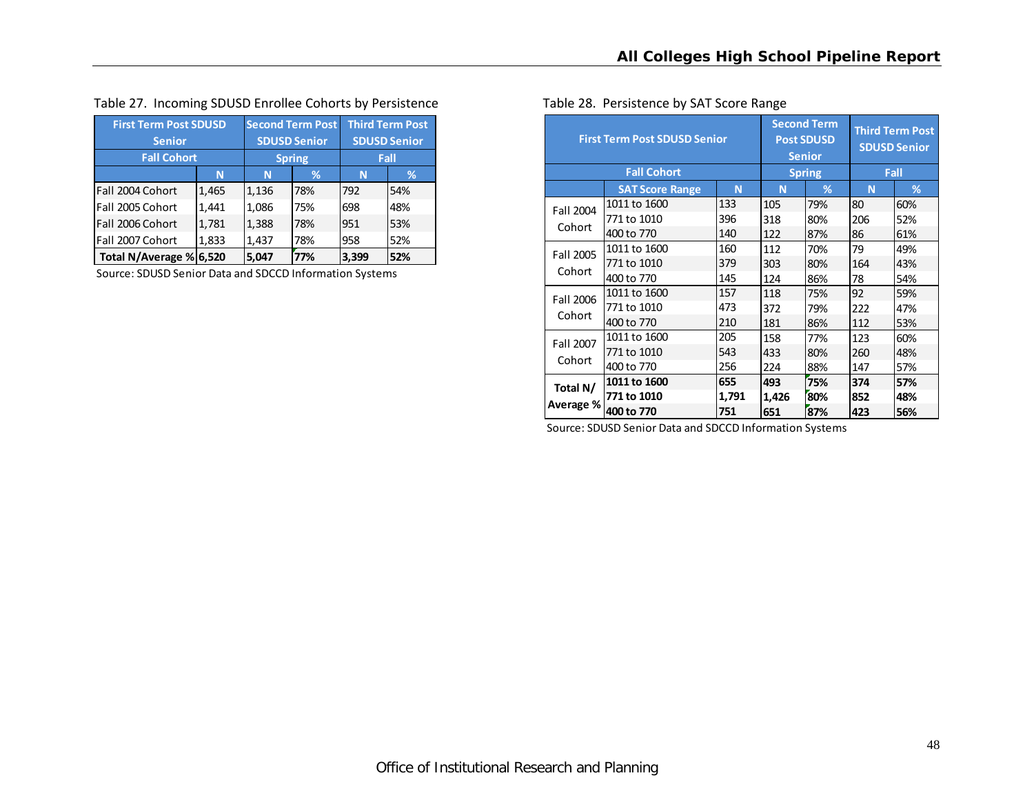Table 27. Incoming SDUSD Enrollee Cohorts by Persistence

| First Term Post SDUSD Senior | | Second Term Post SDUSD Senior | | Third Term Post SDUSD Senior | |
|---|---|---|---|---|---|
| Fall Cohort | | Spring | | Fall | |
| | N | N | % | N | % |
| Fall 2004 Cohort | 1,465 | 1,136 | 78% | 792 | 54% |
| Fall 2005 Cohort | 1,441 | 1,086 | 75% | 698 | 48% |
| Fall 2006 Cohort | 1,781 | 1,388 | 78% | 951 | 53% |
| Fall 2007 Cohort | 1,833 | 1,437 | 78% | 958 | 52% |
| **Total N/Average %** | **6,520** | **5,047** | **77%** | **3,399** | **52%** |

Source: SDUSD Senior Data and SDCCD Information Systems

Table 28. Persistence by SAT Score Range

| First Term Post SDUSD Senior | | | Second Term Post SDUSD Senior | | Third Term Post SDUSD Senior | |
|---|---|---|---|---|---|---|
| Fall Cohort | | | Spring | | Fall | |
| | SAT Score Range | N | N | % | N | % |
| Fall 2004 Cohort | 1011 to 1600 | 133 | 105 | 79% | 80 | 60% |
| | 771 to 1010 | 396 | 318 | 80% | 206 | 52% |
| | 400 to 770 | 140 | 122 | 87% | 86 | 61% |
| Fall 2005 Cohort | 1011 to 1600 | 160 | 112 | 70% | 79 | 49% |
| | 771 to 1010 | 379 | 303 | 80% | 164 | 43% |
| | 400 to 770 | 145 | 124 | 86% | 78 | 54% |
| Fall 2006 Cohort | 1011 to 1600 | 157 | 118 | 75% | 92 | 59% |
| | 771 to 1010 | 473 | 372 | 79% | 222 | 47% |
| | 400 to 770 | 210 | 181 | 86% | 112 | 53% |
| Fall 2007 Cohort | 1011 to 1600 | 205 | 158 | 77% | 123 | 60% |
| | 771 to 1010 | 543 | 433 | 80% | 260 | 48% |
| | 400 to 770 | 256 | 224 | 88% | 147 | 57% |
| **Total N/ Average %** | **1011 to 1600** | **655** | **493** | **75%** | **374** | **57%** |
| | **771 to 1010** | **1,791** | **1,426** | **80%** | **852** | **48%** |
| | **400 to 770** | **751** | **651** | **87%** | **423** | **56%** |

Source: SDUSD Senior Data and SDCCD Information Systems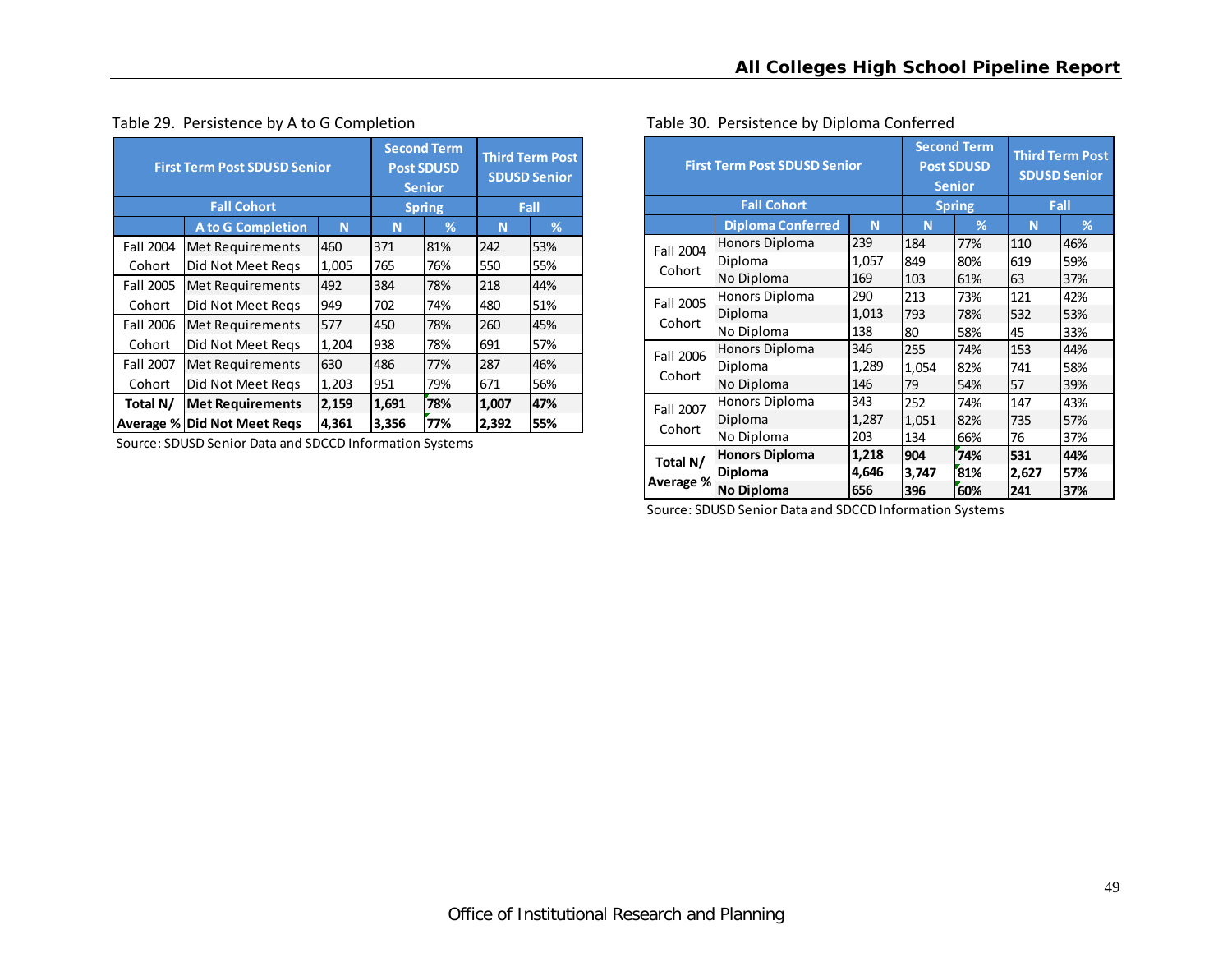Table 29. Persistence by A to G Completion

| First Term Post SDUSD Senior | | | Second Term Post SDUSD Senior | | Third Term Post SDUSD Senior | |
|---|---|---|---|---|---|---|
| Fall Cohort | | | Spring | | Fall | |
| | A to G Completion | N | N | % | N | % |
| Fall 2004 Cohort | Met Requirements | 460 | 371 | 81% | 242 | 53% |
| | Did Not Meet Reqs | 1,005 | 765 | 76% | 550 | 55% |
| Fall 2005 Cohort | Met Requirements | 492 | 384 | 78% | 218 | 44% |
| | Did Not Meet Reqs | 949 | 702 | 74% | 480 | 51% |
| Fall 2006 Cohort | Met Requirements | 577 | 450 | 78% | 260 | 45% |
| | Did Not Meet Reqs | 1,204 | 938 | 78% | 691 | 57% |
| Fall 2007 Cohort | Met Requirements | 630 | 486 | 77% | 287 | 46% |
| | Did Not Meet Reqs | 1,203 | 951 | 79% | 671 | 56% |
| **Total N/ Average %** | **Met Requirements** | **2,159** | **1,691** | **78%** | **1,007** | **47%** |
| | **Did Not Meet Reqs** | **4,361** | **3,356** | **77%** | **2,392** | **55%** |

Source: SDUSD Senior Data and SDCCD Information Systems

Table 30. Persistence by Diploma Conferred

| First Term Post SDUSD Senior | | | Second Term Post SDUSD Senior | | Third Term Post SDUSD Senior | |
|---|---|---|---|---|---|---|
| Fall Cohort | | | Spring | | Fall | |
| | Diploma Conferred | N | N | % | N | % |
| Fall 2004 Cohort | Honors Diploma | 239 | 184 | 77% | 110 | 46% |
| | Diploma | 1,057 | 849 | 80% | 619 | 59% |
| | No Diploma | 169 | 103 | 61% | 63 | 37% |
| Fall 2005 Cohort | Honors Diploma | 290 | 213 | 73% | 121 | 42% |
| | Diploma | 1,013 | 793 | 78% | 532 | 53% |
| | No Diploma | 138 | 80 | 58% | 45 | 33% |
| Fall 2006 Cohort | Honors Diploma | 346 | 255 | 74% | 153 | 44% |
| | Diploma | 1,289 | 1,054 | 82% | 741 | 58% |
| | No Diploma | 146 | 79 | 54% | 57 | 39% |
| Fall 2007 Cohort | Honors Diploma | 343 | 252 | 74% | 147 | 43% |
| | Diploma | 1,287 | 1,051 | 82% | 735 | 57% |
| | No Diploma | 203 | 134 | 66% | 76 | 37% |
| **Total N/ Average %** | **Honors Diploma** | **1,218** | **904** | **74%** | **531** | **44%** |
| | **Diploma** | **4,646** | **3,747** | **81%** | **2,627** | **57%** |
| | **No Diploma** | **656** | **396** | **60%** | **241** | **37%** |

Source: SDUSD Senior Data and SDCCD Information Systems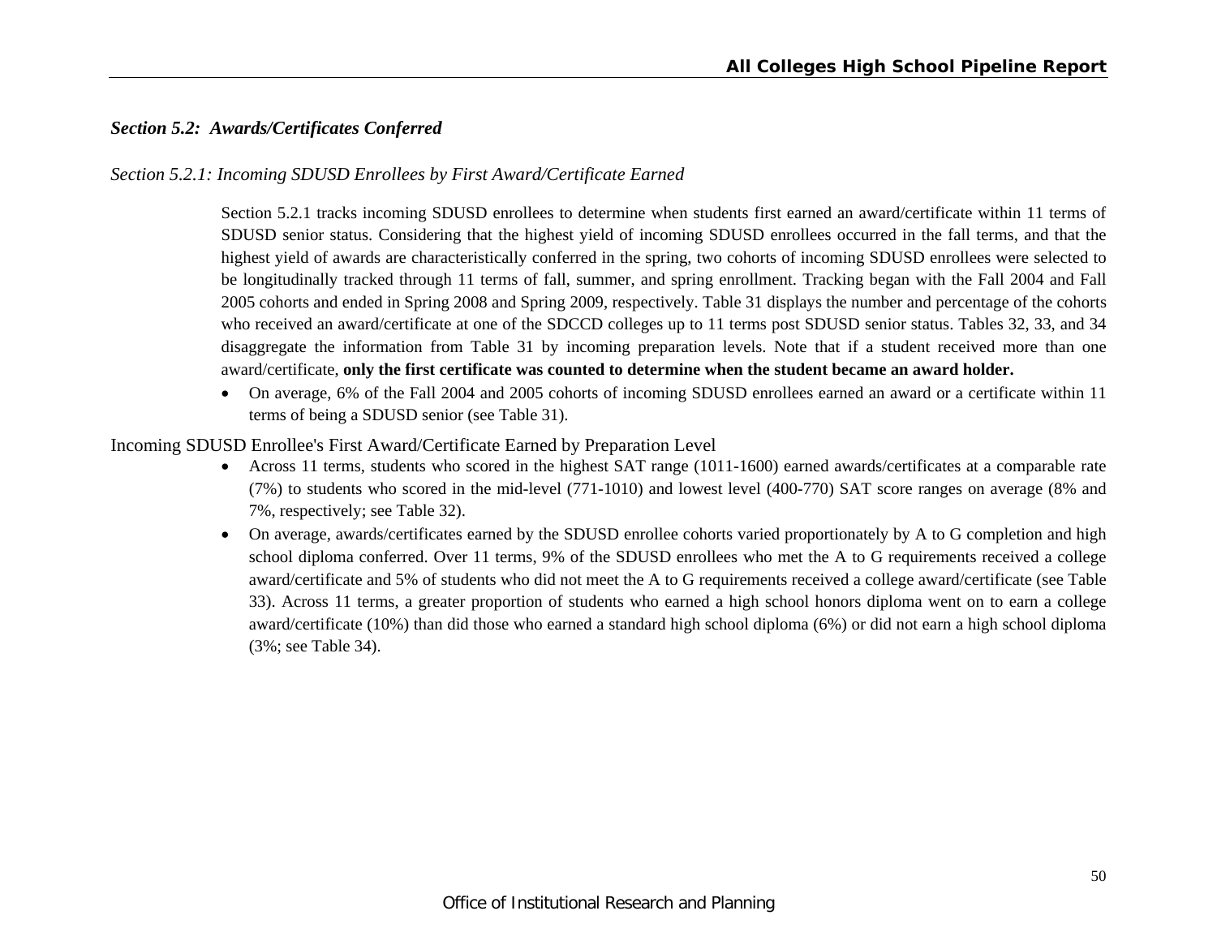### *Section 5.2: Awards/Certificates Conferred*

*Section 5.2.1: Incoming SDUSD Enrollees by First Award/Certificate Earned*

Section 5.2.1 tracks incoming SDUSD enrollees to determine when students first earned an award/certificate within 11 terms of SDUSD senior status. Considering that the highest yield of incoming SDUSD enrollees occurred in the fall terms, and that the highest yield of awards are characteristically conferred in the spring, two cohorts of incoming SDUSD enrollees were selected to be longitudinally tracked through 11 terms of fall, summer, and spring enrollment. Tracking began with the Fall 2004 and Fall 2005 cohorts and ended in Spring 2008 and Spring 2009, respectively. Table 31 displays the number and percentage of the cohorts who received an award/certificate at one of the SDCCD colleges up to 11 terms post SDUSD senior status. Tables 32, 33, and 34 disaggregate the information from Table 31 by incoming preparation levels. Note that if a student received more than one award/certificate, **only the first certificate was counted to determine when the student became an award holder.**

- On average, 6% of the Fall 2004 and 2005 cohorts of incoming SDUSD enrollees earned an award or a certificate within 11 terms of being a SDUSD senior (see Table 31).

Incoming SDUSD Enrollee's First Award/Certificate Earned by Preparation Level

- Across 11 terms, students who scored in the highest SAT range (1011-1600) earned awards/certificates at a comparable rate (7%) to students who scored in the mid-level (771-1010) and lowest level (400-770) SAT score ranges on average (8% and 7%, respectively; see Table 32).
- On average, awards/certificates earned by the SDUSD enrollee cohorts varied proportionately by A to G completion and high school diploma conferred. Over 11 terms, 9% of the SDUSD enrollees who met the A to G requirements received a college award/certificate and 5% of students who did not meet the A to G requirements received a college award/certificate (see Table 33). Across 11 terms, a greater proportion of students who earned a high school honors diploma went on to earn a college award/certificate (10%) than did those who earned a standard high school diploma (6%) or did not earn a high school diploma (3%; see Table 34).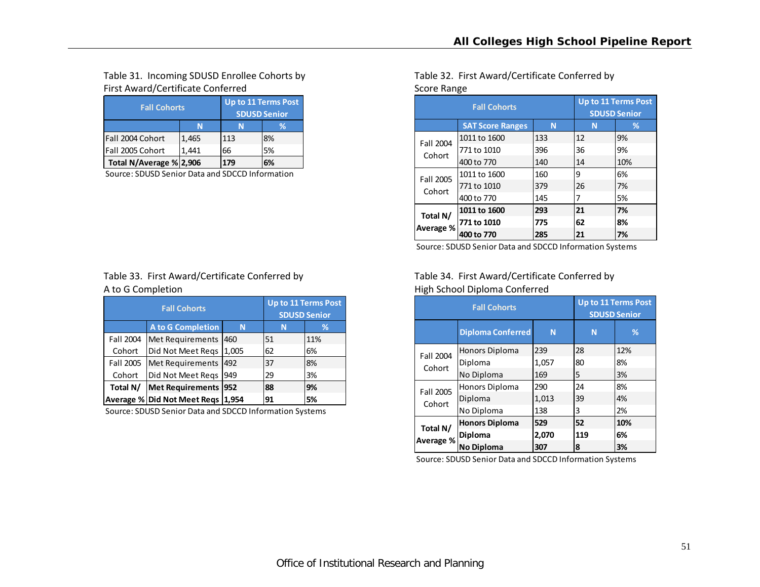Table 31. Incoming SDUSD Enrollee Cohorts by First Award/Certificate Conferred

| Fall Cohorts | | Up to 11 Terms Post SDUSD Senior | |
|---|---|---|---|
| | N | N | % |
| Fall 2004 Cohort | 1,465 | 113 | 8% |
| Fall 2005 Cohort | 1,441 | 66 | 5% |
| **Total N/Average %** | **2,906** | **179** | **6%** |

Source: SDUSD Senior Data and SDCCD Information

Table 32. First Award/Certificate Conferred by Score Range

| Fall Cohorts | | | Up to 11 Terms Post SDUSD Senior | |
|---|---|---|---|---|
| | SAT Score Ranges | N | N | % |
| Fall 2004 Cohort | 1011 to 1600 | 133 | 12 | 9% |
| | 771 to 1010 | 396 | 36 | 9% |
| | 400 to 770 | 140 | 14 | 10% |
| Fall 2005 Cohort | 1011 to 1600 | 160 | 9 | 6% |
| | 771 to 1010 | 379 | 26 | 7% |
| | 400 to 770 | 145 | 7 | 5% |
| **Total N/ Average %** | **1011 to 1600** | **293** | **21** | **7%** |
| | **771 to 1010** | **775** | **62** | **8%** |
| | **400 to 770** | **285** | **21** | **7%** |

Source: SDUSD Senior Data and SDCCD Information Systems

Table 33. First Award/Certificate Conferred by A to G Completion

| Fall Cohorts | | | Up to 11 Terms Post SDUSD Senior | |
|---|---|---|---|---|
| | A to G Completion | N | N | % |
| Fall 2004 Cohort | Met Requirements | 460 | 51 | 11% |
| | Did Not Meet Reqs | 1,005 | 62 | 6% |
| Fall 2005 Cohort | Met Requirements | 492 | 37 | 8% |
| | Did Not Meet Reqs | 949 | 29 | 3% |
| **Total N/ Average %** | **Met Requirements** | **952** | **88** | **9%** |
| | **Did Not Meet Reqs** | **1,954** | **91** | **5%** |

Source: SDUSD Senior Data and SDCCD Information Systems

Table 34. First Award/Certificate Conferred by High School Diploma Conferred

| Fall Cohorts | | | Up to 11 Terms Post SDUSD Senior | |
|---|---|---|---|---|
| | Diploma Conferred | N | N | % |
| Fall 2004 Cohort | Honors Diploma | 239 | 28 | 12% |
| | Diploma | 1,057 | 80 | 8% |
| | No Diploma | 169 | 5 | 3% |
| Fall 2005 Cohort | Honors Diploma | 290 | 24 | 8% |
| | Diploma | 1,013 | 39 | 4% |
| | No Diploma | 138 | 3 | 2% |
| **Total N/ Average %** | **Honors Diploma** | **529** | **52** | **10%** |
| | **Diploma** | **2,070** | **119** | **6%** |
| | **No Diploma** | **307** | **8** | **3%** |

Source: SDUSD Senior Data and SDCCD Information Systems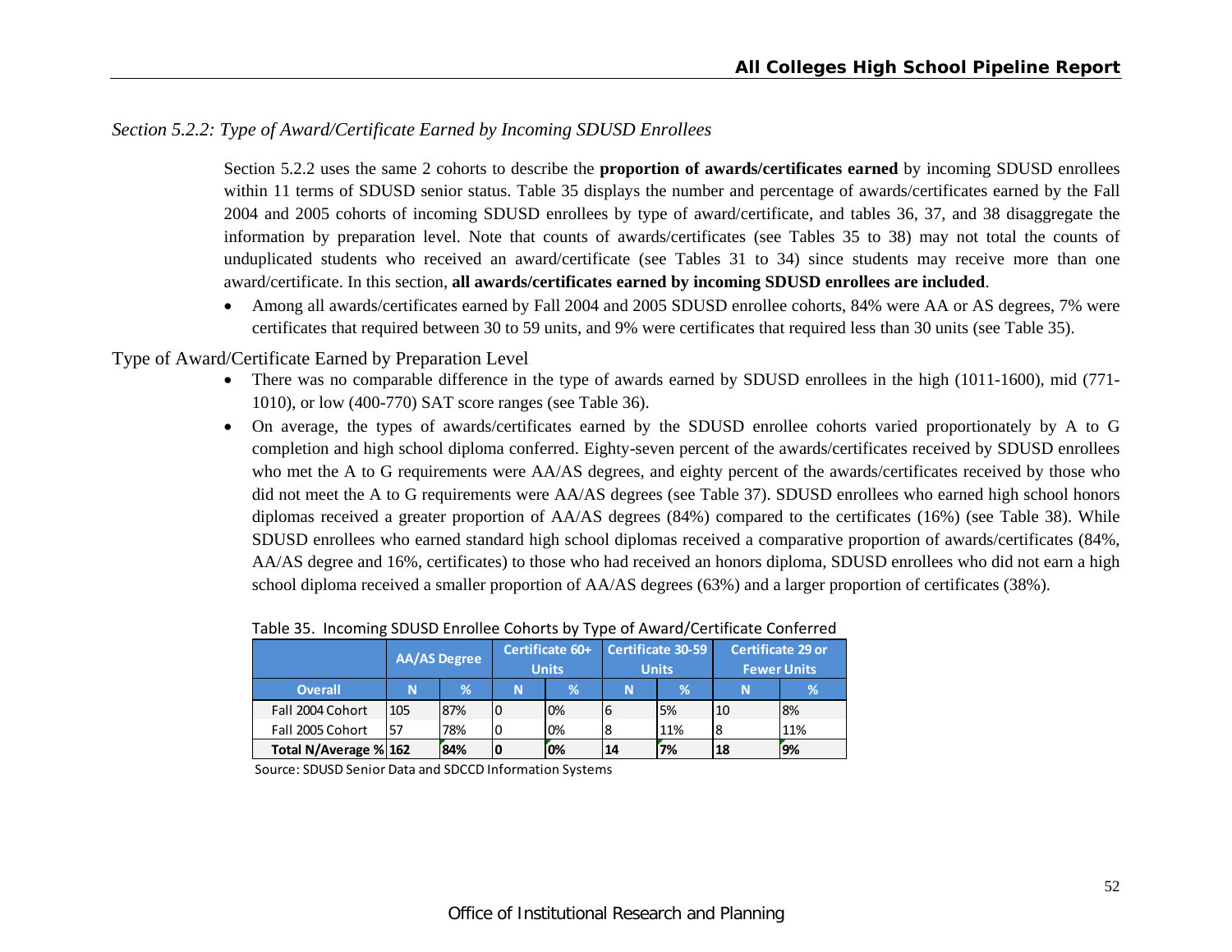*Section 5.2.2: Type of Award/Certificate Earned by Incoming SDUSD Enrollees*

Section 5.2.2 uses the same 2 cohorts to describe the **proportion of awards/certificates earned** by incoming SDUSD enrollees within 11 terms of SDUSD senior status. Table 35 displays the number and percentage of awards/certificates earned by the Fall 2004 and 2005 cohorts of incoming SDUSD enrollees by type of award/certificate, and tables 36, 37, and 38 disaggregate the information by preparation level. Note that counts of awards/certificates (see Tables 35 to 38) may not total the counts of unduplicated students who received an award/certificate (see Tables 31 to 34) since students may receive more than one award/certificate. In this section, **all awards/certificates earned by incoming SDUSD enrollees are included**.

- Among all awards/certificates earned by Fall 2004 and 2005 SDUSD enrollee cohorts, 84% were AA or AS degrees, 7% were certificates that required between 30 to 59 units, and 9% were certificates that required less than 30 units (see Table 35).

Type of Award/Certificate Earned by Preparation Level

- There was no comparable difference in the type of awards earned by SDUSD enrollees in the high (1011-1600), mid (771-1010), or low (400-770) SAT score ranges (see Table 36).
- On average, the types of awards/certificates earned by the SDUSD enrollee cohorts varied proportionately by A to G completion and high school diploma conferred. Eighty-seven percent of the awards/certificates received by SDUSD enrollees who met the A to G requirements were AA/AS degrees, and eighty percent of the awards/certificates received by those who did not meet the A to G requirements were AA/AS degrees (see Table 37). SDUSD enrollees who earned high school honors diplomas received a greater proportion of AA/AS degrees (84%) compared to the certificates (16%) (see Table 38). While SDUSD enrollees who earned standard high school diplomas received a comparative proportion of awards/certificates (84%, AA/AS degree and 16%, certificates) to those who had received an honors diploma, SDUSD enrollees who did not earn a high school diploma received a smaller proportion of AA/AS degrees (63%) and a larger proportion of certificates (38%).

Table 35. Incoming SDUSD Enrollee Cohorts by Type of Award/Certificate Conferred

| | AA/AS Degree | | Certificate 60+ Units | | Certificate 30-59 Units | | Certificate 29 or Fewer Units | |
|---|---|---|---|---|---|---|---|---|
| **Overall** | **N** | **%** | **N** | **%** | **N** | **%** | **N** | **%** |
| Fall 2004 Cohort | 105 | 87% | 0 | 0% | 6 | 5% | 10 | 8% |
| Fall 2005 Cohort | 57 | 78% | 0 | 0% | 8 | 11% | 8 | 11% |
| **Total N/Average %** | **162** | **84%** | **0** | **0%** | **14** | **7%** | **18** | **9%** |

Source: SDUSD Senior Data and SDCCD Information Systems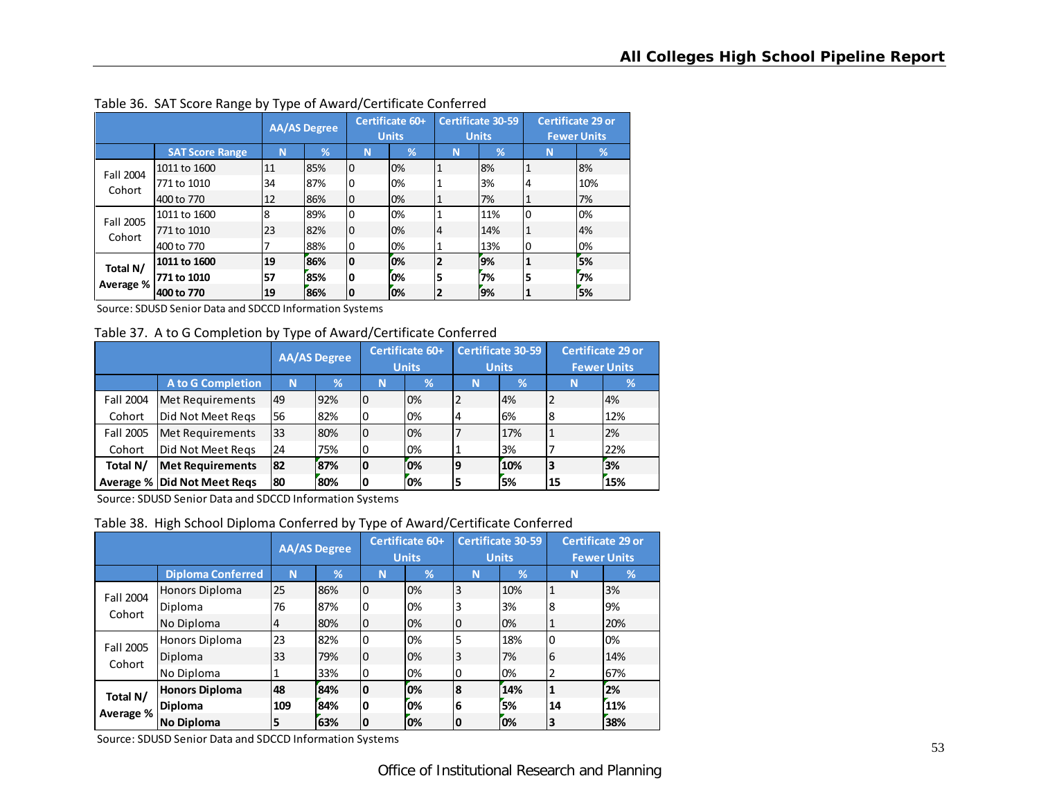Table 36. SAT Score Range by Type of Award/Certificate Conferred

| | | AA/AS Degree | | Certificate 60+ Units | | Certificate 30-59 Units | | Certificate 29 or Fewer Units | |
|---|---|---|---|---|---|---|---|---|---|
| | SAT Score Range | N | % | N | % | N | % | N | % |
| Fall 2004 Cohort | 1011 to 1600 | 11 | 85% | 0 | 0% | 1 | 8% | 1 | 8% |
| | 771 to 1010 | 34 | 87% | 0 | 0% | 1 | 3% | 4 | 10% |
| | 400 to 770 | 12 | 86% | 0 | 0% | 1 | 7% | 1 | 7% |
| Fall 2005 Cohort | 1011 to 1600 | 8 | 89% | 0 | 0% | 1 | 11% | 0 | 0% |
| | 771 to 1010 | 23 | 82% | 0 | 0% | 4 | 14% | 1 | 4% |
| | 400 to 770 | 7 | 88% | 0 | 0% | 1 | 13% | 0 | 0% |
| **Total N/ Average %** | **1011 to 1600** | **19** | **86%** | **0** | **0%** | **2** | **9%** | **1** | **5%** |
| | **771 to 1010** | **57** | **85%** | **0** | **0%** | **5** | **7%** | **5** | **7%** |
| | **400 to 770** | **19** | **86%** | **0** | **0%** | **2** | **9%** | **1** | **5%** |

Source: SDUSD Senior Data and SDCCD Information Systems

Table 37. A to G Completion by Type of Award/Certificate Conferred

| | | AA/AS Degree | | Certificate 60+ Units | | Certificate 30-59 Units | | Certificate 29 or Fewer Units | |
|---|---|---|---|---|---|---|---|---|---|
| | A to G Completion | N | % | N | % | N | % | N | % |
| Fall 2004 Cohort | Met Requirements | 49 | 92% | 0 | 0% | 2 | 4% | 2 | 4% |
| | Did Not Meet Reqs | 56 | 82% | 0 | 0% | 4 | 6% | 8 | 12% |
| Fall 2005 Cohort | Met Requirements | 33 | 80% | 0 | 0% | 7 | 17% | 1 | 2% |
| | Did Not Meet Reqs | 24 | 75% | 0 | 0% | 1 | 3% | 7 | 22% |
| **Total N/ Average %** | **Met Requirements** | **82** | **87%** | **0** | **0%** | **9** | **10%** | **3** | **3%** |
| | **Did Not Meet Reqs** | **80** | **80%** | **0** | **0%** | **5** | **5%** | **15** | **15%** |

Source: SDUSD Senior Data and SDCCD Information Systems

Table 38. High School Diploma Conferred by Type of Award/Certificate Conferred

| | | AA/AS Degree | | Certificate 60+ Units | | Certificate 30-59 Units | | Certificate 29 or Fewer Units | |
|---|---|---|---|---|---|---|---|---|---|
| | Diploma Conferred | N | % | N | % | N | % | N | % |
| Fall 2004 Cohort | Honors Diploma | 25 | 86% | 0 | 0% | 3 | 10% | 1 | 3% |
| | Diploma | 76 | 87% | 0 | 0% | 3 | 3% | 8 | 9% |
| | No Diploma | 4 | 80% | 0 | 0% | 0 | 0% | 1 | 20% |
| Fall 2005 Cohort | Honors Diploma | 23 | 82% | 0 | 0% | 5 | 18% | 0 | 0% |
| | Diploma | 33 | 79% | 0 | 0% | 3 | 7% | 6 | 14% |
| | No Diploma | 1 | 33% | 0 | 0% | 0 | 0% | 2 | 67% |
| **Total N/ Average %** | **Honors Diploma** | **48** | **84%** | **0** | **0%** | **8** | **14%** | **1** | **2%** |
| | **Diploma** | **109** | **84%** | **0** | **0%** | **6** | **5%** | **14** | **11%** |
| | **No Diploma** | **5** | **63%** | **0** | **0%** | **0** | **0%** | **3** | **38%** |

Source: SDUSD Senior Data and SDCCD Information Systems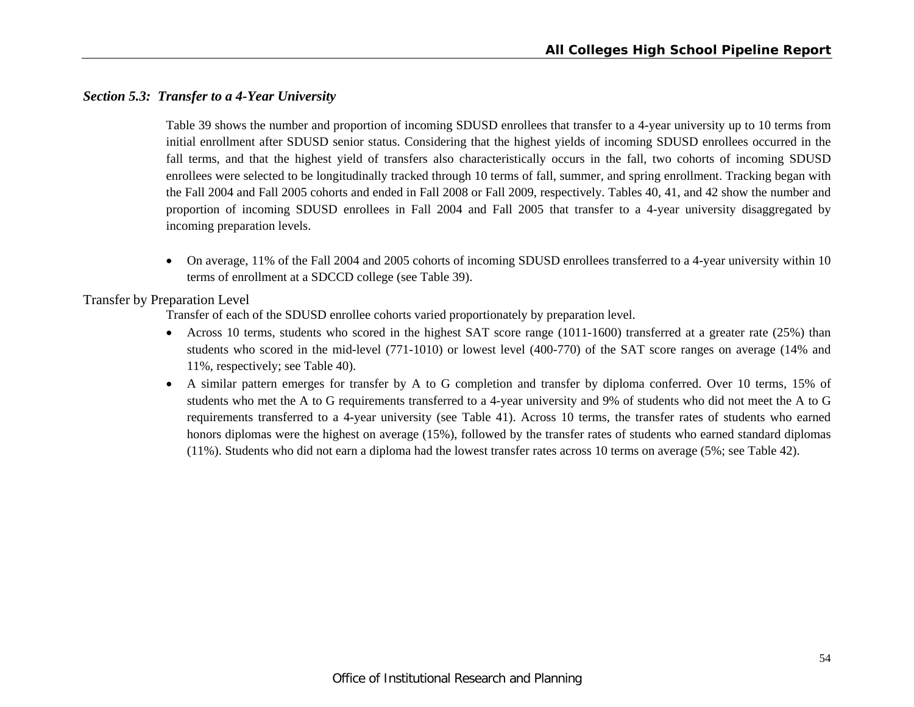### *Section 5.3: Transfer to a 4-Year University*

Table 39 shows the number and proportion of incoming SDUSD enrollees that transfer to a 4-year university up to 10 terms from initial enrollment after SDUSD senior status. Considering that the highest yields of incoming SDUSD enrollees occurred in the fall terms, and that the highest yield of transfers also characteristically occurs in the fall, two cohorts of incoming SDUSD enrollees were selected to be longitudinally tracked through 10 terms of fall, summer, and spring enrollment. Tracking began with the Fall 2004 and Fall 2005 cohorts and ended in Fall 2008 or Fall 2009, respectively. Tables 40, 41, and 42 show the number and proportion of incoming SDUSD enrollees in Fall 2004 and Fall 2005 that transfer to a 4-year university disaggregated by incoming preparation levels.

- On average, 11% of the Fall 2004 and 2005 cohorts of incoming SDUSD enrollees transferred to a 4-year university within 10 terms of enrollment at a SDCCD college (see Table 39).

#### Transfer by Preparation Level

Transfer of each of the SDUSD enrollee cohorts varied proportionately by preparation level.

- Across 10 terms, students who scored in the highest SAT score range (1011-1600) transferred at a greater rate (25%) than students who scored in the mid-level (771-1010) or lowest level (400-770) of the SAT score ranges on average (14% and 11%, respectively; see Table 40).
- A similar pattern emerges for transfer by A to G completion and transfer by diploma conferred. Over 10 terms, 15% of students who met the A to G requirements transferred to a 4-year university and 9% of students who did not meet the A to G requirements transferred to a 4-year university (see Table 41). Across 10 terms, the transfer rates of students who earned honors diplomas were the highest on average (15%), followed by the transfer rates of students who earned standard diplomas (11%). Students who did not earn a diploma had the lowest transfer rates across 10 terms on average (5%; see Table 42).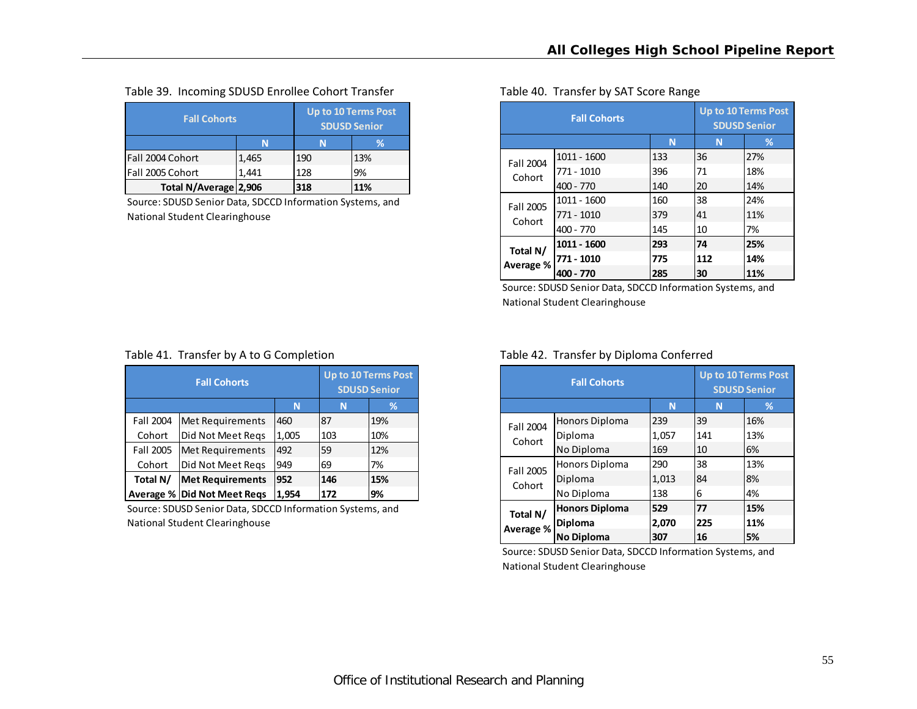Table 39. Incoming SDUSD Enrollee Cohort Transfer

| Fall Cohorts | | Up to 10 Terms Post SDUSD Senior | |
|---|---|---|---|
| | N | N | % |
| Fall 2004 Cohort | 1,465 | 190 | 13% |
| Fall 2005 Cohort | 1,441 | 128 | 9% |
| **Total N/Average** | **2,906** | **318** | **11%** |

Source: SDUSD Senior Data, SDCCD Information Systems, and National Student Clearinghouse

Table 40. Transfer by SAT Score Range

| Fall Cohorts | | | Up to 10 Terms Post SDUSD Senior | |
|---|---|---|---|---|
| | | N | N | % |
| Fall 2004 Cohort | 1011 - 1600 | 133 | 36 | 27% |
| | 771 - 1010 | 396 | 71 | 18% |
| | 400 - 770 | 140 | 20 | 14% |
| Fall 2005 Cohort | 1011 - 1600 | 160 | 38 | 24% |
| | 771 - 1010 | 379 | 41 | 11% |
| | 400 - 770 | 145 | 10 | 7% |
| **Total N/ Average %** | **1011 - 1600** | **293** | **74** | **25%** |
| | **771 - 1010** | **775** | **112** | **14%** |
| | **400 - 770** | **285** | **30** | **11%** |

Source: SDUSD Senior Data, SDCCD Information Systems, and National Student Clearinghouse

Table 41. Transfer by A to G Completion

| Fall Cohorts | | | Up to 10 Terms Post SDUSD Senior | |
|---|---|---|---|---|
| | | N | N | % |
| Fall 2004 Cohort | Met Requirements | 460 | 87 | 19% |
| | Did Not Meet Reqs | 1,005 | 103 | 10% |
| Fall 2005 Cohort | Met Requirements | 492 | 59 | 12% |
| | Did Not Meet Reqs | 949 | 69 | 7% |
| **Total N/ Average %** | **Met Requirements** | **952** | **146** | **15%** |
| | **Did Not Meet Reqs** | **1,954** | **172** | **9%** |

Source: SDUSD Senior Data, SDCCD Information Systems, and National Student Clearinghouse

Table 42. Transfer by Diploma Conferred

| Fall Cohorts | | | Up to 10 Terms Post SDUSD Senior | |
|---|---|---|---|---|
| | | N | N | % |
| Fall 2004 Cohort | Honors Diploma | 239 | 39 | 16% |
| | Diploma | 1,057 | 141 | 13% |
| | No Diploma | 169 | 10 | 6% |
| Fall 2005 Cohort | Honors Diploma | 290 | 38 | 13% |
| | Diploma | 1,013 | 84 | 8% |
| | No Diploma | 138 | 6 | 4% |
| **Total N/ Average %** | **Honors Diploma** | **529** | **77** | **15%** |
| | **Diploma** | **2,070** | **225** | **11%** |
| | **No Diploma** | **307** | **16** | **5%** |

Source: SDUSD Senior Data, SDCCD Information Systems, and National Student Clearinghouse